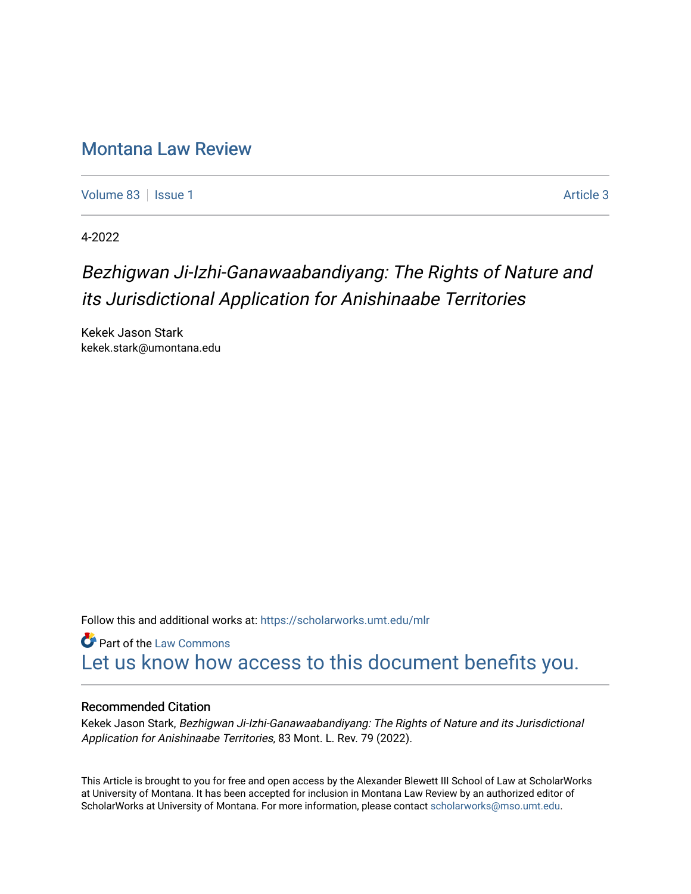# Montana Law Review

Volume 83 | Issue 1 | Article 3

4-2022

## *Bezhigwan Ji-Izhi-Ganawaabandiyang: The Rights of Nature and its Jurisdictional Application for Anishinaabe Territories*

Kekek Jason Stark
kekek.stark@umontana.edu

Follow this and additional works at: https://scholarworks.umt.edu/mlr

Part of the Law Commons

Let us know how access to this document benefits you.

### Recommended Citation

Kekek Jason Stark, *Bezhigwan Ji-Izhi-Ganawaabandiyang: The Rights of Nature and its Jurisdictional Application for Anishinaabe Territories*, 83 Mont. L. Rev. 79 (2022).

This Article is brought to you for free and open access by the Alexander Blewett III School of Law at ScholarWorks at University of Montana. It has been accepted for inclusion in Montana Law Review by an authorized editor of ScholarWorks at University of Montana. For more information, please contact scholarworks@mso.umt.edu.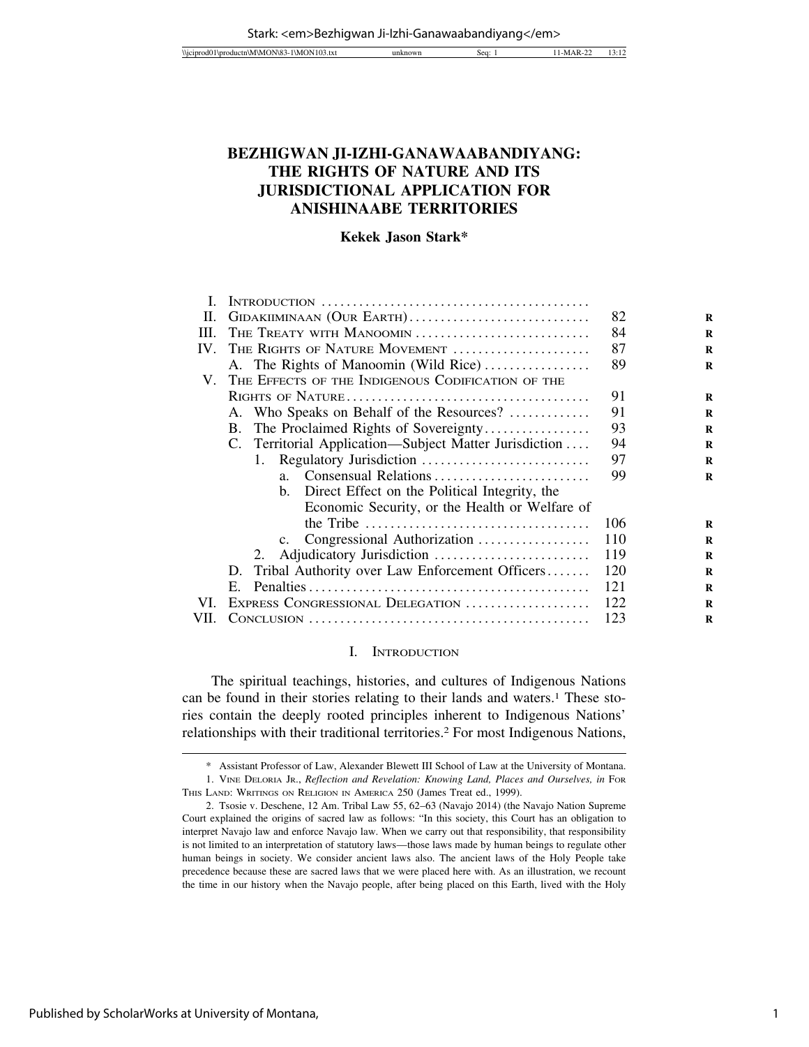# BEZHIGWAN JI-IZHI-GANAWAABANDIYANG: THE RIGHTS OF NATURE AND ITS JURISDICTIONAL APPLICATION FOR ANISHINAABE TERRITORIES

**Kekek Jason Stark***

| | | |
|---|---|---|
| I. | INTRODUCTION | |
| II. | GIDAKIIMINAAN (OUR EARTH) | 82 |
| III. | THE TREATY WITH MANOOMIN | 84 |
| IV. | THE RIGHTS OF NATURE MOVEMENT | 87 |
| | A. The Rights of Manoomin (Wild Rice) | 89 |
| V. | THE EFFECTS OF THE INDIGENOUS CODIFICATION OF THE RIGHTS OF NATURE | 91 |
| | A. Who Speaks on Behalf of the Resources? | 91 |
| | B. The Proclaimed Rights of Sovereignty | 93 |
| | C. Territorial Application—Subject Matter Jurisdiction | 94 |
| | 1. Regulatory Jurisdiction | 97 |
| | a. Consensual Relations | 99 |
| | b. Direct Effect on the Political Integrity, the Economic Security, or the Health or Welfare of the Tribe | 106 |
| | c. Congressional Authorization | 110 |
| | 2. Adjudicatory Jurisdiction | 119 |
| | D. Tribal Authority over Law Enforcement Officers | 120 |
| | E. Penalties | 121 |
| VI. | EXPRESS CONGRESSIONAL DELEGATION | 122 |
| VII. | CONCLUSION | 123 |

## I. INTRODUCTION

The spiritual teachings, histories, and cultures of Indigenous Nations can be found in their stories relating to their lands and waters.[1] These stories contain the deeply rooted principles inherent to Indigenous Nations' relationships with their traditional territories.[2] For most Indigenous Nations,

---

\* Assistant Professor of Law, Alexander Blewett III School of Law at the University of Montana.

1. VINE DELORIA JR., *Reflection and Revelation: Knowing Land, Places and Ourselves, in* FOR THIS LAND: WRITINGS ON RELIGION IN AMERICA 250 (James Treat ed., 1999).

2. Tsosie v. Deschene, 12 Am. Tribal Law 55, 62–63 (Navajo 2014) (the Navajo Nation Supreme Court explained the origins of sacred law as follows: "In this society, this Court has an obligation to interpret Navajo law and enforce Navajo law. When we carry out that responsibility, that responsibility is not limited to an interpretation of statutory laws—those laws made by human beings to regulate other human beings in society. We consider ancient laws also. The ancient laws of the Holy People take precedence because these are sacred laws that we were placed here with. As an illustration, we recount the time in our history when the Navajo people, after being placed on this Earth, lived with the Holy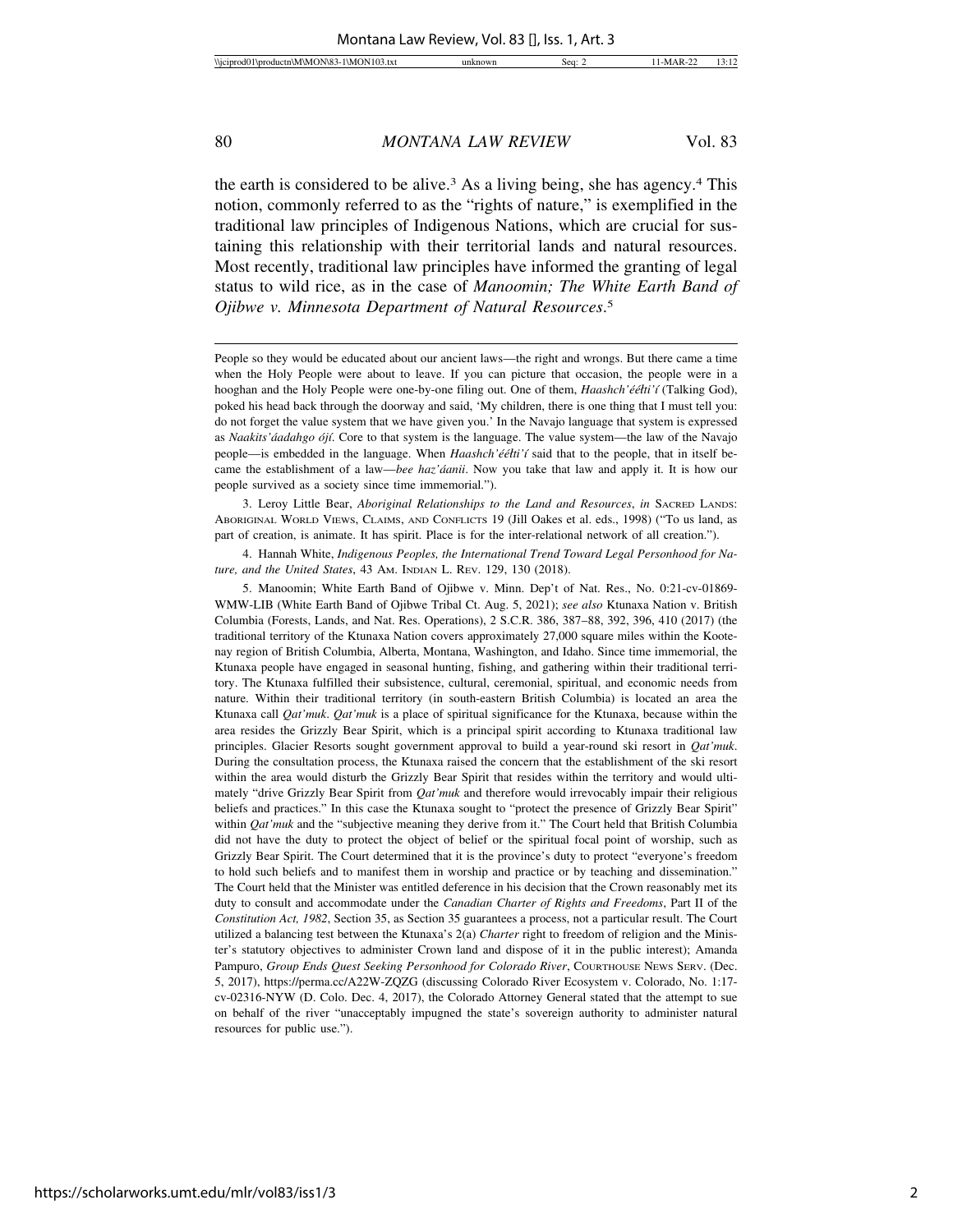the earth is considered to be alive.[3] As a living being, she has agency.[4] This notion, commonly referred to as the "rights of nature," is exemplified in the traditional law principles of Indigenous Nations, which are crucial for sustaining this relationship with their territorial lands and natural resources. Most recently, traditional law principles have informed the granting of legal status to wild rice, as in the case of *Manoomin; The White Earth Band of Ojibwe v. Minnesota Department of Natural Resources*.[5]

---

People so they would be educated about our ancient laws—the right and wrongs. But there came a time when the Holy People were about to leave. If you can picture that occasion, the people were in a hooghan and the Holy People were one-by-one filing out. One of them, *Haashch'ééłti'í* (Talking God), poked his head back through the doorway and said, 'My children, there is one thing that I must tell you: do not forget the value system that we have given you.' In the Navajo language that system is expressed as *Naakits'áadahgo ójí*. Core to that system is the language. The value system—the law of the Navajo people—is embedded in the language. When *Haashch'ééłti'í* said that to the people, that in itself became the establishment of a law—*bee haz'áanii*. Now you take that law and apply it. It is how our people survived as a society since time immemorial.").

3. Leroy Little Bear, *Aboriginal Relationships to the Land and Resources*, *in* SACRED LANDS: ABORIGINAL WORLD VIEWS, CLAIMS, AND CONFLICTS 19 (Jill Oakes et al. eds., 1998) ("To us land, as part of creation, is animate. It has spirit. Place is for the inter-relational network of all creation.").

4. Hannah White, *Indigenous Peoples, the International Trend Toward Legal Personhood for Nature, and the United States*, 43 AM. INDIAN L. REV. 129, 130 (2018).

5. Manoomin; White Earth Band of Ojibwe v. Minn. Dep't of Nat. Res., No. 0:21-cv-01869-WMW-LIB (White Earth Band of Ojibwe Tribal Ct. Aug. 5, 2021); *see also* Ktunaxa Nation v. British Columbia (Forests, Lands, and Nat. Res. Operations), 2 S.C.R. 386, 387–88, 392, 396, 410 (2017) (the traditional territory of the Ktunaxa Nation covers approximately 27,000 square miles within the Kootenay region of British Columbia, Alberta, Montana, Washington, and Idaho. Since time immemorial, the Ktunaxa people have engaged in seasonal hunting, fishing, and gathering within their traditional territory. The Ktunaxa fulfilled their subsistence, cultural, ceremonial, spiritual, and economic needs from nature. Within their traditional territory (in south-eastern British Columbia) is located an area the Ktunaxa call *Qat'muk*. *Qat'muk* is a place of spiritual significance for the Ktunaxa, because within the area resides the Grizzly Bear Spirit, which is a principal spirit according to Ktunaxa traditional law principles. Glacier Resorts sought government approval to build a year-round ski resort in *Qat'muk*. During the consultation process, the Ktunaxa raised the concern that the establishment of the ski resort within the area would disturb the Grizzly Bear Spirit that resides within the territory and would ultimately "drive Grizzly Bear Spirit from *Qat'muk* and therefore would irrevocably impair their religious beliefs and practices." In this case the Ktunaxa sought to "protect the presence of Grizzly Bear Spirit" within *Qat'muk* and the "subjective meaning they derive from it." The Court held that British Columbia did not have the duty to protect the object of belief or the spiritual focal point of worship, such as Grizzly Bear Spirit. The Court determined that it is the province's duty to protect "everyone's freedom to hold such beliefs and to manifest them in worship and practice or by teaching and dissemination." The Court held that the Minister was entitled deference in his decision that the Crown reasonably met its duty to consult and accommodate under the *Canadian Charter of Rights and Freedoms*, Part II of the *Constitution Act, 1982*, Section 35, as Section 35 guarantees a process, not a particular result. The Court utilized a balancing test between the Ktunaxa's 2(a) *Charter* right to freedom of religion and the Minister's statutory objectives to administer Crown land and dispose of it in the public interest); Amanda Pampuro, *Group Ends Quest Seeking Personhood for Colorado River*, COURTHOUSE NEWS SERV. (Dec. 5, 2017), https://perma.cc/A22W-ZQZG (discussing Colorado River Ecosystem v. Colorado, No. 1:17-cv-02316-NYW (D. Colo. Dec. 4, 2017), the Colorado Attorney General stated that the attempt to sue on behalf of the river "unacceptably impugned the state's sovereign authority to administer natural resources for public use.").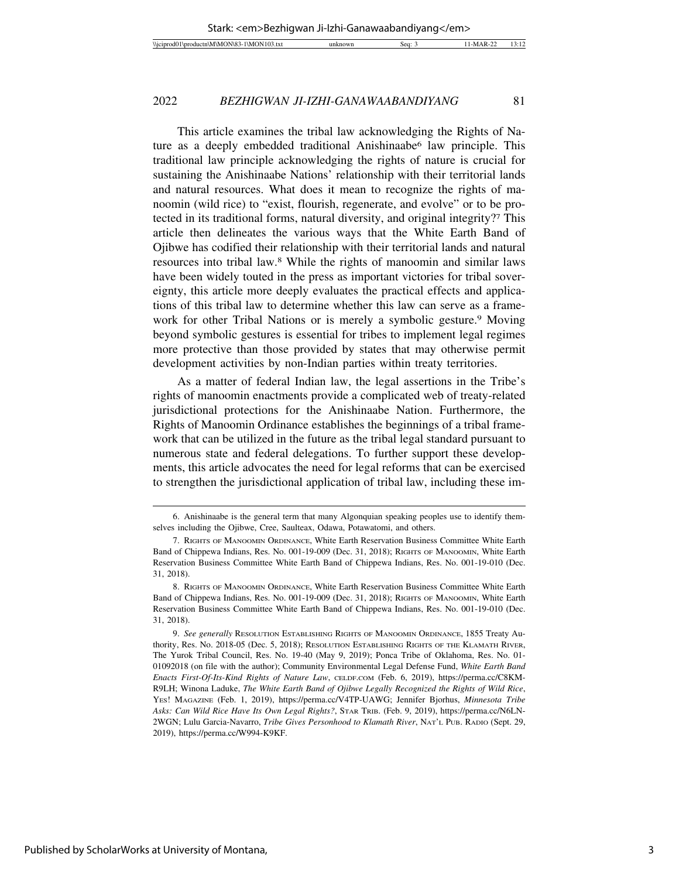This article examines the tribal law acknowledging the Rights of Nature as a deeply embedded traditional Anishinaabe[6] law principle. This traditional law principle acknowledging the rights of nature is crucial for sustaining the Anishinaabe Nations' relationship with their territorial lands and natural resources. What does it mean to recognize the rights of manoomin (wild rice) to "exist, flourish, regenerate, and evolve" or to be protected in its traditional forms, natural diversity, and original integrity?[7] This article then delineates the various ways that the White Earth Band of Ojibwe has codified their relationship with their territorial lands and natural resources into tribal law.[8] While the rights of manoomin and similar laws have been widely touted in the press as important victories for tribal sovereignty, this article more deeply evaluates the practical effects and applications of this tribal law to determine whether this law can serve as a framework for other Tribal Nations or is merely a symbolic gesture.[9] Moving beyond symbolic gestures is essential for tribes to implement legal regimes more protective than those provided by states that may otherwise permit development activities by non-Indian parties within treaty territories.

As a matter of federal Indian law, the legal assertions in the Tribe's rights of manoomin enactments provide a complicated web of treaty-related jurisdictional protections for the Anishinaabe Nation. Furthermore, the Rights of Manoomin Ordinance establishes the beginnings of a tribal framework that can be utilized in the future as the tribal legal standard pursuant to numerous state and federal delegations. To further support these developments, this article advocates the need for legal reforms that can be exercised to strengthen the jurisdictional application of tribal law, including these im-

---

6. Anishinaabe is the general term that many Algonquian speaking peoples use to identify themselves including the Ojibwe, Cree, Saulteax, Odawa, Potawatomi, and others.

7. RIGHTS OF MANOOMIN ORDINANCE, White Earth Reservation Business Committee White Earth Band of Chippewa Indians, Res. No. 001-19-009 (Dec. 31, 2018); RIGHTS OF MANOOMIN, White Earth Reservation Business Committee White Earth Band of Chippewa Indians, Res. No. 001-19-010 (Dec. 31, 2018).

8. RIGHTS OF MANOOMIN ORDINANCE, White Earth Reservation Business Committee White Earth Band of Chippewa Indians, Res. No. 001-19-009 (Dec. 31, 2018); RIGHTS OF MANOOMIN, White Earth Reservation Business Committee White Earth Band of Chippewa Indians, Res. No. 001-19-010 (Dec. 31, 2018).

9. *See generally* RESOLUTION ESTABLISHING RIGHTS OF MANOOMIN ORDINANCE, 1855 Treaty Authority, Res. No. 2018-05 (Dec. 5, 2018); RESOLUTION ESTABLISHING RIGHTS OF THE KLAMATH RIVER, The Yurok Tribal Council, Res. No. 19-40 (May 9, 2019); Ponca Tribe of Oklahoma, Res. No. 01-01092018 (on file with the author); Community Environmental Legal Defense Fund, *White Earth Band Enacts First-Of-Its-Kind Rights of Nature Law*, CELDF.COM (Feb. 6, 2019), https://perma.cc/C8KM-R9LH; Winona Laduke, *The White Earth Band of Ojibwe Legally Recognized the Rights of Wild Rice*, YES! MAGAZINE (Feb. 1, 2019), https://perma.cc/V4TP-UAWG; Jennifer Bjorhus, *Minnesota Tribe Asks: Can Wild Rice Have Its Own Legal Rights?*, STAR TRIB. (Feb. 9, 2019), https://perma.cc/N6LN-2WGN; Lulu Garcia-Navarro, *Tribe Gives Personhood to Klamath River*, NAT'L PUB. RADIO (Sept. 29, 2019), https://perma.cc/W994-K9KF.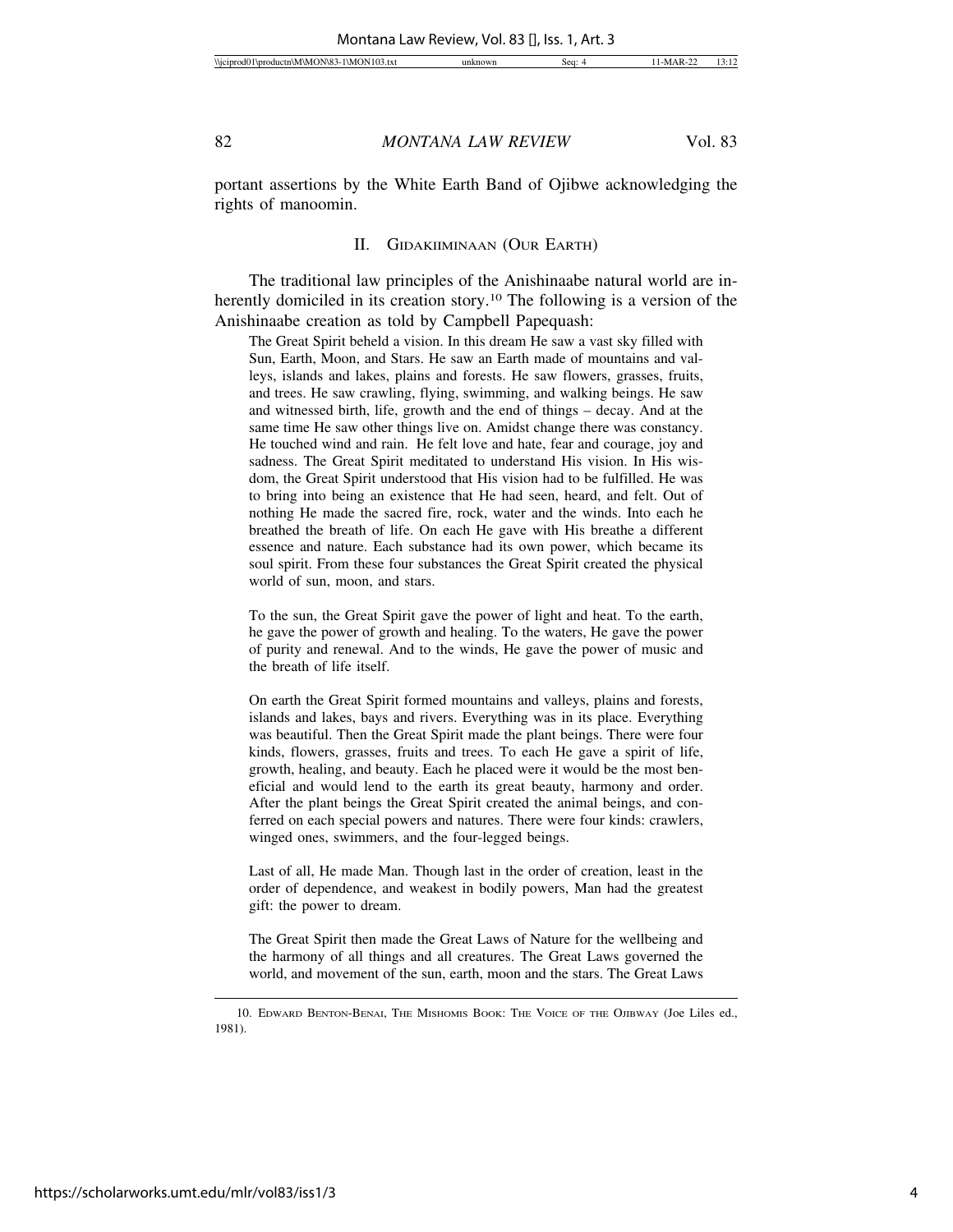portant assertions by the White Earth Band of Ojibwe acknowledging the rights of manoomin.

## II. Gidakiiminaan (Our Earth)

The traditional law principles of the Anishinaabe natural world are inherently domiciled in its creation story.[10] The following is a version of the Anishinaabe creation as told by Campbell Papequash:

> The Great Spirit beheld a vision. In this dream He saw a vast sky filled with Sun, Earth, Moon, and Stars. He saw an Earth made of mountains and valleys, islands and lakes, plains and forests. He saw flowers, grasses, fruits, and trees. He saw crawling, flying, swimming, and walking beings. He saw and witnessed birth, life, growth and the end of things – decay. And at the same time He saw other things live on. Amidst change there was constancy. He touched wind and rain. He felt love and hate, fear and courage, joy and sadness. The Great Spirit meditated to understand His vision. In His wisdom, the Great Spirit understood that His vision had to be fulfilled. He was to bring into being an existence that He had seen, heard, and felt. Out of nothing He made the sacred fire, rock, water and the winds. Into each he breathed the breath of life. On each He gave with His breathe a different essence and nature. Each substance had its own power, which became its soul spirit. From these four substances the Great Spirit created the physical world of sun, moon, and stars.
>
> To the sun, the Great Spirit gave the power of light and heat. To the earth, he gave the power of growth and healing. To the waters, He gave the power of purity and renewal. And to the winds, He gave the power of music and the breath of life itself.
>
> On earth the Great Spirit formed mountains and valleys, plains and forests, islands and lakes, bays and rivers. Everything was in its place. Everything was beautiful. Then the Great Spirit made the plant beings. There were four kinds, flowers, grasses, fruits and trees. To each He gave a spirit of life, growth, healing, and beauty. Each he placed were it would be the most beneficial and would lend to the earth its great beauty, harmony and order. After the plant beings the Great Spirit created the animal beings, and conferred on each special powers and natures. There were four kinds: crawlers, winged ones, swimmers, and the four-legged beings.
>
> Last of all, He made Man. Though last in the order of creation, least in the order of dependence, and weakest in bodily powers, Man had the greatest gift: the power to dream.
>
> The Great Spirit then made the Great Laws of Nature for the wellbeing and the harmony of all things and all creatures. The Great Laws governed the world, and movement of the sun, earth, moon and the stars. The Great Laws

---

10. Edward Benton-Benai, The Mishomis Book: The Voice of the Ojibway (Joe Liles ed., 1981).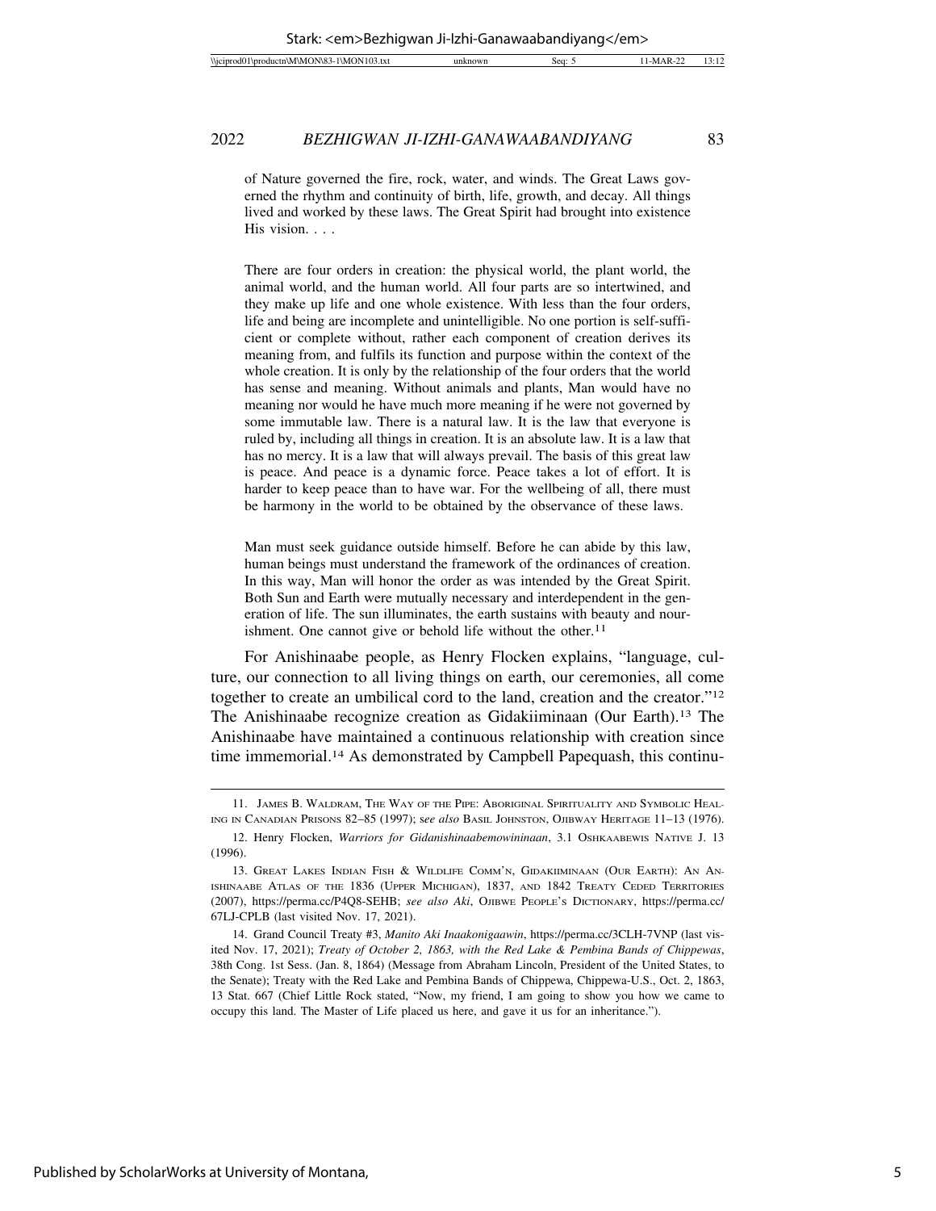> of Nature governed the fire, rock, water, and winds. The Great Laws governed the rhythm and continuity of birth, life, growth, and decay. All things lived and worked by these laws. The Great Spirit had brought into existence His vision. . . .
>
> There are four orders in creation: the physical world, the plant world, the animal world, and the human world. All four parts are so intertwined, and they make up life and one whole existence. With less than the four orders, life and being are incomplete and unintelligible. No one portion is self-sufficient or complete without, rather each component of creation derives its meaning from, and fulfils its function and purpose within the context of the whole creation. It is only by the relationship of the four orders that the world has sense and meaning. Without animals and plants, Man would have no meaning nor would he have much more meaning if he were not governed by some immutable law. There is a natural law. It is the law that everyone is ruled by, including all things in creation. It is an absolute law. It is a law that has no mercy. It is a law that will always prevail. The basis of this great law is peace. And peace is a dynamic force. Peace takes a lot of effort. It is harder to keep peace than to have war. For the wellbeing of all, there must be harmony in the world to be obtained by the observance of these laws.
>
> Man must seek guidance outside himself. Before he can abide by this law, human beings must understand the framework of the ordinances of creation. In this way, Man will honor the order as was intended by the Great Spirit. Both Sun and Earth were mutually necessary and interdependent in the generation of life. The sun illuminates, the earth sustains with beauty and nourishment. One cannot give or behold life without the other.[11]

For Anishinaabe people, as Henry Flocken explains, "language, culture, our connection to all living things on earth, our ceremonies, all come together to create an umbilical cord to the land, creation and the creator."[12] The Anishinaabe recognize creation as Gidakiiminaan (Our Earth).[13] The Anishinaabe have maintained a continuous relationship with creation since time immemorial.[14] As demonstrated by Campbell Papequash, this continu-

---

11. James B. Waldram, The Way of the Pipe: Aboriginal Spirituality and Symbolic Healing in Canadian Prisons 82–85 (1997); *see also* Basil Johnston, Ojibway Heritage 11–13 (1976).

12. Henry Flocken, *Warriors for Gidanishinaabemowininaan*, 3.1 Oshkaabewis Native J. 13 (1996).

13. Great Lakes Indian Fish & Wildlife Comm'n, Gidakiiminaan (Our Earth): An Anishinaabe Atlas of the 1836 (Upper Michigan), 1837, and 1842 Treaty Ceded Territories (2007), https://perma.cc/P4Q8-SEHB; *see also Aki*, Ojibwe People's Dictionary, https://perma.cc/67LJ-CPLB (last visited Nov. 17, 2021).

14. Grand Council Treaty #3, *Manito Aki Inaakonigaawin*, https://perma.cc/3CLH-7VNP (last visited Nov. 17, 2021); *Treaty of October 2, 1863, with the Red Lake & Pembina Bands of Chippewas*, 38th Cong. 1st Sess. (Jan. 8, 1864) (Message from Abraham Lincoln, President of the United States, to the Senate); Treaty with the Red Lake and Pembina Bands of Chippewa, Chippewa-U.S., Oct. 2, 1863, 13 Stat. 667 (Chief Little Rock stated, "Now, my friend, I am going to show you how we came to occupy this land. The Master of Life placed us here, and gave it us for an inheritance.").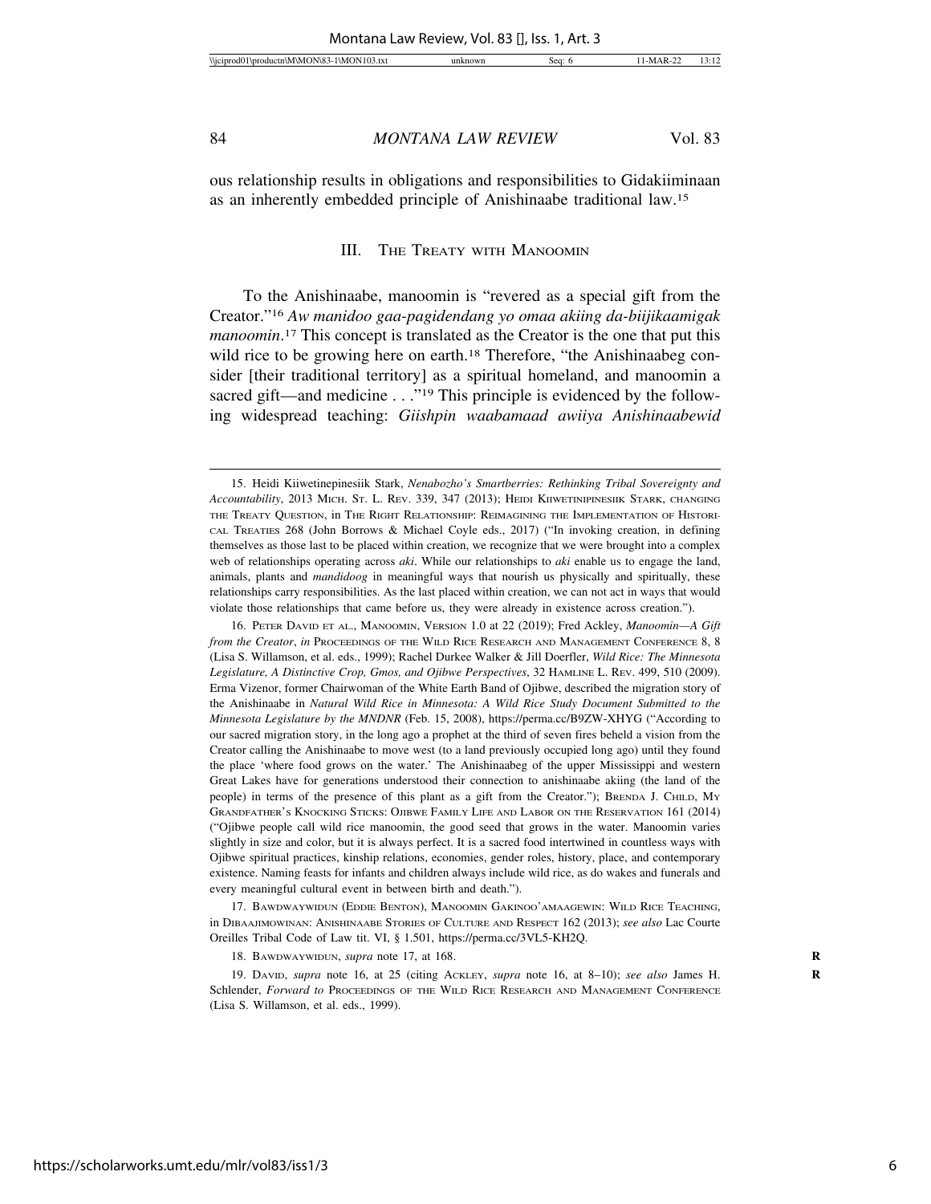ous relationship results in obligations and responsibilities to Gidakiiminaan as an inherently embedded principle of Anishinaabe traditional law.[15]

## III. The Treaty with Manoomin

To the Anishinaabe, manoomin is "revered as a special gift from the Creator."[16] *Aw manidoo gaa-pagidendang yo omaa akiing da-biijikaamigak manoomin*.[17] This concept is translated as the Creator is the one that put this wild rice to be growing here on earth.[18] Therefore, "the Anishinaabeg consider [their traditional territory] as a spiritual homeland, and manoomin a sacred gift—and medicine . . ."[19] This principle is evidenced by the following widespread teaching: *Giishpin waabamaad awiiya Anishinaabewid*

---

15. Heidi Kiiwetinepinesiik Stark, *Nenabozho's Smartberries: Rethinking Tribal Sovereignty and Accountability*, 2013 Mich. St. L. Rev. 339, 347 (2013); Heidi Kiiwetinipinesiik Stark, Changing the Treaty Question, in The Right Relationship: Reimagining the Implementation of Historical Treaties 268 (John Borrows & Michael Coyle eds., 2017) ("In invoking creation, in defining themselves as those last to be placed within creation, we recognize that we were brought into a complex web of relationships operating across *aki*. While our relationships to *aki* enable us to engage the land, animals, plants and *mandidoog* in meaningful ways that nourish us physically and spiritually, these relationships carry responsibilities. As the last placed within creation, we can not act in ways that would violate those relationships that came before us, they were already in existence across creation.").

16. Peter David et al., Manoomin, Version 1.0 at 22 (2019); Fred Ackley, *Manoomin—A Gift from the Creator*, *in* Proceedings of the Wild Rice Research and Management Conference 8, 8 (Lisa S. Willamson, et al. eds., 1999); Rachel Durkee Walker & Jill Doerfler, *Wild Rice: The Minnesota Legislature, A Distinctive Crop, Gmos, and Ojibwe Perspectives*, 32 Hamline L. Rev. 499, 510 (2009). Erma Vizenor, former Chairwoman of the White Earth Band of Ojibwe, described the migration story of the Anishinaabe in *Natural Wild Rice in Minnesota: A Wild Rice Study Document Submitted to the Minnesota Legislature by the MNDNR* (Feb. 15, 2008), https://perma.cc/B9ZW-XHYG ("According to our sacred migration story, in the long ago a prophet at the third of seven fires beheld a vision from the Creator calling the Anishinaabe to move west (to a land previously occupied long ago) until they found the place 'where food grows on the water.' The Anishinaabeg of the upper Mississippi and western Great Lakes have for generations understood their connection to anishinaabe akiing (the land of the people) in terms of the presence of this plant as a gift from the Creator."); Brenda J. Child, My Grandfather's Knocking Sticks: Ojibwe Family Life and Labor on the Reservation 161 (2014) ("Ojibwe people call wild rice manoomin, the good seed that grows in the water. Manoomin varies slightly in size and color, but it is always perfect. It is a sacred food intertwined in countless ways with Ojibwe spiritual practices, kinship relations, economies, gender roles, history, place, and contemporary existence. Naming feasts for infants and children always include wild rice, as do wakes and funerals and every meaningful cultural event in between birth and death.").

17. Bawdwaywidun (Eddie Benton), Manoomin Gakinoo'amaagewin: Wild Rice Teaching, in Dibaajimowinan: Anishinaabe Stories of Culture and Respect 162 (2013); *see also* Lac Courte Oreilles Tribal Code of Law tit. VI, § 1.501, https://perma.cc/3VL5-KH2Q.

18. Bawdwaywidun, *supra* note 17, at 168.

19. David, *supra* note 16, at 25 (citing Ackley, *supra* note 16, at 8–10); *see also* James H. Schlender, *Forward to* Proceedings of the Wild Rice Research and Management Conference (Lisa S. Willamson, et al. eds., 1999).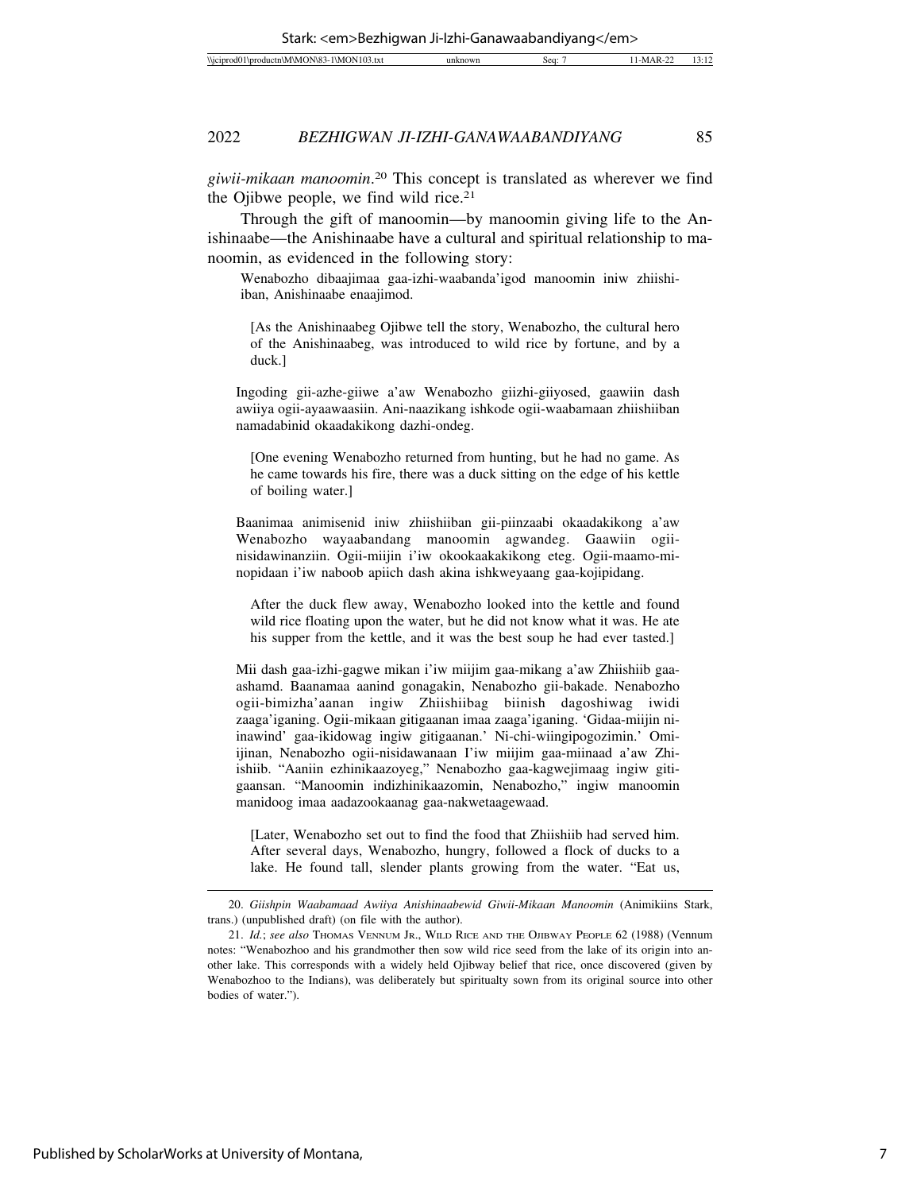*giwii-mikaan manoomin*.[20] This concept is translated as wherever we find the Ojibwe people, we find wild rice.[21]

Through the gift of manoomin—by manoomin giving life to the Anishinaabe—the Anishinaabe have a cultural and spiritual relationship to manoomin, as evidenced in the following story:

> Wenabozho dibaajimaa gaa-izhi-waabanda'igod manoomin iniw zhiishiiban, Anishinaabe enaajimod.
>
> > [As the Anishinaabeg Ojibwe tell the story, Wenabozho, the cultural hero of the Anishinaabeg, was introduced to wild rice by fortune, and by a duck.]
>
> Ingoding gii-azhe-giiwe a'aw Wenabozho giizhi-giiyosed, gaawiin dash awiiya ogii-ayaawaasiin. Ani-naazikang ishkode ogii-waabamaan zhiishiiban namadabinid okaadakikong dazhi-ondeg.
>
> > [One evening Wenabozho returned from hunting, but he had no game. As he came towards his fire, there was a duck sitting on the edge of his kettle of boiling water.]
>
> Baanimaa animisenid iniw zhiishiiban gii-piinzaabi okaadakikong a'aw Wenabozho wayaabandang manoomin agwandeg. Gaawiin ogii-nisidawinanziin. Ogii-miijin i'iw okookaakakikong eteg. Ogii-maamo-minopidaan i'iw naboob apiich dash akina ishkweyaang gaa-kojipidang.
>
> > After the duck flew away, Wenabozho looked into the kettle and found wild rice floating upon the water, but he did not know what it was. He ate his supper from the kettle, and it was the best soup he had ever tasted.]
>
> Mii dash gaa-izhi-gagwe mikan i'iw miijim gaa-mikang a'aw Zhiishiib gaa-ashamd. Baanamaa aanind gonagakin, Nenabozho gii-bakade. Nenabozho ogii-bimizha'aanan ingiw Zhiishiibag biinish dagoshiwag iwidi zaaga'iganing. Ogii-mikaan gitigaanan imaa zaaga'iganing. 'Gidaa-miijin ni-inawind' gaa-ikidowag ingiw gitigaanan.' Ni-chi-wiingipogozimin.' Omiijinan, Nenabozho ogii-nisidawanaan I'iw miijim gaa-miinaad a'aw Zhiishiib. "Aaniin ezhinikaazoyeg," Nenabozho gaa-kagwejimaag ingiw gitigaansan. "Manoomin indizhinikaazomin, Nenabozho," ingiw manoomin manidoog imaa aadazookaanag gaa-nakwetaagewaad.
>
> > [Later, Wenabozho set out to find the food that Zhiishiib had served him. After several days, Wenabozho, hungry, followed a flock of ducks to a lake. He found tall, slender plants growing from the water. "Eat us,

---

20. *Giishpin Waabamaad Awiiya Anishinaabewid Giwii-Mikaan Manoomin* (Animikiins Stark, trans.) (unpublished draft) (on file with the author).

21. *Id.*; *see also* THOMAS VENNUM JR., WILD RICE AND THE OJIBWAY PEOPLE 62 (1988) (Vennum notes: "Wenabozhoo and his grandmother then sow wild rice seed from the lake of its origin into another lake. This corresponds with a widely held Ojibway belief that rice, once discovered (given by Wenabozhoo to the Indians), was deliberately but spiritualty sown from its original source into other bodies of water.").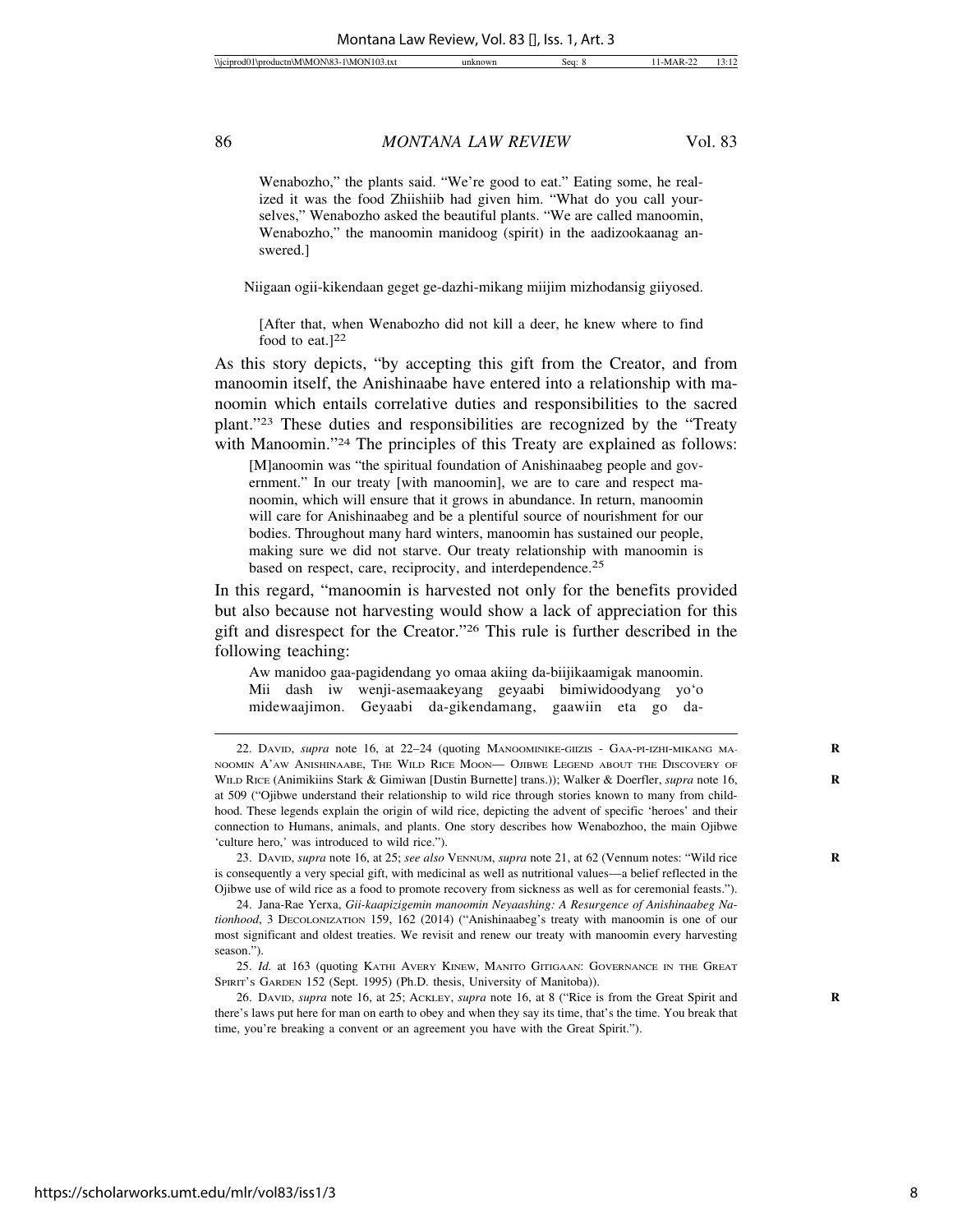Wenabozho," the plants said. "We're good to eat." Eating some, he realized it was the food Zhiishiib had given him. "What do you call yourselves," Wenabozho asked the beautiful plants. "We are called manoomin, Wenabozho," the manoomin manidoog (spirit) in the aadizookaanag answered.]

Niigaan ogii-kikendaan geget ge-dazhi-mikang miijim mizhodansig giiyosed.

> [After that, when Wenabozho did not kill a deer, he knew where to find food to eat.][22]

As this story depicts, "by accepting this gift from the Creator, and from manoomin itself, the Anishinaabe have entered into a relationship with manoomin which entails correlative duties and responsibilities to the sacred plant."[23] These duties and responsibilities are recognized by the "Treaty with Manoomin."[24] The principles of this Treaty are explained as follows:

> [M]anoomin was "the spiritual foundation of Anishinaabeg people and government." In our treaty [with manoomin], we are to care and respect manoomin, which will ensure that it grows in abundance. In return, manoomin will care for Anishinaabeg and be a plentiful source of nourishment for our bodies. Throughout many hard winters, manoomin has sustained our people, making sure we did not starve. Our treaty relationship with manoomin is based on respect, care, reciprocity, and interdependence.[25]

In this regard, "manoomin is harvested not only for the benefits provided but also because not harvesting would show a lack of appreciation for this gift and disrespect for the Creator."[26] This rule is further described in the following teaching:

> Aw manidoo gaa-pagidendang yo omaa akiing da-biijikaamigak manoomin. Mii dash iw wenji-asemaakeyang geyaabi bimiwidoodyang yo'o midewaajimon. Geyaabi da-gikendamang, gaawiin eta go da-

---

22. David, *supra* note 16, at 22–24 (quoting Manoominike-giizis - Gaa-pi-izhi-mikang Manoomin A'aw Anishinaabe, The Wild Rice Moon— Ojibwe Legend about the Discovery of Wild Rice (Animikiins Stark & Gimiwan [Dustin Burnette] trans.)); Walker & Doerfler, *supra* note 16, at 509 ("Ojibwe understand their relationship to wild rice through stories known to many from childhood. These legends explain the origin of wild rice, depicting the advent of specific 'heroes' and their connection to Humans, animals, and plants. One story describes how Wenabozhoo, the main Ojibwe 'culture hero,' was introduced to wild rice.").

23. David, *supra* note 16, at 25; *see also* Vennum, *supra* note 21, at 62 (Vennum notes: "Wild rice is consequently a very special gift, with medicinal as well as nutritional values—a belief reflected in the Ojibwe use of wild rice as a food to promote recovery from sickness as well as for ceremonial feasts.").

24. Jana-Rae Yerxa, *Gii-kaapizigemin manoomin Neyaashing: A Resurgence of Anishinaabeg Nationhood*, 3 Decolonization 159, 162 (2014) ("Anishinaabeg's treaty with manoomin is one of our most significant and oldest treaties. We revisit and renew our treaty with manoomin every harvesting season.").

25. *Id.* at 163 (quoting Kathi Avery Kinew, Manito Gitigaan: Governance in the Great Spirit's Garden 152 (Sept. 1995) (Ph.D. thesis, University of Manitoba)).

26. David, *supra* note 16, at 25; Ackley, *supra* note 16, at 8 ("Rice is from the Great Spirit and there's laws put here for man on earth to obey and when they say its time, that's the time. You break that time, you're breaking a convent or an agreement you have with the Great Spirit.").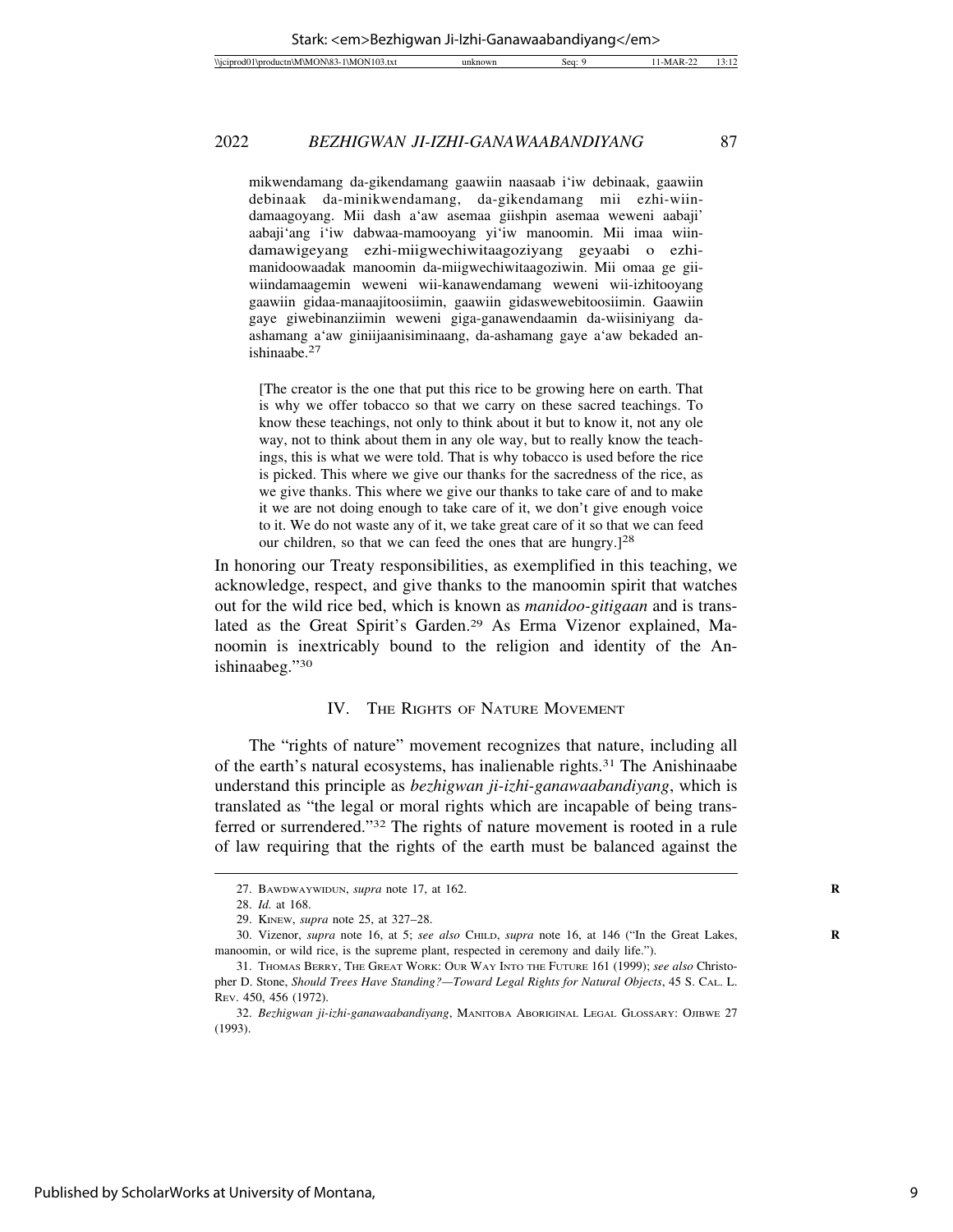mikwendamang da-gikendamang gaawiin naasaab i'iw debinaak, gaawiin debinaak da-minikwendamang, da-gikendamang mii ezhi-wiin-damaagoyang. Mii dash a'aw asemaa giishpin asemaa weweni aabaji' aabaji'ang i'iw dabwaa-mamooyang yi'iw manoomin. Mii imaa wiin-damawigeyang ezhi-miigwechiwitaagoziyang geyaabi o ezhi-manidoowaadak manoomin da-miigwechiwitaagoziwin. Mii omaa ge gii-wiindamaagemin weweni wii-kanawendamang weweni wii-izhitooyang gaawiin gidaa-manaajitoosiimin, gaawiin gidaswewebitoosiimin. Gaawiin gaye giwebinanziimin weweni giga-ganawendaamin da-wiisiniyang da-ashamang a'aw giniijaanisiminaang, da-ashamang gaye a'aw bekaded an-ishinaabe.[27]

> [The creator is the one that put this rice to be growing here on earth. That is why we offer tobacco so that we carry on these sacred teachings. To know these teachings, not only to think about it but to know it, not any ole way, not to think about them in any ole way, but to really know the teachings, this is what we were told. That is why tobacco is used before the rice is picked. This where we give our thanks for the sacredness of the rice, as we give thanks. This where we give our thanks to take care of and to make it we are not doing enough to take care of it, we don't give enough voice to it. We do not waste any of it, we take great care of it so that we can feed our children, so that we can feed the ones that are hungry.][28]

In honoring our Treaty responsibilities, as exemplified in this teaching, we acknowledge, respect, and give thanks to the manoomin spirit that watches out for the wild rice bed, which is known as *manidoo-gitigaan* and is translated as the Great Spirit's Garden.[29] As Erma Vizenor explained, Manoomin is inextricably bound to the religion and identity of the Anishinaabeg."[30]

## IV. The Rights of Nature Movement

The "rights of nature" movement recognizes that nature, including all of the earth's natural ecosystems, has inalienable rights.[31] The Anishinaabe understand this principle as *bezhigwan ji-izhi-ganawaabandiyang*, which is translated as "the legal or moral rights which are incapable of being transferred or surrendered."[32] The rights of nature movement is rooted in a rule of law requiring that the rights of the earth must be balanced against the

---

27. Bawdwaywidun, *supra* note 17, at 162.

28. *Id.* at 168.

29. Kinew, *supra* note 25, at 327–28.

30. Vizenor, *supra* note 16, at 5; *see also* Child, *supra* note 16, at 146 ("In the Great Lakes, manoomin, or wild rice, is the supreme plant, respected in ceremony and daily life.").

31. Thomas Berry, The Great Work: Our Way Into the Future 161 (1999); *see also* Christopher D. Stone, *Should Trees Have Standing?—Toward Legal Rights for Natural Objects*, 45 S. Cal. L. Rev. 450, 456 (1972).

32. *Bezhigwan ji-izhi-ganawaabandiyang*, Manitoba Aboriginal Legal Glossary: Ojibwe 27 (1993).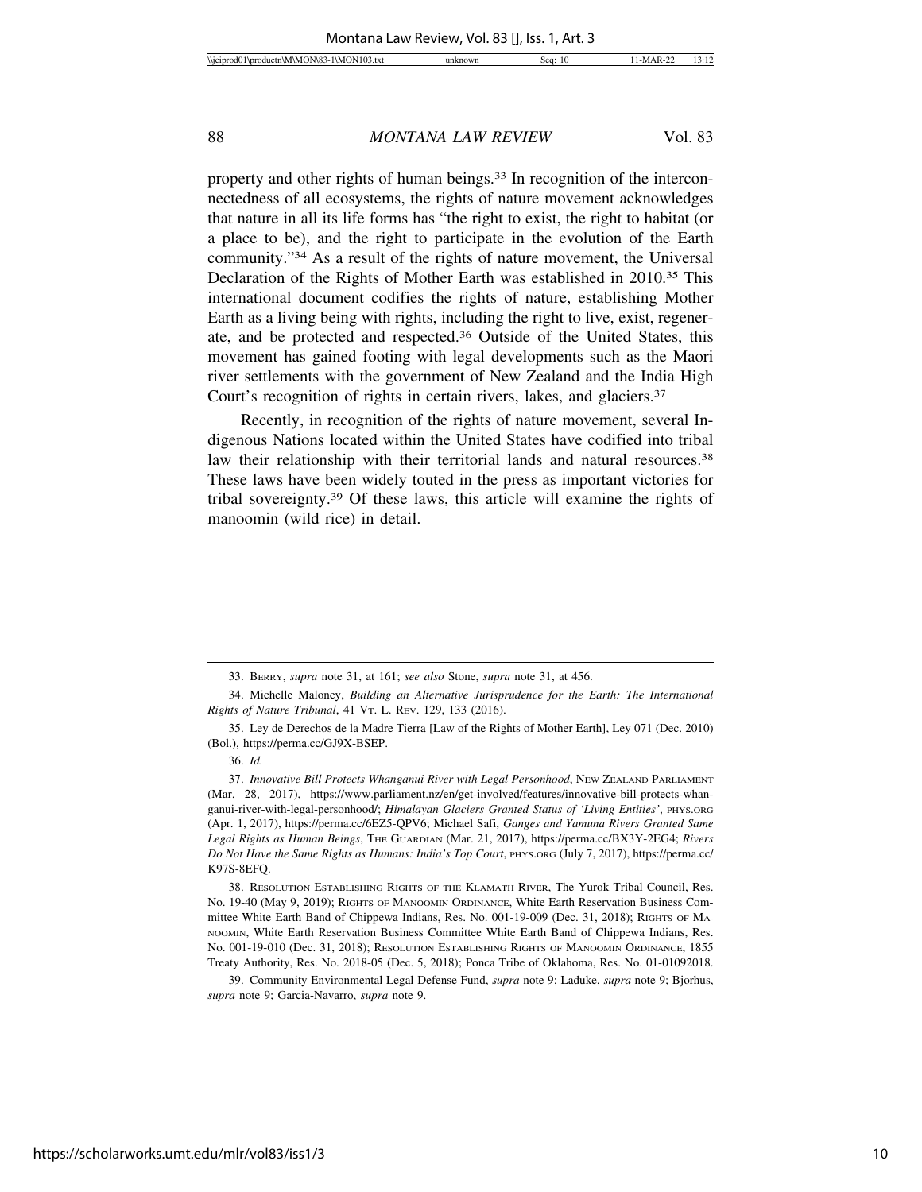property and other rights of human beings.[33] In recognition of the interconnectedness of all ecosystems, the rights of nature movement acknowledges that nature in all its life forms has "the right to exist, the right to habitat (or a place to be), and the right to participate in the evolution of the Earth community."[34] As a result of the rights of nature movement, the Universal Declaration of the Rights of Mother Earth was established in 2010.[35] This international document codifies the rights of nature, establishing Mother Earth as a living being with rights, including the right to live, exist, regenerate, and be protected and respected.[36] Outside of the United States, this movement has gained footing with legal developments such as the Maori river settlements with the government of New Zealand and the India High Court's recognition of rights in certain rivers, lakes, and glaciers.[37]

Recently, in recognition of the rights of nature movement, several Indigenous Nations located within the United States have codified into tribal law their relationship with their territorial lands and natural resources.[38] These laws have been widely touted in the press as important victories for tribal sovereignty.[39] Of these laws, this article will examine the rights of manoomin (wild rice) in detail.

---

33. BERRY, *supra* note 31, at 161; *see also* Stone, *supra* note 31, at 456.

34. Michelle Maloney, *Building an Alternative Jurisprudence for the Earth: The International Rights of Nature Tribunal*, 41 VT. L. REV. 129, 133 (2016).

35. Ley de Derechos de la Madre Tierra [Law of the Rights of Mother Earth], Ley 071 (Dec. 2010) (Bol.), https://perma.cc/GJ9X-BSEP.

36. *Id.*

37. *Innovative Bill Protects Whanganui River with Legal Personhood*, NEW ZEALAND PARLIAMENT (Mar. 28, 2017), https://www.parliament.nz/en/get-involved/features/innovative-bill-protects-whanganui-river-with-legal-personhood/; *Himalayan Glaciers Granted Status of 'Living Entities'*, PHYS.ORG (Apr. 1, 2017), https://perma.cc/6EZ5-QPV6; Michael Safi, *Ganges and Yamuna Rivers Granted Same Legal Rights as Human Beings*, THE GUARDIAN (Mar. 21, 2017), https://perma.cc/BX3Y-2EG4; *Rivers Do Not Have the Same Rights as Humans: India's Top Court*, PHYS.ORG (July 7, 2017), https://perma.cc/K97S-8EFQ.

38. RESOLUTION ESTABLISHING RIGHTS OF THE KLAMATH RIVER, The Yurok Tribal Council, Res. No. 19-40 (May 9, 2019); RIGHTS OF MANOOMIN ORDINANCE, White Earth Reservation Business Committee White Earth Band of Chippewa Indians, Res. No. 001-19-009 (Dec. 31, 2018); RIGHTS OF MANOOMIN, White Earth Reservation Business Committee White Earth Band of Chippewa Indians, Res. No. 001-19-010 (Dec. 31, 2018); RESOLUTION ESTABLISHING RIGHTS OF MANOOMIN ORDINANCE, 1855 Treaty Authority, Res. No. 2018-05 (Dec. 5, 2018); Ponca Tribe of Oklahoma, Res. No. 01-01092018.

39. Community Environmental Legal Defense Fund, *supra* note 9; Laduke, *supra* note 9; Bjorhus, *supra* note 9; Garcia-Navarro, *supra* note 9.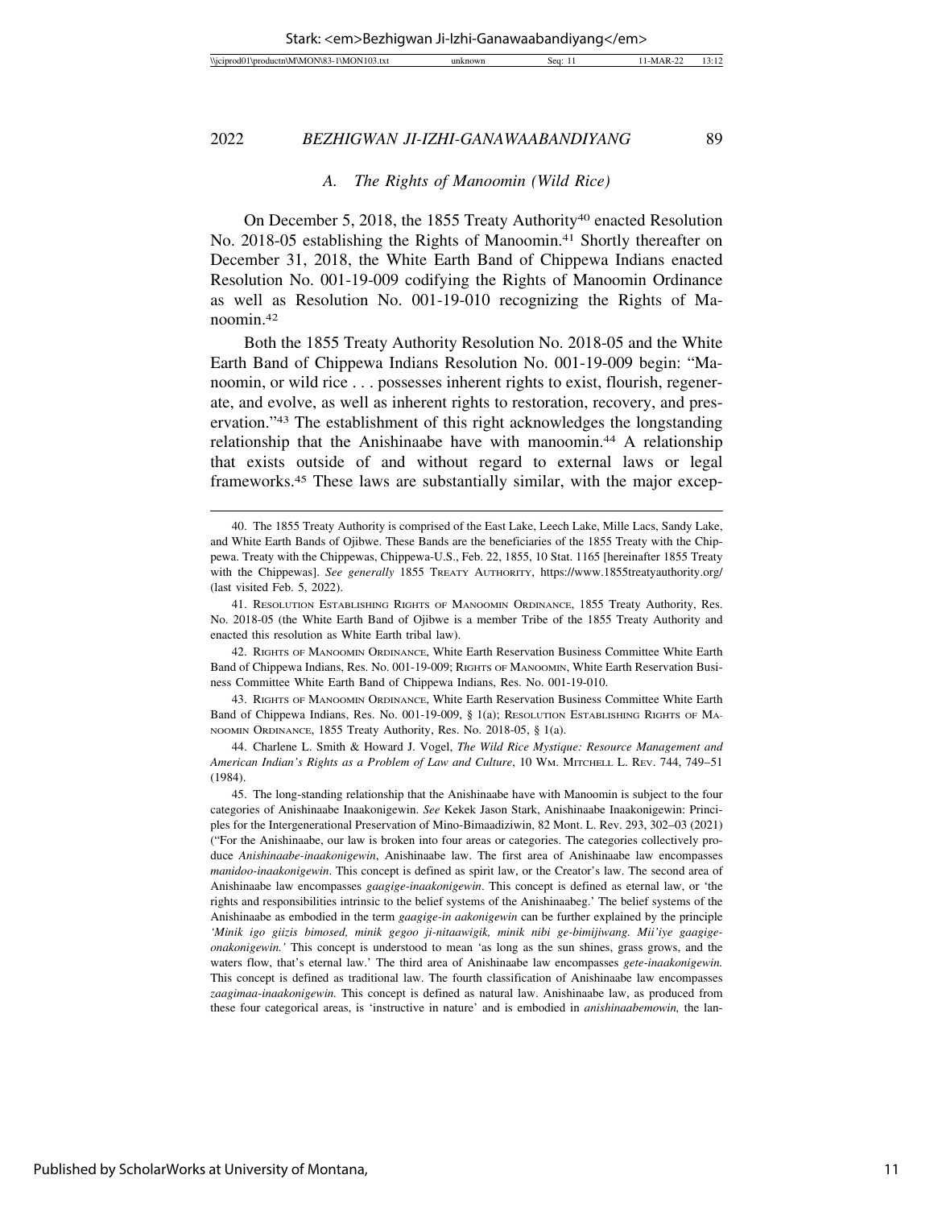### A. *The Rights of Manoomin (Wild Rice)*

On December 5, 2018, the 1855 Treaty Authority[40] enacted Resolution No. 2018-05 establishing the Rights of Manoomin.[41] Shortly thereafter on December 31, 2018, the White Earth Band of Chippewa Indians enacted Resolution No. 001-19-009 codifying the Rights of Manoomin Ordinance as well as Resolution No. 001-19-010 recognizing the Rights of Manoomin.[42]

Both the 1855 Treaty Authority Resolution No. 2018-05 and the White Earth Band of Chippewa Indians Resolution No. 001-19-009 begin: "Manoomin, or wild rice . . . possesses inherent rights to exist, flourish, regenerate, and evolve, as well as inherent rights to restoration, recovery, and preservation."[43] The establishment of this right acknowledges the longstanding relationship that the Anishinaabe have with manoomin.[44] A relationship that exists outside of and without regard to external laws or legal frameworks.[45] These laws are substantially similar, with the major excep-

---

40. The 1855 Treaty Authority is comprised of the East Lake, Leech Lake, Mille Lacs, Sandy Lake, and White Earth Bands of Ojibwe. These Bands are the beneficiaries of the 1855 Treaty with the Chippewa. Treaty with the Chippewas, Chippewa-U.S., Feb. 22, 1855, 10 Stat. 1165 [hereinafter 1855 Treaty with the Chippewas]. *See generally* 1855 TREATY AUTHORITY, https://www.1855treatyauthority.org/ (last visited Feb. 5, 2022).

41. RESOLUTION ESTABLISHING RIGHTS OF MANOOMIN ORDINANCE, 1855 Treaty Authority, Res. No. 2018-05 (the White Earth Band of Ojibwe is a member Tribe of the 1855 Treaty Authority and enacted this resolution as White Earth tribal law).

42. RIGHTS OF MANOOMIN ORDINANCE, White Earth Reservation Business Committee White Earth Band of Chippewa Indians, Res. No. 001-19-009; RIGHTS OF MANOOMIN, White Earth Reservation Business Committee White Earth Band of Chippewa Indians, Res. No. 001-19-010.

43. RIGHTS OF MANOOMIN ORDINANCE, White Earth Reservation Business Committee White Earth Band of Chippewa Indians, Res. No. 001-19-009, § 1(a); RESOLUTION ESTABLISHING RIGHTS OF MANOOMIN ORDINANCE, 1855 Treaty Authority, Res. No. 2018-05, § 1(a).

44. Charlene L. Smith & Howard J. Vogel, *The Wild Rice Mystique: Resource Management and American Indian's Rights as a Problem of Law and Culture*, 10 WM. MITCHELL L. REV. 744, 749–51 (1984).

45. The long-standing relationship that the Anishinaabe have with Manoomin is subject to the four categories of Anishinaabe Inaakonigewin. *See* Kekek Jason Stark, Anishinaabe Inaakonigewin: Principles for the Intergenerational Preservation of Mino-Bimaadiziwin, 82 Mont. L. Rev. 293, 302–03 (2021) ("For the Anishinaabe, our law is broken into four areas or categories. The categories collectively produce *Anishinaabe-inaakonigewin*, Anishinaabe law. The first area of Anishinaabe law encompasses *manidoo-inaakonigewin*. This concept is defined as spirit law, or the Creator's law. The second area of Anishinaabe law encompasses *gaagige-inaakonigewin*. This concept is defined as eternal law, or 'the rights and responsibilities intrinsic to the belief systems of the Anishinaabeg.' The belief systems of the Anishinaabe as embodied in the term *gaagige-in aakonigewin* can be further explained by the principle *'Minik igo giizis bimosed, minik gegoo ji-nitaawigik, minik nibi ge-bimijiwang. Mii'iye gaagige-onakonigewin.'* This concept is understood to mean 'as long as the sun shines, grass grows, and the waters flow, that's eternal law.' The third area of Anishinaabe law encompasses *gete-inaakonigewin.* This concept is defined as traditional law. The fourth classification of Anishinaabe law encompasses *zaagimaa-inaakonigewin*. This concept is defined as natural law. Anishinaabe law, as produced from these four categorical areas, is 'instructive in nature' and is embodied in *anishinaabemowin,* the lan-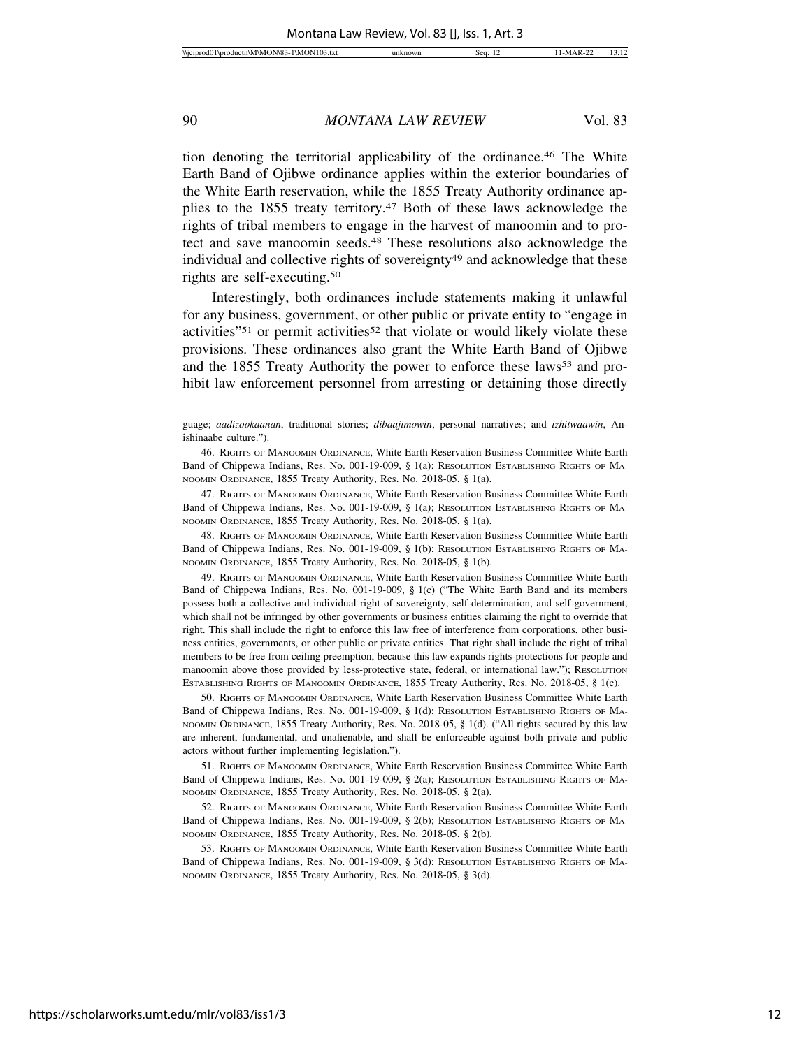tion denoting the territorial applicability of the ordinance.[46] The White Earth Band of Ojibwe ordinance applies within the exterior boundaries of the White Earth reservation, while the 1855 Treaty Authority ordinance applies to the 1855 treaty territory.[47] Both of these laws acknowledge the rights of tribal members to engage in the harvest of manoomin and to protect and save manoomin seeds.[48] These resolutions also acknowledge the individual and collective rights of sovereignty[49] and acknowledge that these rights are self-executing.[50]

Interestingly, both ordinances include statements making it unlawful for any business, government, or other public or private entity to "engage in activities"[51] or permit activities[52] that violate or would likely violate these provisions. These ordinances also grant the White Earth Band of Ojibwe and the 1855 Treaty Authority the power to enforce these laws[53] and prohibit law enforcement personnel from arresting or detaining those directly

---

guage; *aadizookaanan*, traditional stories; *dibaajimowin*, personal narratives; and *izhitwaawin*, Anishinaabe culture.").

46. Rights of Manoomin Ordinance, White Earth Reservation Business Committee White Earth Band of Chippewa Indians, Res. No. 001-19-009, § 1(a); Resolution Establishing Rights of Manoomin Ordinance, 1855 Treaty Authority, Res. No. 2018-05, § 1(a).

47. Rights of Manoomin Ordinance, White Earth Reservation Business Committee White Earth Band of Chippewa Indians, Res. No. 001-19-009, § 1(a); Resolution Establishing Rights of Manoomin Ordinance, 1855 Treaty Authority, Res. No. 2018-05, § 1(a).

48. Rights of Manoomin Ordinance, White Earth Reservation Business Committee White Earth Band of Chippewa Indians, Res. No. 001-19-009, § 1(b); Resolution Establishing Rights of Manoomin Ordinance, 1855 Treaty Authority, Res. No. 2018-05, § 1(b).

49. Rights of Manoomin Ordinance, White Earth Reservation Business Committee White Earth Band of Chippewa Indians, Res. No. 001-19-009, § 1(c) ("The White Earth Band and its members possess both a collective and individual right of sovereignty, self-determination, and self-government, which shall not be infringed by other governments or business entities claiming the right to override that right. This shall include the right to enforce this law free of interference from corporations, other business entities, governments, or other public or private entities. That right shall include the right of tribal members to be free from ceiling preemption, because this law expands rights-protections for people and manoomin above those provided by less-protective state, federal, or international law."); Resolution Establishing Rights of Manoomin Ordinance, 1855 Treaty Authority, Res. No. 2018-05, § 1(c).

50. Rights of Manoomin Ordinance, White Earth Reservation Business Committee White Earth Band of Chippewa Indians, Res. No. 001-19-009, § 1(d); Resolution Establishing Rights of Manoomin Ordinance, 1855 Treaty Authority, Res. No. 2018-05, § 1(d). ("All rights secured by this law are inherent, fundamental, and unalienable, and shall be enforceable against both private and public actors without further implementing legislation.").

51. Rights of Manoomin Ordinance, White Earth Reservation Business Committee White Earth Band of Chippewa Indians, Res. No. 001-19-009, § 2(a); Resolution Establishing Rights of Manoomin Ordinance, 1855 Treaty Authority, Res. No. 2018-05, § 2(a).

52. Rights of Manoomin Ordinance, White Earth Reservation Business Committee White Earth Band of Chippewa Indians, Res. No. 001-19-009, § 2(b); Resolution Establishing Rights of Manoomin Ordinance, 1855 Treaty Authority, Res. No. 2018-05, § 2(b).

53. Rights of Manoomin Ordinance, White Earth Reservation Business Committee White Earth Band of Chippewa Indians, Res. No. 001-19-009, § 3(d); Resolution Establishing Rights of Manoomin Ordinance, 1855 Treaty Authority, Res. No. 2018-05, § 3(d).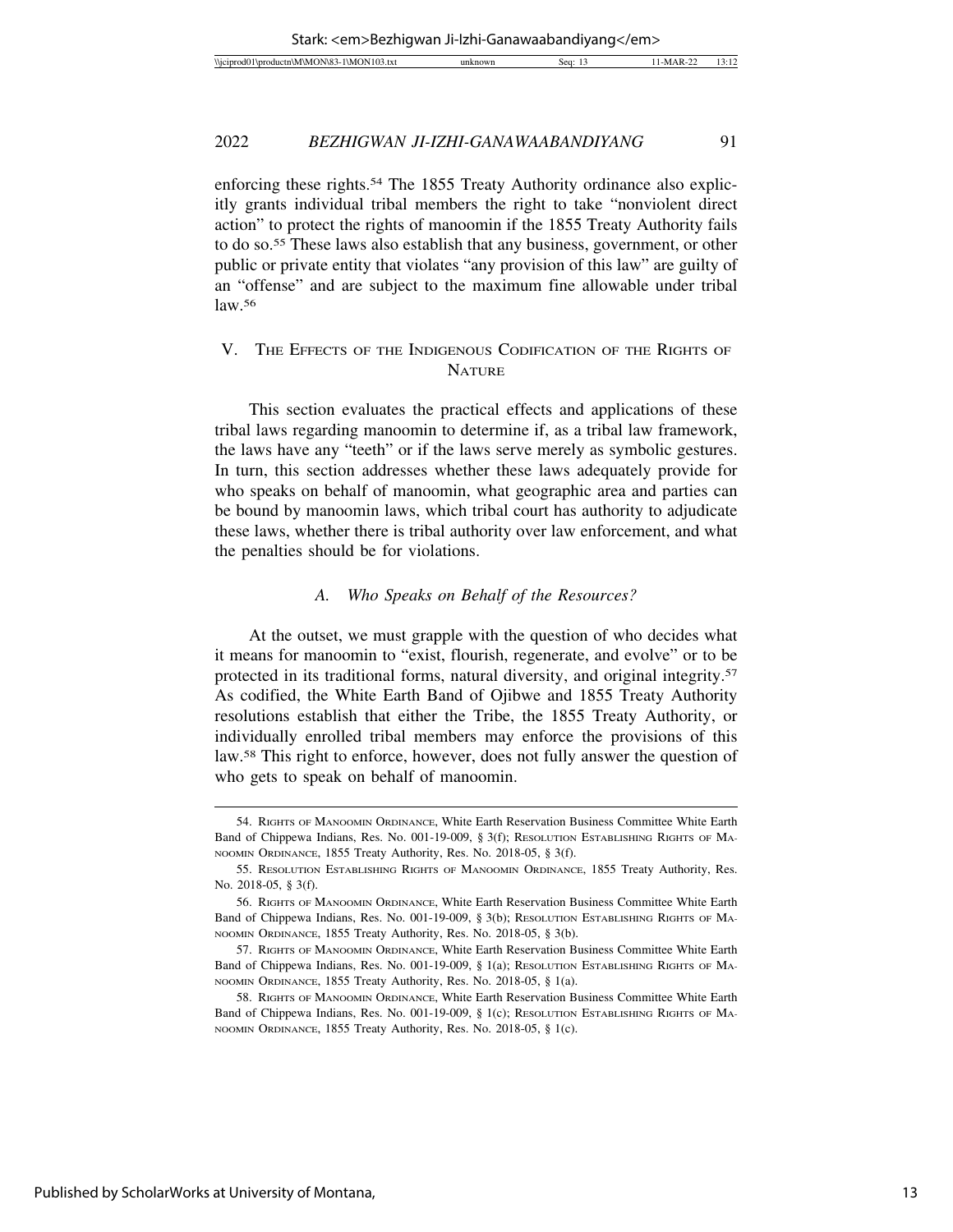enforcing these rights.[54] The 1855 Treaty Authority ordinance also explicitly grants individual tribal members the right to take "nonviolent direct action" to protect the rights of manoomin if the 1855 Treaty Authority fails to do so.[55] These laws also establish that any business, government, or other public or private entity that violates "any provision of this law" are guilty of an "offense" and are subject to the maximum fine allowable under tribal law.[56]

## V. The Effects of the Indigenous Codification of the Rights of Nature

This section evaluates the practical effects and applications of these tribal laws regarding manoomin to determine if, as a tribal law framework, the laws have any "teeth" or if the laws serve merely as symbolic gestures. In turn, this section addresses whether these laws adequately provide for who speaks on behalf of manoomin, what geographic area and parties can be bound by manoomin laws, which tribal court has authority to adjudicate these laws, whether there is tribal authority over law enforcement, and what the penalties should be for violations.

### *A. Who Speaks on Behalf of the Resources?*

At the outset, we must grapple with the question of who decides what it means for manoomin to "exist, flourish, regenerate, and evolve" or to be protected in its traditional forms, natural diversity, and original integrity.[57] As codified, the White Earth Band of Ojibwe and 1855 Treaty Authority resolutions establish that either the Tribe, the 1855 Treaty Authority, or individually enrolled tribal members may enforce the provisions of this law.[58] This right to enforce, however, does not fully answer the question of who gets to speak on behalf of manoomin.

---

54. Rights of Manoomin Ordinance, White Earth Reservation Business Committee White Earth Band of Chippewa Indians, Res. No. 001-19-009, § 3(f); Resolution Establishing Rights of Manoomin Ordinance, 1855 Treaty Authority, Res. No. 2018-05, § 3(f).

55. Resolution Establishing Rights of Manoomin Ordinance, 1855 Treaty Authority, Res. No. 2018-05, § 3(f).

56. Rights of Manoomin Ordinance, White Earth Reservation Business Committee White Earth Band of Chippewa Indians, Res. No. 001-19-009, § 3(b); Resolution Establishing Rights of Manoomin Ordinance, 1855 Treaty Authority, Res. No. 2018-05, § 3(b).

57. Rights of Manoomin Ordinance, White Earth Reservation Business Committee White Earth Band of Chippewa Indians, Res. No. 001-19-009, § 1(a); Resolution Establishing Rights of Manoomin Ordinance, 1855 Treaty Authority, Res. No. 2018-05, § 1(a).

58. Rights of Manoomin Ordinance, White Earth Reservation Business Committee White Earth Band of Chippewa Indians, Res. No. 001-19-009, § 1(c); Resolution Establishing Rights of Manoomin Ordinance, 1855 Treaty Authority, Res. No. 2018-05, § 1(c).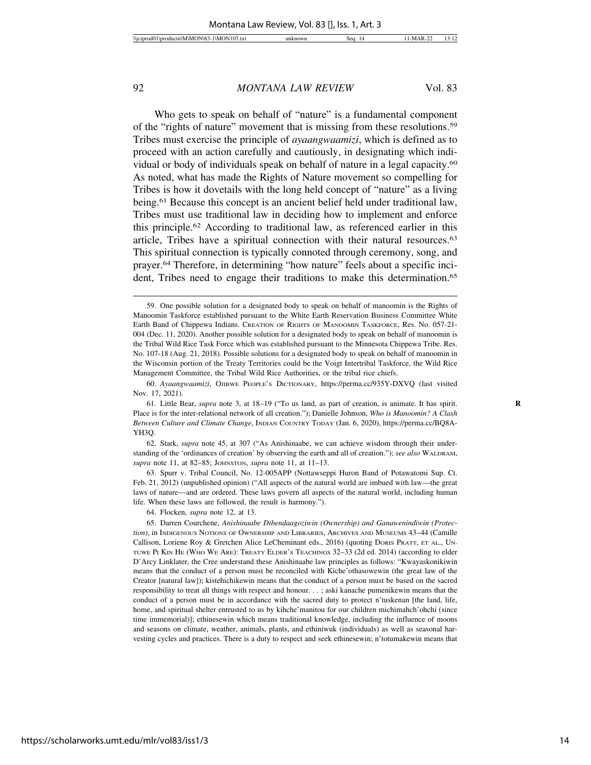Who gets to speak on behalf of "nature" is a fundamental component of the "rights of nature" movement that is missing from these resolutions.[59] Tribes must exercise the principle of *ayaangwaamizi*, which is defined as to proceed with an action carefully and cautiously, in designating which individual or body of individuals speak on behalf of nature in a legal capacity.[60] As noted, what has made the Rights of Nature movement so compelling for Tribes is how it dovetails with the long held concept of "nature" as a living being.[61] Because this concept is an ancient belief held under traditional law, Tribes must use traditional law in deciding how to implement and enforce this principle.[62] According to traditional law, as referenced earlier in this article, Tribes have a spiritual connection with their natural resources.[63] This spiritual connection is typically connoted through ceremony, song, and prayer.[64] Therefore, in determining "how nature" feels about a specific incident, Tribes need to engage their traditions to make this determination.[65]

---

59. One possible solution for a designated body to speak on behalf of manoomin is the Rights of Manoomin Taskforce established pursuant to the White Earth Reservation Business Committee White Earth Band of Chippewa Indians. CREATION OF RIGHTS OF MANOOMIN TASKFORCE, Res. No. 057-21-004 (Dec. 11, 2020). Another possible solution for a designated body to speak on behalf of manoomin is the Tribal Wild Rice Task Force which was established pursuant to the Minnesota Chippewa Tribe. Res. No. 107-18 (Aug. 21, 2018). Possible solutions for a designated body to speak on behalf of manoomin in the Wisconsin portion of the Treaty Territories could be the Voigt Intertribal Taskforce, the Wild Rice Management Committee, the Tribal Wild Rice Authorities, or the tribal rice chiefs.

60. *Ayaangwaamizi*, OJIBWE PEOPLE'S DICTIONARY, https://perma.cc/935Y-DXVQ (last visited Nov. 17, 2021).

61. Little Bear, *supra* note 3, at 18–19 ("To us land, as part of creation, is animate. It has spirit. Place is for the inter-relational network of all creation."); Danielle Johnson, *Who is Manoomin? A Clash Between Culture and Climate Change*, INDIAN COUNTRY TODAY (Jan. 6, 2020), https://perma.cc/BQ8A-YH3Q.

62. Stark, *supra* note 45, at 307 ("As Anishinaabe, we can achieve wisdom through their understanding of the 'ordinances of creation' by observing the earth and all of creation."); *see also* WALDRAM, *supra* note 11, at 82–85; JOHNSTON, *supra* note 11, at 11–13.

63. Spurr v. Tribal Council, No. 12-005APP (Nottawseppi Huron Band of Potawatomi Sup. Ct. Feb. 21, 2012) (unpublished opinion) ("All aspects of the natural world are imbued with law—the great laws of nature—and are ordered. These laws govern all aspects of the natural world, including human life. When these laws are followed, the result is harmony.").

64. Flocken, *supra* note 12, at 13.

65. Darren Courchene, *Anishinaabe Dibendaagoziwin (Ownership) and Ganawenindiwin (Protection)*, in INDIGENOUS NOTIONS OF OWNERSHIP AND LIBRARIES, ARCHIVES AND MUSEUMS 43–44 (Camille Callison, Loriene Roy & Gretchen Alice LeCheminant eds., 2016) (quoting DORIS PRATT, ET AL., UNTUWE PI KIN HE (WHO WE ARE): TREATY ELDER'S TEACHINGS 32–33 (2d ed. 2014) (according to elder D'Arcy Linklater, the Cree understand these Anishinaabe law principles as follows: "Kwayaskonikiwin means that the conduct of a person must be reconciled with Kiche'othasowewin (the great law of the Creator [natural law]); kistehichikewin means that the conduct of a person must be based on the sacred responsibility to treat all things with respect and honour. . . ; aski kanache pumenikewin means that the conduct of a person must be in accordance with the sacred duty to protect n'tuskenan [the land, life, home, and spiritual shelter entrusted to us by kihche'manitou for our children michimahch'ohchi (since time immemorial)]; ethinesewin which means traditional knowledge, including the influence of moons and seasons on climate, weather, animals, plants, and ethiniwuk (individuals) as well as seasonal harvesting cycles and practices. There is a duty to respect and seek ethinesewin; n'totumakewin means that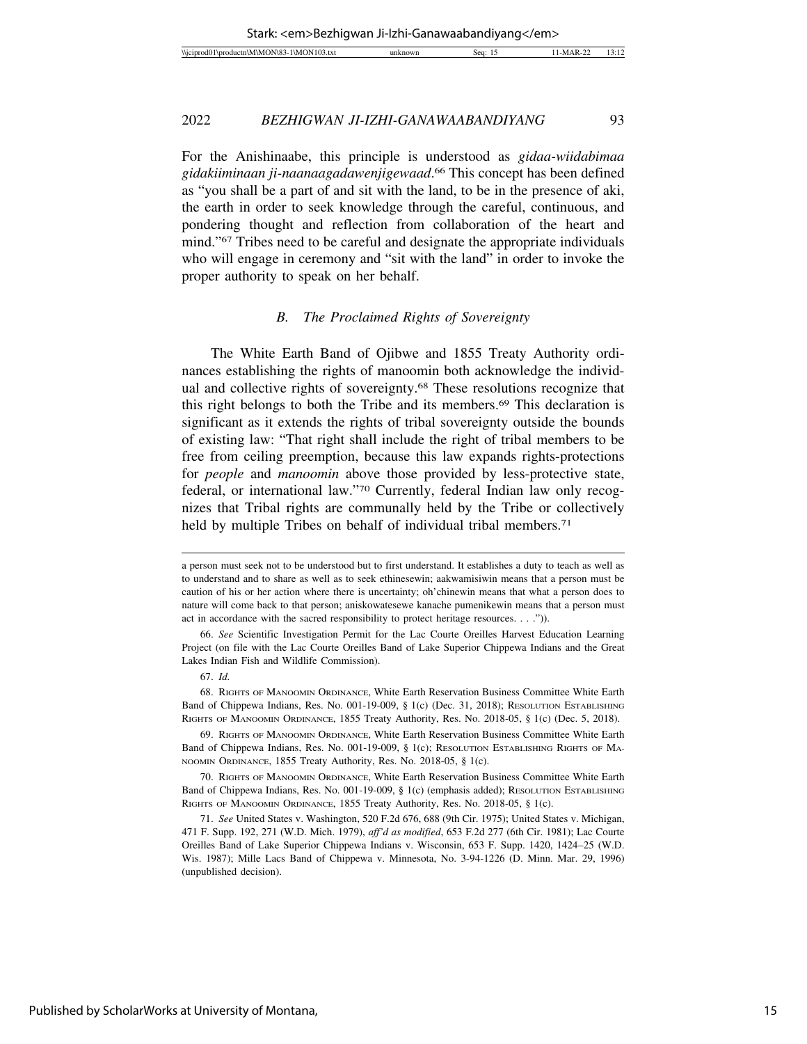For the Anishinaabe, this principle is understood as *gidaa-wiidabimaa gidakiiminaan ji-naanaagadawenjigewaad*.[66] This concept has been defined as "you shall be a part of and sit with the land, to be in the presence of aki, the earth in order to seek knowledge through the careful, continuous, and pondering thought and reflection from collaboration of the heart and mind."[67] Tribes need to be careful and designate the appropriate individuals who will engage in ceremony and "sit with the land" in order to invoke the proper authority to speak on her behalf.

### *B. The Proclaimed Rights of Sovereignty*

The White Earth Band of Ojibwe and 1855 Treaty Authority ordinances establishing the rights of manoomin both acknowledge the individual and collective rights of sovereignty.[68] These resolutions recognize that this right belongs to both the Tribe and its members.[69] This declaration is significant as it extends the rights of tribal sovereignty outside the bounds of existing law: "That right shall include the right of tribal members to be free from ceiling preemption, because this law expands rights-protections for *people* and *manoomin* above those provided by less-protective state, federal, or international law."[70] Currently, federal Indian law only recognizes that Tribal rights are communally held by the Tribe or collectively held by multiple Tribes on behalf of individual tribal members.[71]

---

a person must seek not to be understood but to first understand. It establishes a duty to teach as well as to understand and to share as well as to seek ethinesewin; aakwamisiwin means that a person must be caution of his or her action where there is uncertainty; oh'chinewin means that what a person does to nature will come back to that person; aniskowatesewe kanache pumenikewin means that a person must act in accordance with the sacred responsibility to protect heritage resources. . . .")).

66. *See* Scientific Investigation Permit for the Lac Courte Oreilles Harvest Education Learning Project (on file with the Lac Courte Oreilles Band of Lake Superior Chippewa Indians and the Great Lakes Indian Fish and Wildlife Commission).

67. *Id.*

68. Rights of Manoomin Ordinance, White Earth Reservation Business Committee White Earth Band of Chippewa Indians, Res. No. 001-19-009, § 1(c) (Dec. 31, 2018); Resolution Establishing Rights of Manoomin Ordinance, 1855 Treaty Authority, Res. No. 2018-05, § 1(c) (Dec. 5, 2018).

69. Rights of Manoomin Ordinance, White Earth Reservation Business Committee White Earth Band of Chippewa Indians, Res. No. 001-19-009, § 1(c); Resolution Establishing Rights of Manoomin Ordinance, 1855 Treaty Authority, Res. No. 2018-05, § 1(c).

70. Rights of Manoomin Ordinance, White Earth Reservation Business Committee White Earth Band of Chippewa Indians, Res. No. 001-19-009, § 1(c) (emphasis added); Resolution Establishing Rights of Manoomin Ordinance, 1855 Treaty Authority, Res. No. 2018-05, § 1(c).

71. *See* United States v. Washington, 520 F.2d 676, 688 (9th Cir. 1975); United States v. Michigan, 471 F. Supp. 192, 271 (W.D. Mich. 1979), *aff'd as modified*, 653 F.2d 277 (6th Cir. 1981); Lac Courte Oreilles Band of Lake Superior Chippewa Indians v. Wisconsin, 653 F. Supp. 1420, 1424–25 (W.D. Wis. 1987); Mille Lacs Band of Chippewa v. Minnesota, No. 3-94-1226 (D. Minn. Mar. 29, 1996) (unpublished decision).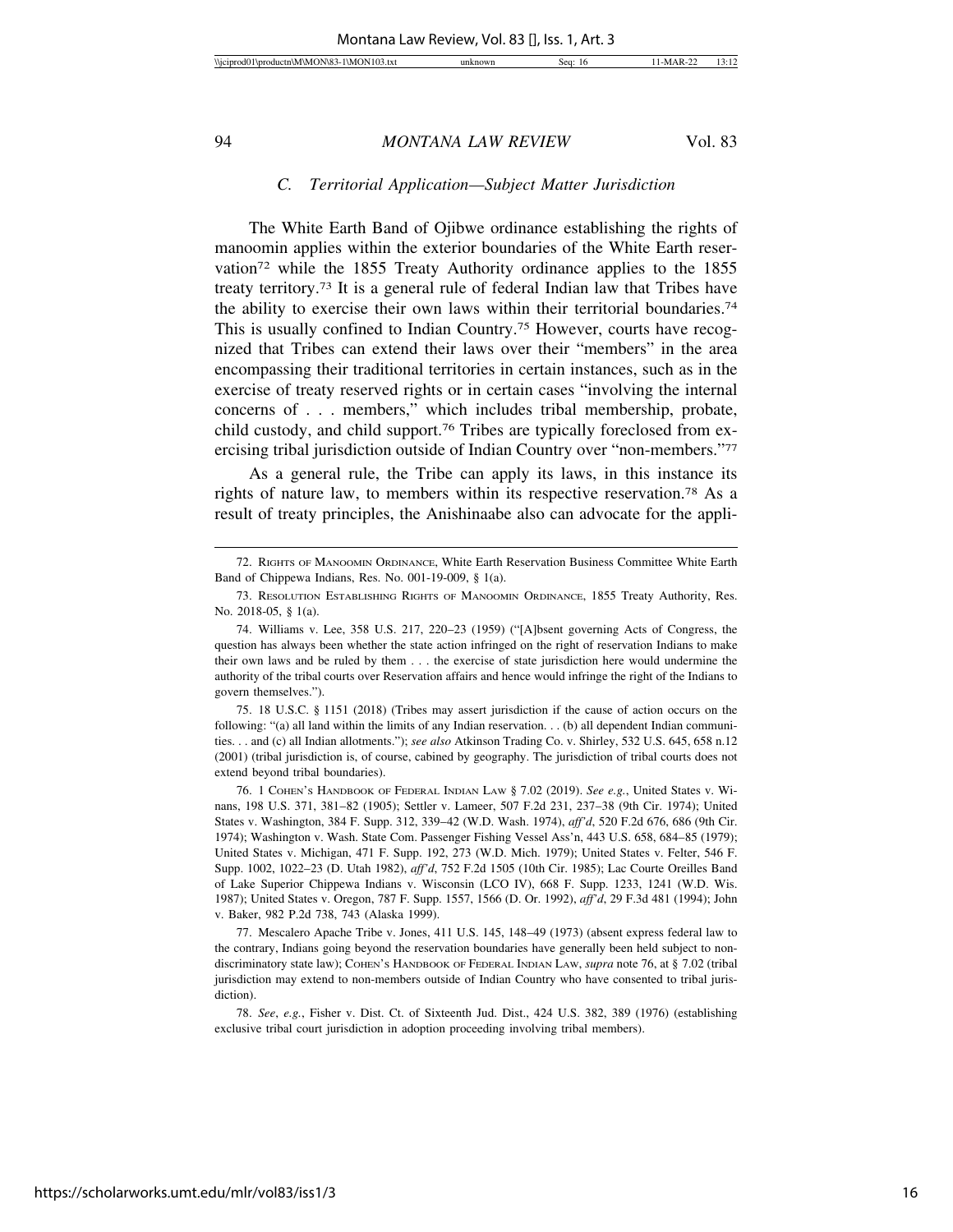### C. *Territorial Application—Subject Matter Jurisdiction*

The White Earth Band of Ojibwe ordinance establishing the rights of manoomin applies within the exterior boundaries of the White Earth reservation[72] while the 1855 Treaty Authority ordinance applies to the 1855 treaty territory.[73] It is a general rule of federal Indian law that Tribes have the ability to exercise their own laws within their territorial boundaries.[74] This is usually confined to Indian Country.[75] However, courts have recognized that Tribes can extend their laws over their "members" in the area encompassing their traditional territories in certain instances, such as in the exercise of treaty reserved rights or in certain cases "involving the internal concerns of . . . members," which includes tribal membership, probate, child custody, and child support.[76] Tribes are typically foreclosed from exercising tribal jurisdiction outside of Indian Country over "non-members."[77]

As a general rule, the Tribe can apply its laws, in this instance its rights of nature law, to members within its respective reservation.[78] As a result of treaty principles, the Anishinaabe also can advocate for the appli-

---

72. Rights of Manoomin Ordinance, White Earth Reservation Business Committee White Earth Band of Chippewa Indians, Res. No. 001-19-009, § 1(a).

73. Resolution Establishing Rights of Manoomin Ordinance, 1855 Treaty Authority, Res. No. 2018-05, § 1(a).

74. Williams v. Lee, 358 U.S. 217, 220–23 (1959) ("[A]bsent governing Acts of Congress, the question has always been whether the state action infringed on the right of reservation Indians to make their own laws and be ruled by them . . . the exercise of state jurisdiction here would undermine the authority of the tribal courts over Reservation affairs and hence would infringe the right of the Indians to govern themselves.").

75. 18 U.S.C. § 1151 (2018) (Tribes may assert jurisdiction if the cause of action occurs on the following: "(a) all land within the limits of any Indian reservation. . . (b) all dependent Indian communities. . . and (c) all Indian allotments."); *see also* Atkinson Trading Co. v. Shirley, 532 U.S. 645, 658 n.12 (2001) (tribal jurisdiction is, of course, cabined by geography. The jurisdiction of tribal courts does not extend beyond tribal boundaries).

76. 1 Cohen's Handbook of Federal Indian Law § 7.02 (2019). *See e.g.*, United States v. Winans, 198 U.S. 371, 381–82 (1905); Settler v. Lameer, 507 F.2d 231, 237–38 (9th Cir. 1974); United States v. Washington, 384 F. Supp. 312, 339–42 (W.D. Wash. 1974), *aff'd*, 520 F.2d 676, 686 (9th Cir. 1974); Washington v. Wash. State Com. Passenger Fishing Vessel Ass'n, 443 U.S. 658, 684–85 (1979); United States v. Michigan, 471 F. Supp. 192, 273 (W.D. Mich. 1979); United States v. Felter, 546 F. Supp. 1002, 1022–23 (D. Utah 1982), *aff'd*, 752 F.2d 1505 (10th Cir. 1985); Lac Courte Oreilles Band of Lake Superior Chippewa Indians v. Wisconsin (LCO IV), 668 F. Supp. 1233, 1241 (W.D. Wis. 1987); United States v. Oregon, 787 F. Supp. 1557, 1566 (D. Or. 1992), *aff'd*, 29 F.3d 481 (1994); John v. Baker, 982 P.2d 738, 743 (Alaska 1999).

77. Mescalero Apache Tribe v. Jones, 411 U.S. 145, 148–49 (1973) (absent express federal law to the contrary, Indians going beyond the reservation boundaries have generally been held subject to non-discriminatory state law); Cohen's Handbook of Federal Indian Law, *supra* note 76, at § 7.02 (tribal jurisdiction may extend to non-members outside of Indian Country who have consented to tribal jurisdiction).

78. *See*, *e.g.*, Fisher v. Dist. Ct. of Sixteenth Jud. Dist., 424 U.S. 382, 389 (1976) (establishing exclusive tribal court jurisdiction in adoption proceeding involving tribal members).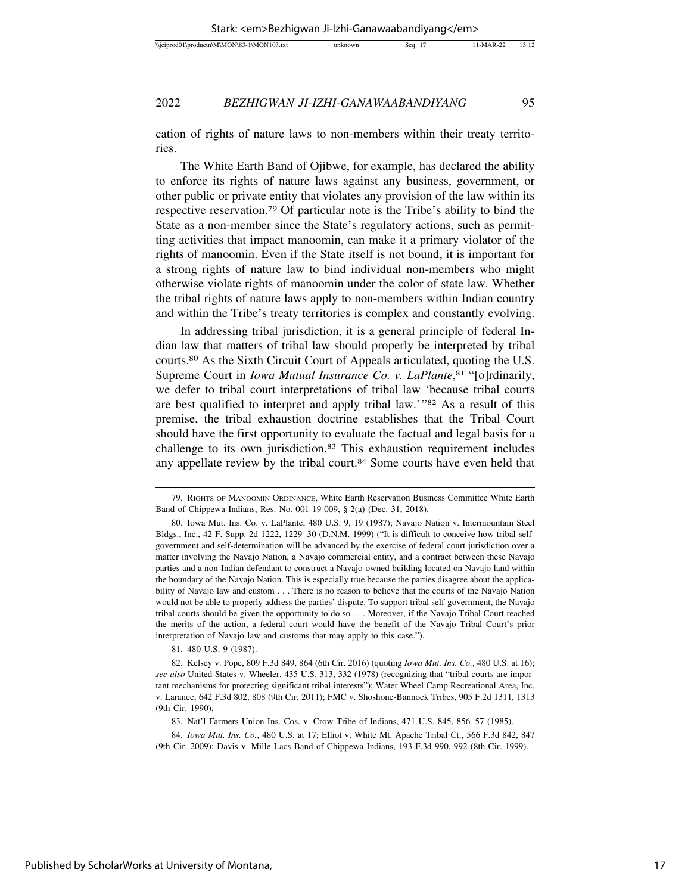cation of rights of nature laws to non-members within their treaty territories.

The White Earth Band of Ojibwe, for example, has declared the ability to enforce its rights of nature laws against any business, government, or other public or private entity that violates any provision of the law within its respective reservation.[79] Of particular note is the Tribe's ability to bind the State as a non-member since the State's regulatory actions, such as permitting activities that impact manoomin, can make it a primary violator of the rights of manoomin. Even if the State itself is not bound, it is important for a strong rights of nature law to bind individual non-members who might otherwise violate rights of manoomin under the color of state law. Whether the tribal rights of nature laws apply to non-members within Indian country and within the Tribe's treaty territories is complex and constantly evolving.

In addressing tribal jurisdiction, it is a general principle of federal Indian law that matters of tribal law should properly be interpreted by tribal courts.[80] As the Sixth Circuit Court of Appeals articulated, quoting the U.S. Supreme Court in *Iowa Mutual Insurance Co. v. LaPlante*,[81] "[o]rdinarily, we defer to tribal court interpretations of tribal law 'because tribal courts are best qualified to interpret and apply tribal law.'"[82] As a result of this premise, the tribal exhaustion doctrine establishes that the Tribal Court should have the first opportunity to evaluate the factual and legal basis for a challenge to its own jurisdiction.[83] This exhaustion requirement includes any appellate review by the tribal court.[84] Some courts have even held that

---

79. Rights of Manoomin Ordinance, White Earth Reservation Business Committee White Earth Band of Chippewa Indians, Res. No. 001-19-009, § 2(a) (Dec. 31, 2018).

80. Iowa Mut. Ins. Co. v. LaPlante, 480 U.S. 9, 19 (1987); Navajo Nation v. Intermountain Steel Bldgs., Inc., 42 F. Supp. 2d 1222, 1229–30 (D.N.M. 1999) ("It is difficult to conceive how tribal self-government and self-determination will be advanced by the exercise of federal court jurisdiction over a matter involving the Navajo Nation, a Navajo commercial entity, and a contract between these Navajo parties and a non-Indian defendant to construct a Navajo-owned building located on Navajo land within the boundary of the Navajo Nation. This is especially true because the parties disagree about the applicability of Navajo law and custom . . . There is no reason to believe that the courts of the Navajo Nation would not be able to properly address the parties' dispute. To support tribal self-government, the Navajo tribal courts should be given the opportunity to do so . . . Moreover, if the Navajo Tribal Court reached the merits of the action, a federal court would have the benefit of the Navajo Tribal Court's prior interpretation of Navajo law and customs that may apply to this case.").

81. 480 U.S. 9 (1987).

82. Kelsey v. Pope, 809 F.3d 849, 864 (6th Cir. 2016) (quoting *Iowa Mut. Ins. Co.*, 480 U.S. at 16); *see also* United States v. Wheeler, 435 U.S. 313, 332 (1978) (recognizing that "tribal courts are important mechanisms for protecting significant tribal interests"); Water Wheel Camp Recreational Area, Inc. v. Larance, 642 F.3d 802, 808 (9th Cir. 2011); FMC v. Shoshone-Bannock Tribes, 905 F.2d 1311, 1313 (9th Cir. 1990).

83. Nat'l Farmers Union Ins. Cos. v. Crow Tribe of Indians, 471 U.S. 845, 856–57 (1985).

84. *Iowa Mut. Ins. Co.*, 480 U.S. at 17; Elliot v. White Mt. Apache Tribal Ct., 566 F.3d 842, 847 (9th Cir. 2009); Davis v. Mille Lacs Band of Chippewa Indians, 193 F.3d 990, 992 (8th Cir. 1999).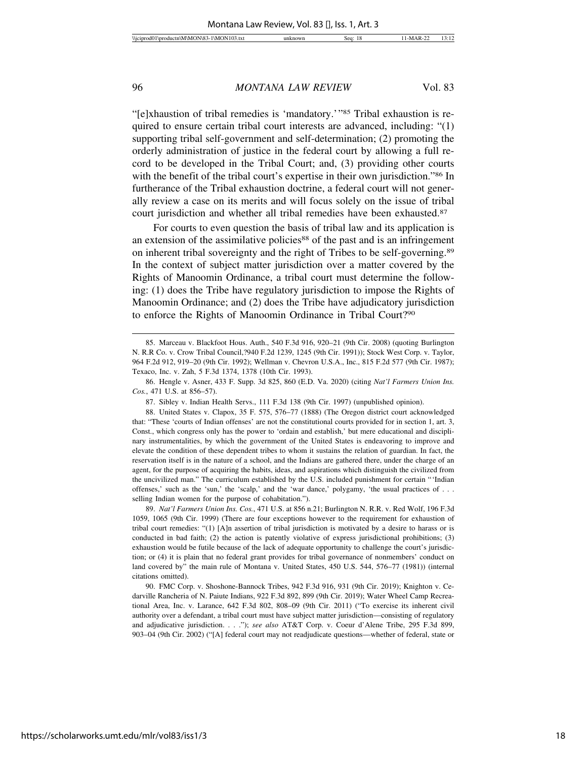"[e]xhaustion of tribal remedies is 'mandatory.'"[85] Tribal exhaustion is required to ensure certain tribal court interests are advanced, including: "(1) supporting tribal self-government and self-determination; (2) promoting the orderly administration of justice in the federal court by allowing a full record to be developed in the Tribal Court; and, (3) providing other courts with the benefit of the tribal court's expertise in their own jurisdiction."[86] In furtherance of the Tribal exhaustion doctrine, a federal court will not generally review a case on its merits and will focus solely on the issue of tribal court jurisdiction and whether all tribal remedies have been exhausted.[87]

For courts to even question the basis of tribal law and its application is an extension of the assimilative policies[88] of the past and is an infringement on inherent tribal sovereignty and the right of Tribes to be self-governing.[89] In the context of subject matter jurisdiction over a matter covered by the Rights of Manoomin Ordinance, a tribal court must determine the following: (1) does the Tribe have regulatory jurisdiction to impose the Rights of Manoomin Ordinance; and (2) does the Tribe have adjudicatory jurisdiction to enforce the Rights of Manoomin Ordinance in Tribal Court?[90]

---

85. Marceau v. Blackfoot Hous. Auth., 540 F.3d 916, 920–21 (9th Cir. 2008) (quoting Burlington N. R.R Co. v. Crow Tribal Council,?940 F.2d 1239, 1245 (9th Cir. 1991)); Stock West Corp. v. Taylor, 964 F.2d 912, 919–20 (9th Cir. 1992); Wellman v. Chevron U.S.A., Inc., 815 F.2d 577 (9th Cir. 1987); Texaco, Inc. v. Zah, 5 F.3d 1374, 1378 (10th Cir. 1993).

86. Hengle v. Asner, 433 F. Supp. 3d 825, 860 (E.D. Va. 2020) (citing *Nat'l Farmers Union Ins. Cos.*, 471 U.S. at 856–57).

87. Sibley v. Indian Health Servs., 111 F.3d 138 (9th Cir. 1997) (unpublished opinion).

88. United States v. Clapox, 35 F. 575, 576–77 (1888) (The Oregon district court acknowledged that: "These 'courts of Indian offenses' are not the constitutional courts provided for in section 1, art. 3, Const., which congress only has the power to 'ordain and establish,' but mere educational and disciplinary instrumentalities, by which the government of the United States is endeavoring to improve and elevate the condition of these dependent tribes to whom it sustains the relation of guardian. In fact, the reservation itself is in the nature of a school, and the Indians are gathered there, under the charge of an agent, for the purpose of acquiring the habits, ideas, and aspirations which distinguish the civilized from the uncivilized man." The curriculum established by the U.S. included punishment for certain "'Indian offenses,' such as the 'sun,' the 'scalp,' and the 'war dance,' polygamy, 'the usual practices of . . . selling Indian women for the purpose of cohabitation.").

89. *Nat'l Farmers Union Ins. Cos.*, 471 U.S. at 856 n.21; Burlington N. R.R. v. Red Wolf, 196 F.3d 1059, 1065 (9th Cir. 1999) (There are four exceptions however to the requirement for exhaustion of tribal court remedies: "(1) [A]n assertion of tribal jurisdiction is motivated by a desire to harass or is conducted in bad faith; (2) the action is patently violative of express jurisdictional prohibitions; (3) exhaustion would be futile because of the lack of adequate opportunity to challenge the court's jurisdiction; or (4) it is plain that no federal grant provides for tribal governance of nonmembers' conduct on land covered by" the main rule of Montana v. United States, 450 U.S. 544, 576–77 (1981)) (internal citations omitted).

90. FMC Corp. v. Shoshone-Bannock Tribes, 942 F.3d 916, 931 (9th Cir. 2019); Knighton v. Cedarville Rancheria of N. Paiute Indians, 922 F.3d 892, 899 (9th Cir. 2019); Water Wheel Camp Recreational Area, Inc. v. Larance, 642 F.3d 802, 808–09 (9th Cir. 2011) ("To exercise its inherent civil authority over a defendant, a tribal court must have subject matter jurisdiction—consisting of regulatory and adjudicative jurisdiction. . . ."); *see also* AT&T Corp. v. Coeur d'Alene Tribe, 295 F.3d 899, 903–04 (9th Cir. 2002) ("[A] federal court may not readjudicate questions—whether of federal, state or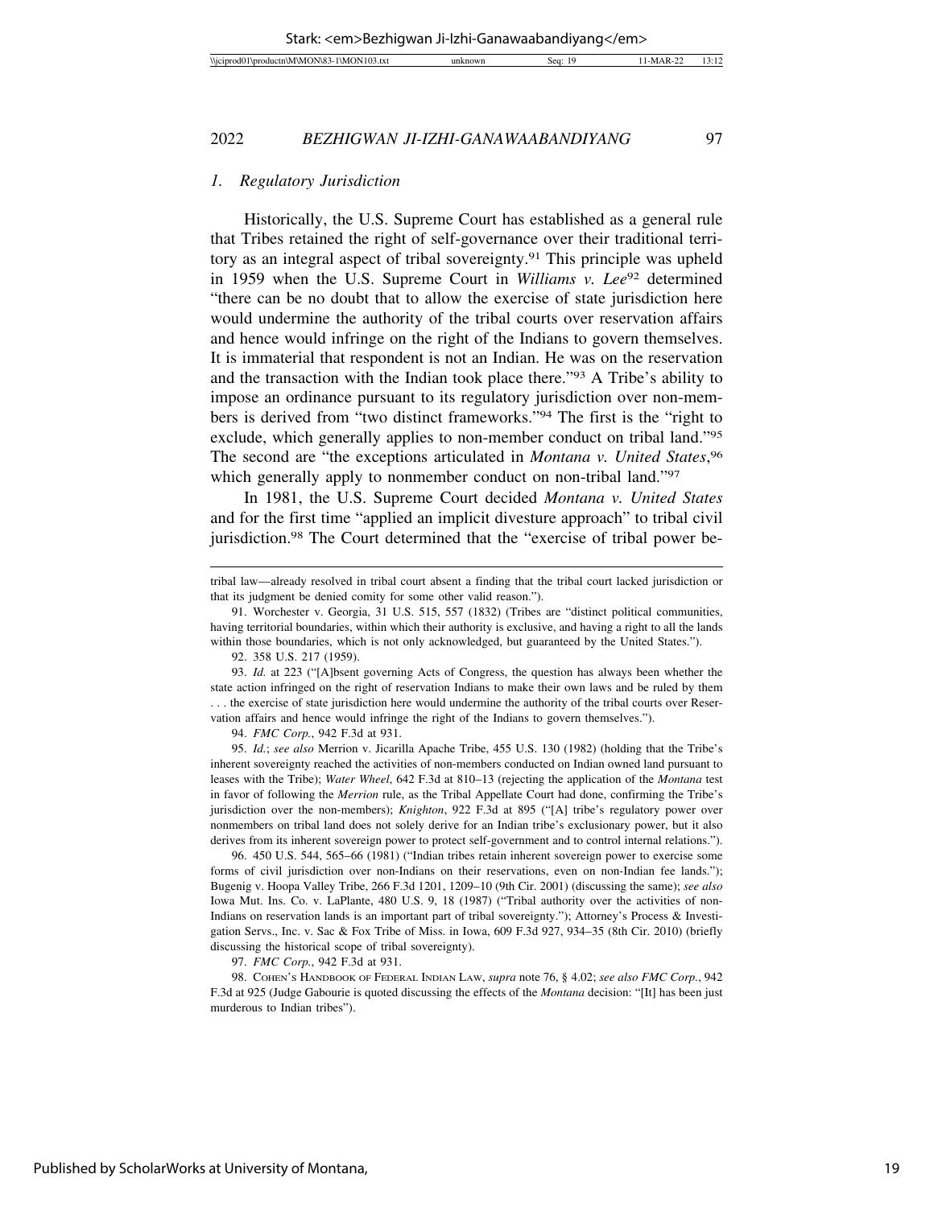### 1. *Regulatory Jurisdiction*

Historically, the U.S. Supreme Court has established as a general rule that Tribes retained the right of self-governance over their traditional territory as an integral aspect of tribal sovereignty.[91] This principle was upheld in 1959 when the U.S. Supreme Court in *Williams v. Lee*[92] determined "there can be no doubt that to allow the exercise of state jurisdiction here would undermine the authority of the tribal courts over reservation affairs and hence would infringe on the right of the Indians to govern themselves. It is immaterial that respondent is not an Indian. He was on the reservation and the transaction with the Indian took place there."[93] A Tribe's ability to impose an ordinance pursuant to its regulatory jurisdiction over non-members is derived from "two distinct frameworks."[94] The first is the "right to exclude, which generally applies to non-member conduct on tribal land."[95] The second are "the exceptions articulated in *Montana v. United States*,[96] which generally apply to nonmember conduct on non-tribal land."[97]

In 1981, the U.S. Supreme Court decided *Montana v. United States* and for the first time "applied an implicit divesture approach" to tribal civil jurisdiction.[98] The Court determined that the "exercise of tribal power be-

---

tribal law—already resolved in tribal court absent a finding that the tribal court lacked jurisdiction or that its judgment be denied comity for some other valid reason.").

91. Worchester v. Georgia, 31 U.S. 515, 557 (1832) (Tribes are "distinct political communities, having territorial boundaries, within which their authority is exclusive, and having a right to all the lands within those boundaries, which is not only acknowledged, but guaranteed by the United States.").

92. 358 U.S. 217 (1959).

93. *Id.* at 223 ("[A]bsent governing Acts of Congress, the question has always been whether the state action infringed on the right of reservation Indians to make their own laws and be ruled by them . . . the exercise of state jurisdiction here would undermine the authority of the tribal courts over Reservation affairs and hence would infringe the right of the Indians to govern themselves.").

94. *FMC Corp.*, 942 F.3d at 931.

95. *Id.*; *see also* Merrion v. Jicarilla Apache Tribe, 455 U.S. 130 (1982) (holding that the Tribe's inherent sovereignty reached the activities of non-members conducted on Indian owned land pursuant to leases with the Tribe); *Water Wheel*, 642 F.3d at 810–13 (rejecting the application of the *Montana* test in favor of following the *Merrion* rule, as the Tribal Appellate Court had done, confirming the Tribe's jurisdiction over the non-members); *Knighton*, 922 F.3d at 895 ("[A] tribe's regulatory power over nonmembers on tribal land does not solely derive for an Indian tribe's exclusionary power, but it also derives from its inherent sovereign power to protect self-government and to control internal relations.").

96. 450 U.S. 544, 565–66 (1981) ("Indian tribes retain inherent sovereign power to exercise some forms of civil jurisdiction over non-Indians on their reservations, even on non-Indian fee lands."); Bugenig v. Hoopa Valley Tribe, 266 F.3d 1201, 1209–10 (9th Cir. 2001) (discussing the same); *see also* Iowa Mut. Ins. Co. v. LaPlante, 480 U.S. 9, 18 (1987) ("Tribal authority over the activities of non-Indians on reservation lands is an important part of tribal sovereignty."); Attorney's Process & Investigation Servs., Inc. v. Sac & Fox Tribe of Miss. in Iowa, 609 F.3d 927, 934–35 (8th Cir. 2010) (briefly discussing the historical scope of tribal sovereignty).

97. *FMC Corp.*, 942 F.3d at 931.

98. COHEN'S HANDBOOK OF FEDERAL INDIAN LAW, *supra* note 76, § 4.02; *see also FMC Corp.*, 942 F.3d at 925 (Judge Gabourie is quoted discussing the effects of the *Montana* decision: "[It] has been just murderous to Indian tribes").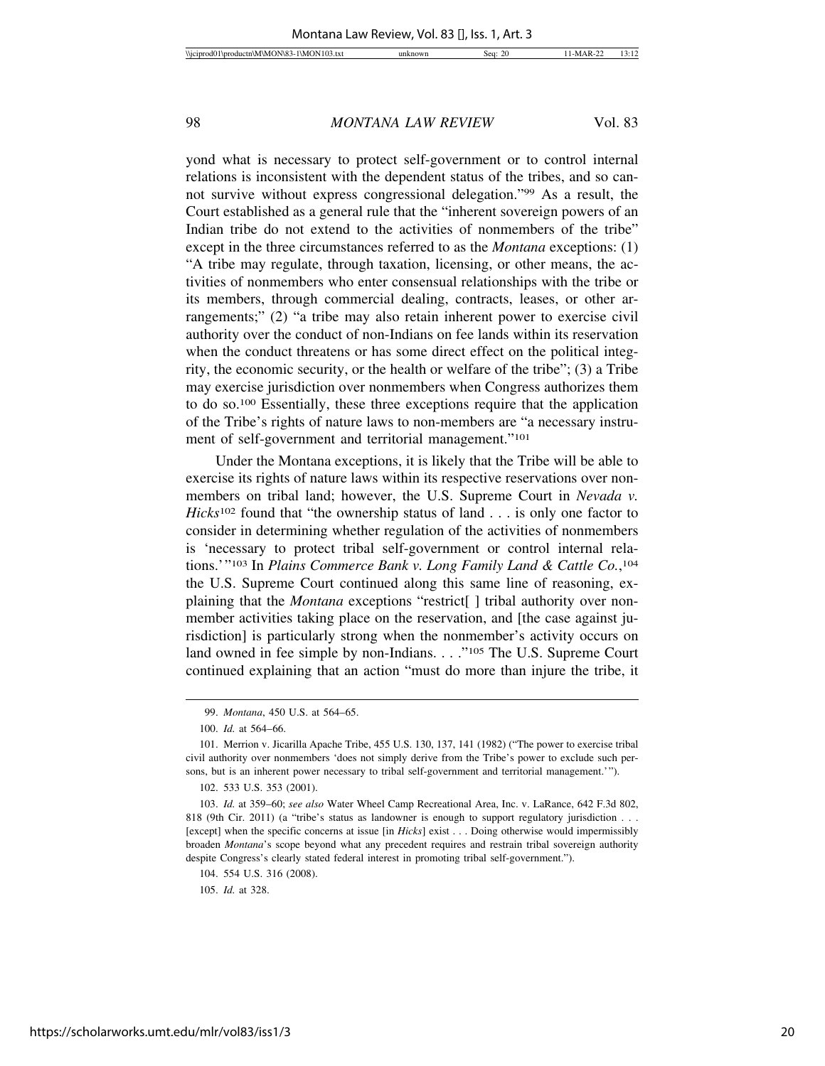yond what is necessary to protect self-government or to control internal relations is inconsistent with the dependent status of the tribes, and so cannot survive without express congressional delegation."[99] As a result, the Court established as a general rule that the "inherent sovereign powers of an Indian tribe do not extend to the activities of nonmembers of the tribe" except in the three circumstances referred to as the *Montana* exceptions: (1) "A tribe may regulate, through taxation, licensing, or other means, the activities of nonmembers who enter consensual relationships with the tribe or its members, through commercial dealing, contracts, leases, or other arrangements;" (2) "a tribe may also retain inherent power to exercise civil authority over the conduct of non-Indians on fee lands within its reservation when the conduct threatens or has some direct effect on the political integrity, the economic security, or the health or welfare of the tribe"; (3) a Tribe may exercise jurisdiction over nonmembers when Congress authorizes them to do so.[100] Essentially, these three exceptions require that the application of the Tribe's rights of nature laws to non-members are "a necessary instrument of self-government and territorial management."[101]

Under the Montana exceptions, it is likely that the Tribe will be able to exercise its rights of nature laws within its respective reservations over nonmembers on tribal land; however, the U.S. Supreme Court in *Nevada v. Hicks*[102] found that "the ownership status of land . . . is only one factor to consider in determining whether regulation of the activities of nonmembers is 'necessary to protect tribal self-government or control internal relations.'"[103] In *Plains Commerce Bank v. Long Family Land & Cattle Co.*,[104] the U.S. Supreme Court continued along this same line of reasoning, explaining that the *Montana* exceptions "restrict[ ] tribal authority over nonmember activities taking place on the reservation, and [the case against jurisdiction] is particularly strong when the nonmember's activity occurs on land owned in fee simple by non-Indians. . . ."[105] The U.S. Supreme Court continued explaining that an action "must do more than injure the tribe, it

---

99. *Montana*, 450 U.S. at 564–65.

100. *Id.* at 564–66.

101. Merrion v. Jicarilla Apache Tribe, 455 U.S. 130, 137, 141 (1982) ("The power to exercise tribal civil authority over nonmembers 'does not simply derive from the Tribe's power to exclude such persons, but is an inherent power necessary to tribal self-government and territorial management.'").

102. 533 U.S. 353 (2001).

103. *Id.* at 359–60; *see also* Water Wheel Camp Recreational Area, Inc. v. LaRance, 642 F.3d 802, 818 (9th Cir. 2011) (a "tribe's status as landowner is enough to support regulatory jurisdiction . . . [except] when the specific concerns at issue [in *Hicks*] exist . . . Doing otherwise would impermissibly broaden *Montana*'s scope beyond what any precedent requires and restrain tribal sovereign authority despite Congress's clearly stated federal interest in promoting tribal self-government.").

104. 554 U.S. 316 (2008).

105. *Id.* at 328.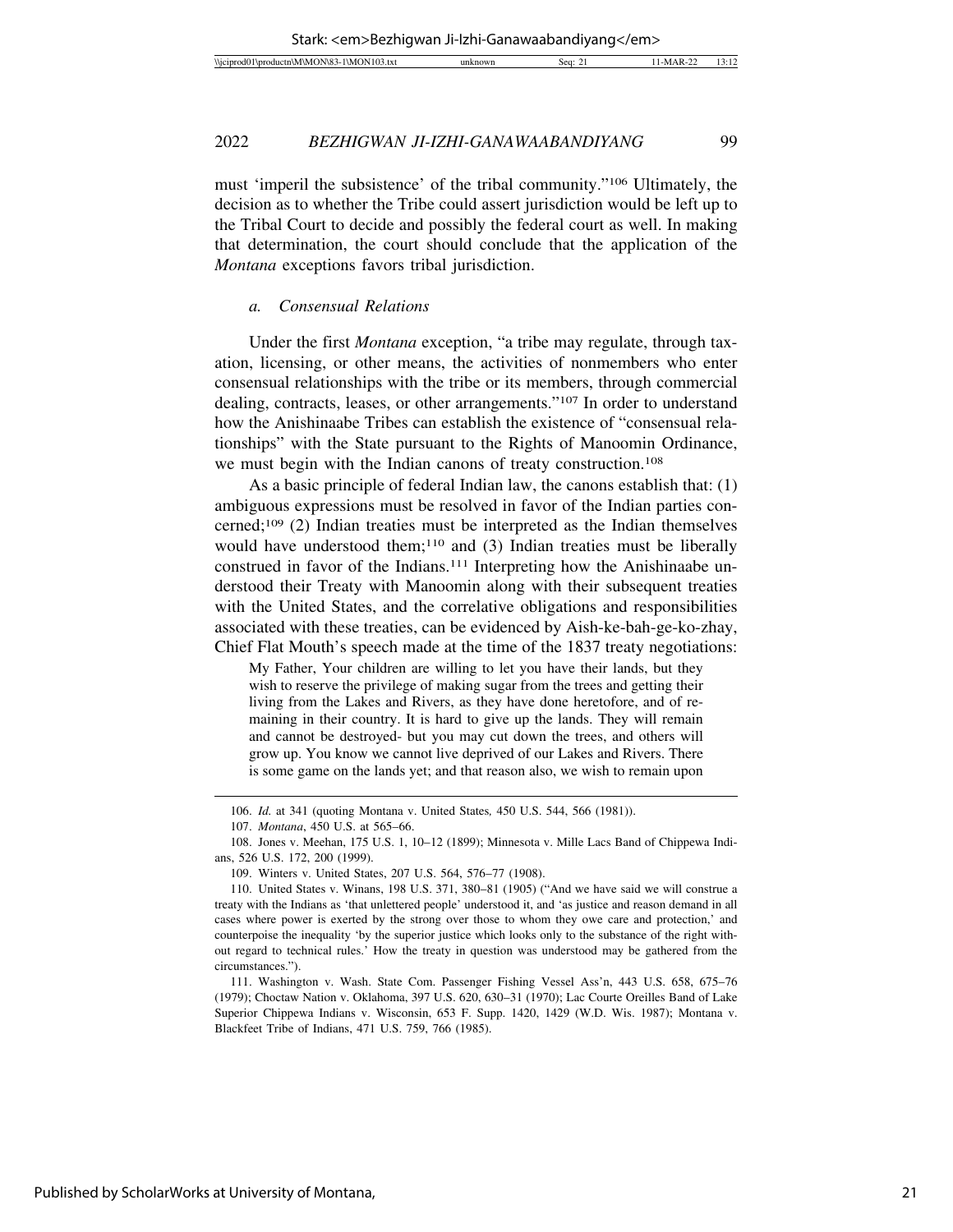must 'imperil the subsistence' of the tribal community."[106] Ultimately, the decision as to whether the Tribe could assert jurisdiction would be left up to the Tribal Court to decide and possibly the federal court as well. In making that determination, the court should conclude that the application of the *Montana* exceptions favors tribal jurisdiction.

### *a. Consensual Relations*

Under the first *Montana* exception, "a tribe may regulate, through taxation, licensing, or other means, the activities of nonmembers who enter consensual relationships with the tribe or its members, through commercial dealing, contracts, leases, or other arrangements."[107] In order to understand how the Anishinaabe Tribes can establish the existence of "consensual relationships" with the State pursuant to the Rights of Manoomin Ordinance, we must begin with the Indian canons of treaty construction.[108]

As a basic principle of federal Indian law, the canons establish that: (1) ambiguous expressions must be resolved in favor of the Indian parties concerned;[109] (2) Indian treaties must be interpreted as the Indian themselves would have understood them;[110] and (3) Indian treaties must be liberally construed in favor of the Indians.[111] Interpreting how the Anishinaabe understood their Treaty with Manoomin along with their subsequent treaties with the United States, and the correlative obligations and responsibilities associated with these treaties, can be evidenced by Aish-ke-bah-ge-ko-zhay, Chief Flat Mouth's speech made at the time of the 1837 treaty negotiations:

> My Father, Your children are willing to let you have their lands, but they wish to reserve the privilege of making sugar from the trees and getting their living from the Lakes and Rivers, as they have done heretofore, and of remaining in their country. It is hard to give up the lands. They will remain and cannot be destroyed- but you may cut down the trees, and others will grow up. You know we cannot live deprived of our Lakes and Rivers. There is some game on the lands yet; and that reason also, we wish to remain upon

---

106. *Id.* at 341 (quoting Montana v. United States*,* 450 U.S. 544, 566 (1981)).

107. *Montana*, 450 U.S. at 565–66.

108. Jones v. Meehan, 175 U.S. 1, 10–12 (1899); Minnesota v. Mille Lacs Band of Chippewa Indians, 526 U.S. 172, 200 (1999).

109. Winters v. United States, 207 U.S. 564, 576–77 (1908).

110. United States v. Winans, 198 U.S. 371, 380–81 (1905) ("And we have said we will construe a treaty with the Indians as 'that unlettered people' understood it, and 'as justice and reason demand in all cases where power is exerted by the strong over those to whom they owe care and protection,' and counterpoise the inequality 'by the superior justice which looks only to the substance of the right without regard to technical rules.' How the treaty in question was understood may be gathered from the circumstances.").

111. Washington v. Wash. State Com. Passenger Fishing Vessel Ass'n, 443 U.S. 658, 675–76 (1979); Choctaw Nation v. Oklahoma, 397 U.S. 620, 630–31 (1970); Lac Courte Oreilles Band of Lake Superior Chippewa Indians v. Wisconsin, 653 F. Supp. 1420, 1429 (W.D. Wis. 1987); Montana v. Blackfeet Tribe of Indians, 471 U.S. 759, 766 (1985).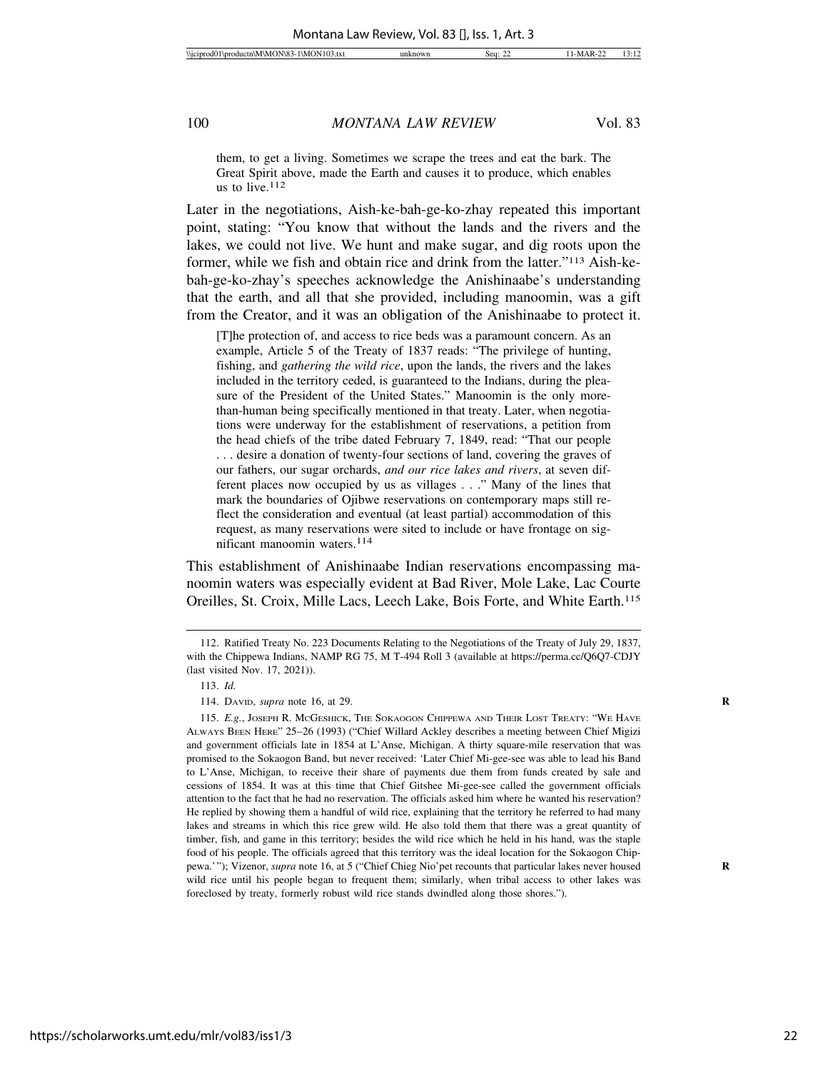them, to get a living. Sometimes we scrape the trees and eat the bark. The Great Spirit above, made the Earth and causes it to produce, which enables us to live.[112]

Later in the negotiations, Aish-ke-bah-ge-ko-zhay repeated this important point, stating: "You know that without the lands and the rivers and the lakes, we could not live. We hunt and make sugar, and dig roots upon the former, while we fish and obtain rice and drink from the latter."[113] Aish-ke-bah-ge-ko-zhay's speeches acknowledge the Anishinaabe's understanding that the earth, and all that she provided, including manoomin, was a gift from the Creator, and it was an obligation of the Anishinaabe to protect it.

> [T]he protection of, and access to rice beds was a paramount concern. As an example, Article 5 of the Treaty of 1837 reads: "The privilege of hunting, fishing, and *gathering the wild rice*, upon the lands, the rivers and the lakes included in the territory ceded, is guaranteed to the Indians, during the pleasure of the President of the United States." Manoomin is the only more-than-human being specifically mentioned in that treaty. Later, when negotiations were underway for the establishment of reservations, a petition from the head chiefs of the tribe dated February 7, 1849, read: "That our people . . . desire a donation of twenty-four sections of land, covering the graves of our fathers, our sugar orchards, *and our rice lakes and rivers*, at seven different places now occupied by us as villages . . ." Many of the lines that mark the boundaries of Ojibwe reservations on contemporary maps still reflect the consideration and eventual (at least partial) accommodation of this request, as many reservations were sited to include or have frontage on significant manoomin waters.[114]

This establishment of Anishinaabe Indian reservations encompassing manoomin waters was especially evident at Bad River, Mole Lake, Lac Courte Oreilles, St. Croix, Mille Lacs, Leech Lake, Bois Forte, and White Earth.[115]

---

112. Ratified Treaty No. 223 Documents Relating to the Negotiations of the Treaty of July 29, 1837, with the Chippewa Indians, NAMP RG 75, M T-494 Roll 3 (available at https://perma.cc/Q6Q7-CDJY (last visited Nov. 17, 2021)).

113. *Id.*

114. David, *supra* note 16, at 29.

115. *E.g.*, Joseph R. McGeshick, The Sokaogon Chippewa and Their Lost Treaty: "We Have Always Been Here" 25–26 (1993) ("Chief Willard Ackley describes a meeting between Chief Migizi and government officials late in 1854 at L'Anse, Michigan. A thirty square-mile reservation that was promised to the Sokaogon Band, but never received: 'Later Chief Mi-gee-see was able to lead his Band to L'Anse, Michigan, to receive their share of payments due them from funds created by sale and cessions of 1854. It was at this time that Chief Gitshee Mi-gee-see called the government officials attention to the fact that he had no reservation. The officials asked him where he wanted his reservation? He replied by showing them a handful of wild rice, explaining that the territory he referred to had many lakes and streams in which this rice grew wild. He also told them that there was a great quantity of timber, fish, and game in this territory; besides the wild rice which he held in his hand, was the staple food of his people. The officials agreed that this territory was the ideal location for the Sokaogon Chippewa.'"); Vizenor, *supra* note 16, at 5 ("Chief Chieg Nio'pet recounts that particular lakes never housed wild rice until his people began to frequent them; similarly, when tribal access to other lakes was foreclosed by treaty, formerly robust wild rice stands dwindled along those shores.").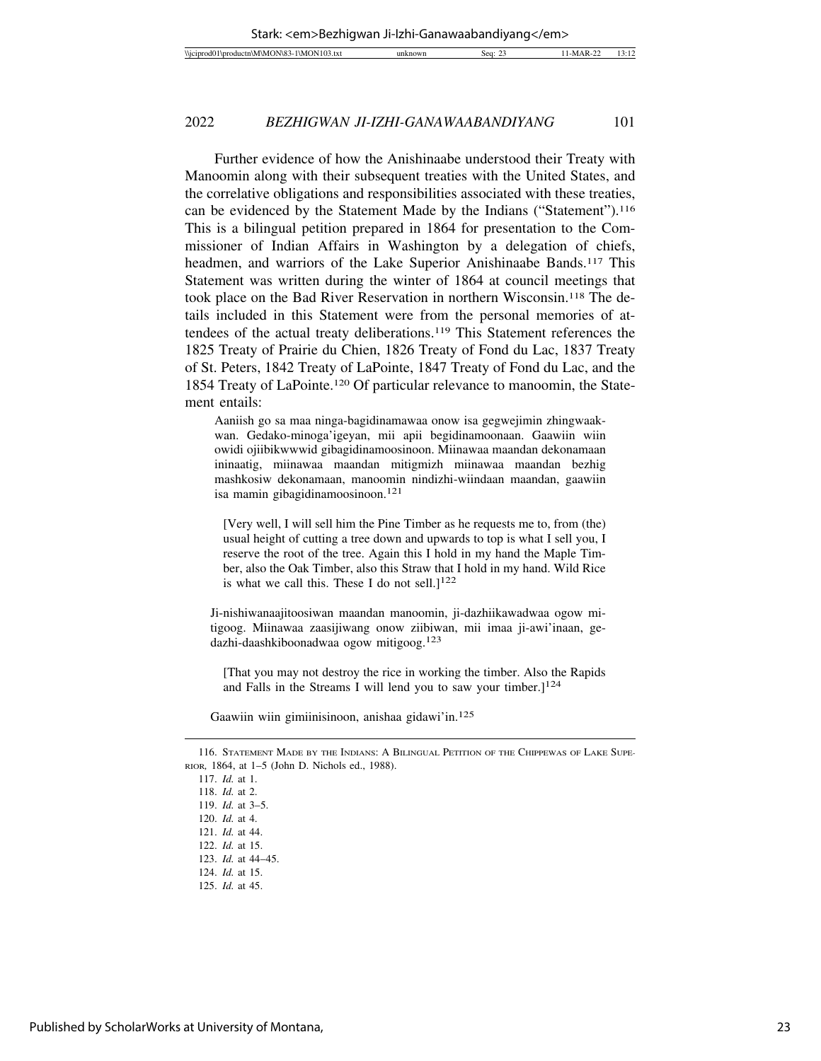Further evidence of how the Anishinaabe understood their Treaty with Manoomin along with their subsequent treaties with the United States, and the correlative obligations and responsibilities associated with these treaties, can be evidenced by the Statement Made by the Indians ("Statement").[116] This is a bilingual petition prepared in 1864 for presentation to the Commissioner of Indian Affairs in Washington by a delegation of chiefs, headmen, and warriors of the Lake Superior Anishinaabe Bands.[117] This Statement was written during the winter of 1864 at council meetings that took place on the Bad River Reservation in northern Wisconsin.[118] The details included in this Statement were from the personal memories of attendees of the actual treaty deliberations.[119] This Statement references the 1825 Treaty of Prairie du Chien, 1826 Treaty of Fond du Lac, 1837 Treaty of St. Peters, 1842 Treaty of LaPointe, 1847 Treaty of Fond du Lac, and the 1854 Treaty of LaPointe.[120] Of particular relevance to manoomin, the Statement entails:

> Aaniish go sa maa ninga-bagidinamawaa onow isa gegwejimin zhingwaakwan. Gedako-minoga'igeyan, mii apii begidinamoonaan. Gaawiin wiin owidi ojiibikwwwid gibagidinamoosinoon. Miinawaa maandan dekonamaan ininaatig, miinawaa maandan mitigmizh miinawaa maandan bezhig mashkosiw dekonamaan, manoomin nindizhi-wiindaan maandan, gaawiin isa mamin gibagidinamoosinoon.[121]
>
> > [Very well, I will sell him the Pine Timber as he requests me to, from (the) usual height of cutting a tree down and upwards to top is what I sell you, I reserve the root of the tree. Again this I hold in my hand the Maple Timber, also the Oak Timber, also this Straw that I hold in my hand. Wild Rice is what we call this. These I do not sell.][122]
>
> Ji-nishiwanaajitoosiwan maandan manoomin, ji-dazhiikawadwaa ogow mitigoog. Miinawaa zaasijiwang onow ziibiwan, mii imaa ji-awi'inaan, gedazhi-daashkiboonadwaa ogow mitigoog.[123]
>
> > [That you may not destroy the rice in working the timber. Also the Rapids and Falls in the Streams I will lend you to saw your timber.][124]
>
> Gaawiin wiin gimiinisinoon, anishaa gidawi'in.[125]

---

116. Statement Made by the Indians: A Bilingual Petition of the Chippewas of Lake Superior, 1864, at 1–5 (John D. Nichols ed., 1988).
117. *Id.* at 1.
118. *Id.* at 2.
119. *Id.* at 3–5.
120. *Id.* at 4.
121. *Id.* at 44.
122. *Id.* at 15.
123. *Id.* at 44–45.
124. *Id.* at 15.
125. *Id.* at 45.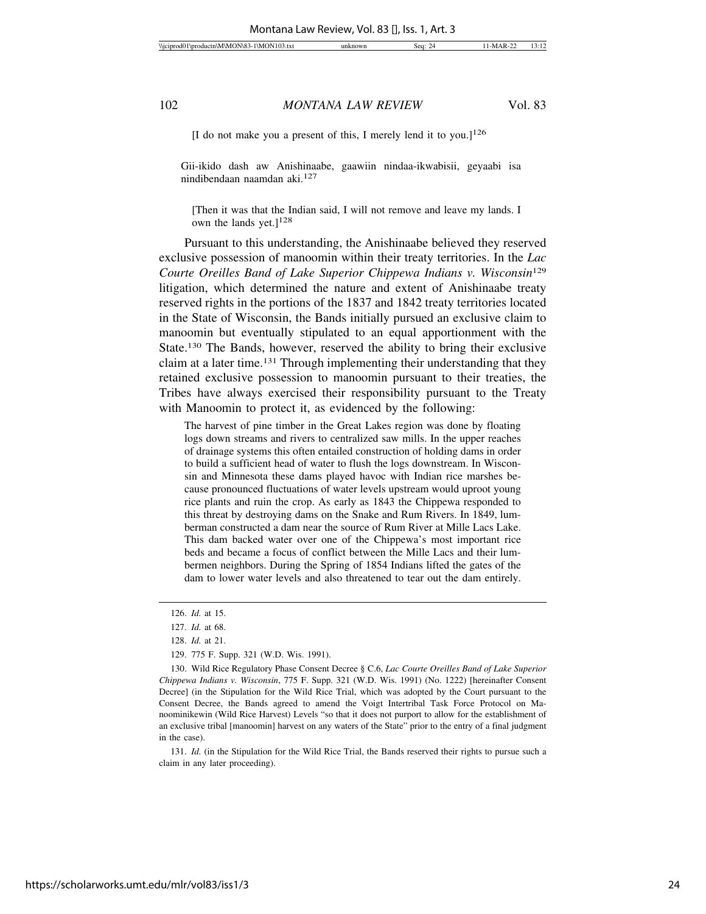[I do not make you a present of this, I merely lend it to you.][126]

> Gii-ikido dash aw Anishinaabe, gaawiin nindaa-ikwabisii, geyaabi isa nindibendaan naamdan aki.[127]
>
> [Then it was that the Indian said, I will not remove and leave my lands. I own the lands yet.][128]

Pursuant to this understanding, the Anishinaabe believed they reserved exclusive possession of manoomin within their treaty territories. In the *Lac Courte Oreilles Band of Lake Superior Chippewa Indians v. Wisconsin*[129] litigation, which determined the nature and extent of Anishinaabe treaty reserved rights in the portions of the 1837 and 1842 treaty territories located in the State of Wisconsin, the Bands initially pursued an exclusive claim to manoomin but eventually stipulated to an equal apportionment with the State.[130] The Bands, however, reserved the ability to bring their exclusive claim at a later time.[131] Through implementing their understanding that they retained exclusive possession to manoomin pursuant to their treaties, the Tribes have always exercised their responsibility pursuant to the Treaty with Manoomin to protect it, as evidenced by the following:

> The harvest of pine timber in the Great Lakes region was done by floating logs down streams and rivers to centralized saw mills. In the upper reaches of drainage systems this often entailed construction of holding dams in order to build a sufficient head of water to flush the logs downstream. In Wisconsin and Minnesota these dams played havoc with Indian rice marshes because pronounced fluctuations of water levels upstream would uproot young rice plants and ruin the crop. As early as 1843 the Chippewa responded to this threat by destroying dams on the Snake and Rum Rivers. In 1849, lumberman constructed a dam near the source of Rum River at Mille Lacs Lake. This dam backed water over one of the Chippewa's most important rice beds and became a focus of conflict between the Mille Lacs and their lumbermen neighbors. During the Spring of 1854 Indians lifted the gates of the dam to lower water levels and also threatened to tear out the dam entirely.

---

126. *Id.* at 15.

127. *Id.* at 68.

128. *Id.* at 21.

129. 775 F. Supp. 321 (W.D. Wis. 1991).

130. Wild Rice Regulatory Phase Consent Decree § C.6, *Lac Courte Oreilles Band of Lake Superior Chippewa Indians v. Wisconsin*, 775 F. Supp. 321 (W.D. Wis. 1991) (No. 1222) [hereinafter Consent Decree] (in the Stipulation for the Wild Rice Trial, which was adopted by the Court pursuant to the Consent Decree, the Bands agreed to amend the Voigt Intertribal Task Force Protocol on Manoominikewin (Wild Rice Harvest) Levels "so that it does not purport to allow for the establishment of an exclusive tribal [manoomin] harvest on any waters of the State" prior to the entry of a final judgment in the case).

131. *Id.* (in the Stipulation for the Wild Rice Trial, the Bands reserved their rights to pursue such a claim in any later proceeding).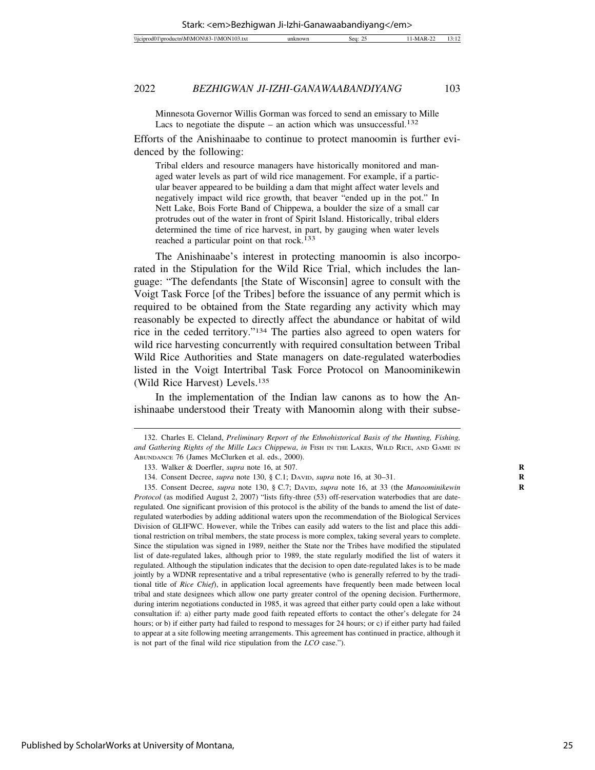Minnesota Governor Willis Gorman was forced to send an emissary to Mille Lacs to negotiate the dispute – an action which was unsuccessful.[132]

Efforts of the Anishinaabe to continue to protect manoomin is further evidenced by the following:

> Tribal elders and resource managers have historically monitored and managed water levels as part of wild rice management. For example, if a particular beaver appeared to be building a dam that might affect water levels and negatively impact wild rice growth, that beaver "ended up in the pot." In Nett Lake, Bois Forte Band of Chippewa, a boulder the size of a small car protrudes out of the water in front of Spirit Island. Historically, tribal elders determined the time of rice harvest, in part, by gauging when water levels reached a particular point on that rock.[133]

The Anishinaabe's interest in protecting manoomin is also incorporated in the Stipulation for the Wild Rice Trial, which includes the language: "The defendants [the State of Wisconsin] agree to consult with the Voigt Task Force [of the Tribes] before the issuance of any permit which is required to be obtained from the State regarding any activity which may reasonably be expected to directly affect the abundance or habitat of wild rice in the ceded territory."[134] The parties also agreed to open waters for wild rice harvesting concurrently with required consultation between Tribal Wild Rice Authorities and State managers on date-regulated waterbodies listed in the Voigt Intertribal Task Force Protocol on Manoominikewin (Wild Rice Harvest) Levels.[135]

In the implementation of the Indian law canons as to how the Anishinaabe understood their Treaty with Manoomin along with their subse-

---

132. Charles E. Cleland, *Preliminary Report of the Ethnohistorical Basis of the Hunting, Fishing, and Gathering Rights of the Mille Lacs Chippewa*, *in* FISH IN THE LAKES, WILD RICE, AND GAME IN ABUNDANCE 76 (James McClurken et al. eds., 2000).

133. Walker & Doerfler, *supra* note 16, at 507.

134. Consent Decree, *supra* note 130, § C.1; DAVID, *supra* note 16, at 30–31.

135. Consent Decree, *supra* note 130, § C.7; DAVID, *supra* note 16, at 33 (the *Manoominikewin Protocol* (as modified August 2, 2007) "lists fifty-three (53) off-reservation waterbodies that are date-regulated. One significant provision of this protocol is the ability of the bands to amend the list of date-regulated waterbodies by adding additional waters upon the recommendation of the Biological Services Division of GLIFWC. However, while the Tribes can easily add waters to the list and place this additional restriction on tribal members, the state process is more complex, taking several years to complete. Since the stipulation was signed in 1989, neither the State nor the Tribes have modified the stipulated list of date-regulated lakes, although prior to 1989, the state regularly modified the list of waters it regulated. Although the stipulation indicates that the decision to open date-regulated lakes is to be made jointly by a WDNR representative and a tribal representative (who is generally referred to by the traditional title of *Rice Chief*), in application local agreements have frequently been made between local tribal and state designees which allow one party greater control of the opening decision. Furthermore, during interim negotiations conducted in 1985, it was agreed that either party could open a lake without consultation if: a) either party made good faith repeated efforts to contact the other's delegate for 24 hours; or b) if either party had failed to respond to messages for 24 hours; or c) if either party had failed to appear at a site following meeting arrangements. This agreement has continued in practice, although it is not part of the final wild rice stipulation from the *LCO* case.").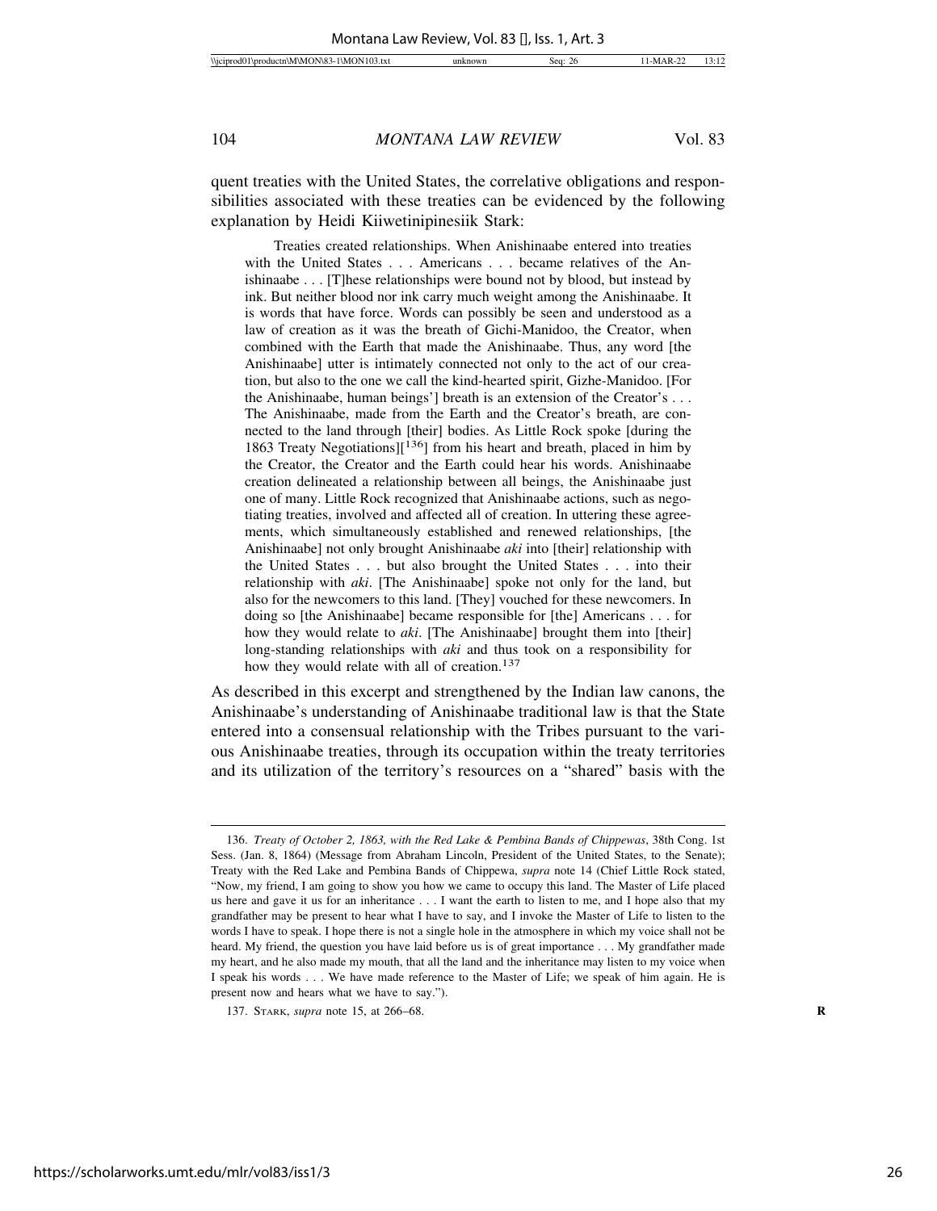quent treaties with the United States, the correlative obligations and responsibilities associated with these treaties can be evidenced by the following explanation by Heidi Kiiwetinipinesiik Stark:

> Treaties created relationships. When Anishinaabe entered into treaties with the United States . . . Americans . . . became relatives of the Anishinaabe . . . [T]hese relationships were bound not by blood, but instead by ink. But neither blood nor ink carry much weight among the Anishinaabe. It is words that have force. Words can possibly be seen and understood as a law of creation as it was the breath of Gichi-Manidoo, the Creator, when combined with the Earth that made the Anishinaabe. Thus, any word [the Anishinaabe] utter is intimately connected not only to the act of our creation, but also to the one we call the kind-hearted spirit, Gizhe-Manidoo. [For the Anishinaabe, human beings'] breath is an extension of the Creator's . . . The Anishinaabe, made from the Earth and the Creator's breath, are connected to the land through [their] bodies. As Little Rock spoke [during the 1863 Treaty Negotiations][[136]] from his heart and breath, placed in him by the Creator, the Creator and the Earth could hear his words. Anishinaabe creation delineated a relationship between all beings, the Anishinaabe just one of many. Little Rock recognized that Anishinaabe actions, such as negotiating treaties, involved and affected all of creation. In uttering these agreements, which simultaneously established and renewed relationships, [the Anishinaabe] not only brought Anishinaabe *aki* into [their] relationship with the United States . . . but also brought the United States . . . into their relationship with *aki*. [The Anishinaabe] spoke not only for the land, but also for the newcomers to this land. [They] vouched for these newcomers. In doing so [the Anishinaabe] became responsible for [the] Americans . . . for how they would relate to *aki*. [The Anishinaabe] brought them into [their] long-standing relationships with *aki* and thus took on a responsibility for how they would relate with all of creation.[137]

As described in this excerpt and strengthened by the Indian law canons, the Anishinaabe's understanding of Anishinaabe traditional law is that the State entered into a consensual relationship with the Tribes pursuant to the various Anishinaabe treaties, through its occupation within the treaty territories and its utilization of the territory's resources on a "shared" basis with the

---

136. *Treaty of October 2, 1863, with the Red Lake & Pembina Bands of Chippewas*, 38th Cong. 1st Sess. (Jan. 8, 1864) (Message from Abraham Lincoln, President of the United States, to the Senate); Treaty with the Red Lake and Pembina Bands of Chippewa, *supra* note 14 (Chief Little Rock stated, "Now, my friend, I am going to show you how we came to occupy this land. The Master of Life placed us here and gave it us for an inheritance . . . I want the earth to listen to me, and I hope also that my grandfather may be present to hear what I have to say, and I invoke the Master of Life to listen to the words I have to speak. I hope there is not a single hole in the atmosphere in which my voice shall not be heard. My friend, the question you have laid before us is of great importance . . . My grandfather made my heart, and he also made my mouth, that all the land and the inheritance may listen to my voice when I speak his words . . . We have made reference to the Master of Life; we speak of him again. He is present now and hears what we have to say.").

137. STARK, *supra* note 15, at 266–68.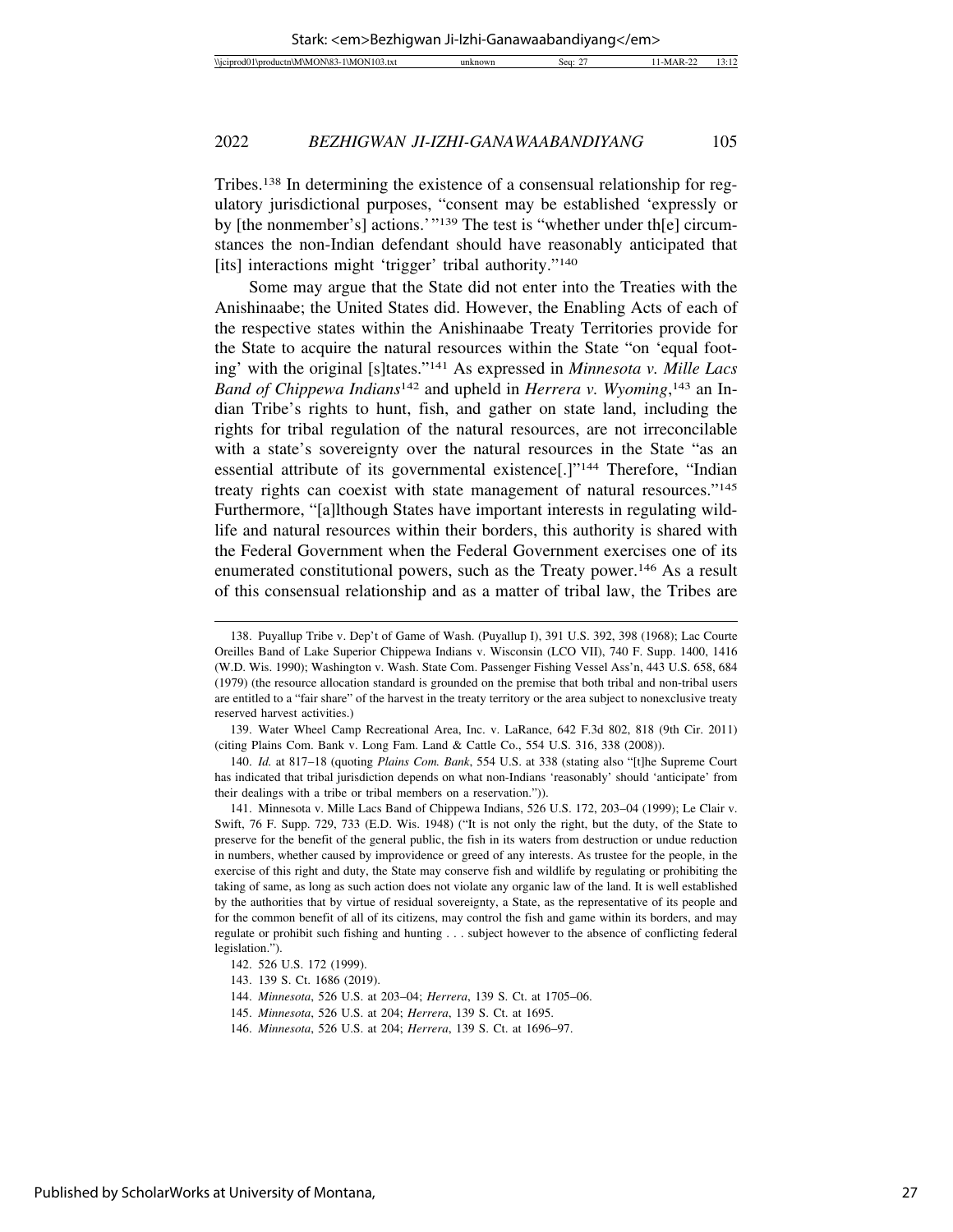Tribes.[138] In determining the existence of a consensual relationship for regulatory jurisdictional purposes, "consent may be established 'expressly or by [the nonmember's] actions.'"[139] The test is "whether under th[e] circumstances the non-Indian defendant should have reasonably anticipated that [its] interactions might 'trigger' tribal authority."[140]

Some may argue that the State did not enter into the Treaties with the Anishinaabe; the United States did. However, the Enabling Acts of each of the respective states within the Anishinaabe Treaty Territories provide for the State to acquire the natural resources within the State "on 'equal footing' with the original [s]tates."[141] As expressed in *Minnesota v. Mille Lacs Band of Chippewa Indians*[142] and upheld in *Herrera v. Wyoming*,[143] an Indian Tribe's rights to hunt, fish, and gather on state land, including the rights for tribal regulation of the natural resources, are not irreconcilable with a state's sovereignty over the natural resources in the State "as an essential attribute of its governmental existence[.]"[144] Therefore, "Indian treaty rights can coexist with state management of natural resources."[145] Furthermore, "[a]lthough States have important interests in regulating wildlife and natural resources within their borders, this authority is shared with the Federal Government when the Federal Government exercises one of its enumerated constitutional powers, such as the Treaty power.[146] As a result of this consensual relationship and as a matter of tribal law, the Tribes are

---

138. Puyallup Tribe v. Dep't of Game of Wash. (Puyallup I), 391 U.S. 392, 398 (1968); Lac Courte Oreilles Band of Lake Superior Chippewa Indians v. Wisconsin (LCO VII), 740 F. Supp. 1400, 1416 (W.D. Wis. 1990); Washington v. Wash. State Com. Passenger Fishing Vessel Ass'n, 443 U.S. 658, 684 (1979) (the resource allocation standard is grounded on the premise that both tribal and non-tribal users are entitled to a "fair share" of the harvest in the treaty territory or the area subject to nonexclusive treaty reserved harvest activities.)

139. Water Wheel Camp Recreational Area, Inc. v. LaRance, 642 F.3d 802, 818 (9th Cir. 2011) (citing Plains Com. Bank v. Long Fam. Land & Cattle Co., 554 U.S. 316, 338 (2008)).

140. *Id.* at 817–18 (quoting *Plains Com. Bank*, 554 U.S. at 338 (stating also "[t]he Supreme Court has indicated that tribal jurisdiction depends on what non-Indians 'reasonably' should 'anticipate' from their dealings with a tribe or tribal members on a reservation.")).

141. Minnesota v. Mille Lacs Band of Chippewa Indians, 526 U.S. 172, 203–04 (1999); Le Clair v. Swift, 76 F. Supp. 729, 733 (E.D. Wis. 1948) ("It is not only the right, but the duty, of the State to preserve for the benefit of the general public, the fish in its waters from destruction or undue reduction in numbers, whether caused by improvidence or greed of any interests. As trustee for the people, in the exercise of this right and duty, the State may conserve fish and wildlife by regulating or prohibiting the taking of same, as long as such action does not violate any organic law of the land. It is well established by the authorities that by virtue of residual sovereignty, a State, as the representative of its people and for the common benefit of all of its citizens, may control the fish and game within its borders, and may regulate or prohibit such fishing and hunting . . . subject however to the absence of conflicting federal legislation.").

142. 526 U.S. 172 (1999).

143. 139 S. Ct. 1686 (2019).

144. *Minnesota*, 526 U.S. at 203–04; *Herrera*, 139 S. Ct. at 1705–06.

145. *Minnesota*, 526 U.S. at 204; *Herrera*, 139 S. Ct. at 1695.

146. *Minnesota*, 526 U.S. at 204; *Herrera*, 139 S. Ct. at 1696–97.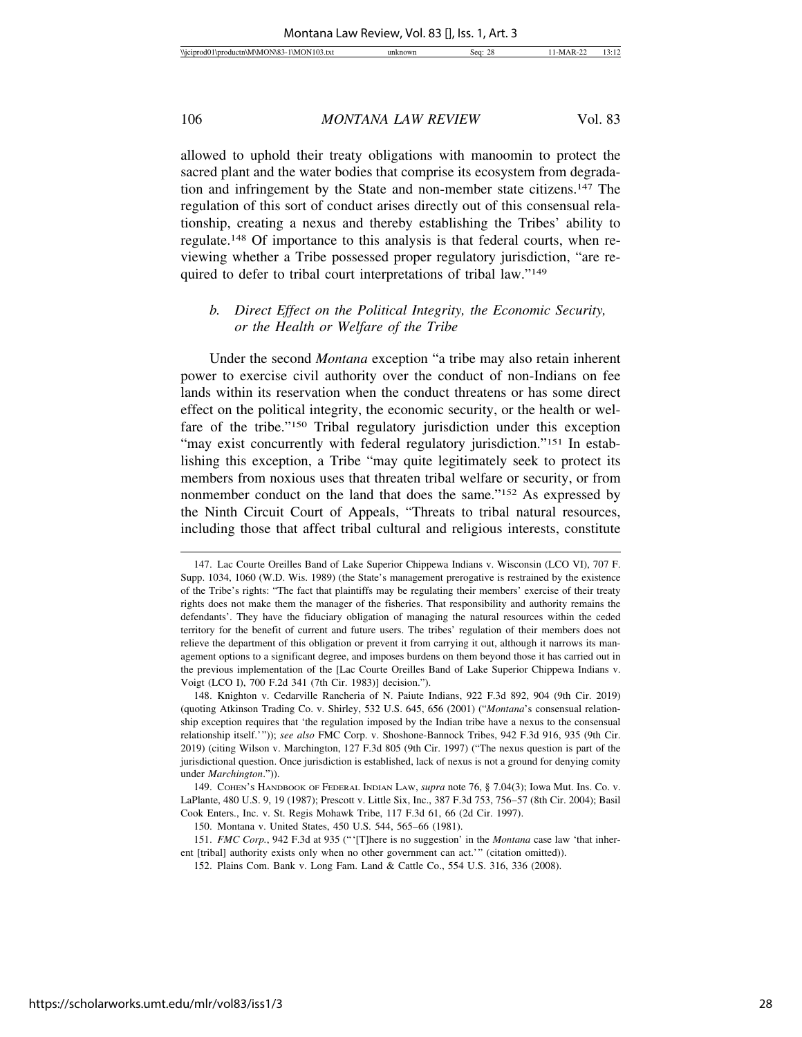allowed to uphold their treaty obligations with manoomin to protect the sacred plant and the water bodies that comprise its ecosystem from degradation and infringement by the State and non-member state citizens.[147] The regulation of this sort of conduct arises directly out of this consensual relationship, creating a nexus and thereby establishing the Tribes' ability to regulate.[148] Of importance to this analysis is that federal courts, when reviewing whether a Tribe possessed proper regulatory jurisdiction, "are required to defer to tribal court interpretations of tribal law."[149]

### *b. Direct Effect on the Political Integrity, the Economic Security, or the Health or Welfare of the Tribe*

Under the second *Montana* exception "a tribe may also retain inherent power to exercise civil authority over the conduct of non-Indians on fee lands within its reservation when the conduct threatens or has some direct effect on the political integrity, the economic security, or the health or welfare of the tribe."[150] Tribal regulatory jurisdiction under this exception "may exist concurrently with federal regulatory jurisdiction."[151] In establishing this exception, a Tribe "may quite legitimately seek to protect its members from noxious uses that threaten tribal welfare or security, or from nonmember conduct on the land that does the same."[152] As expressed by the Ninth Circuit Court of Appeals, "Threats to tribal natural resources, including those that affect tribal cultural and religious interests, constitute

---

147. Lac Courte Oreilles Band of Lake Superior Chippewa Indians v. Wisconsin (LCO VI), 707 F. Supp. 1034, 1060 (W.D. Wis. 1989) (the State's management prerogative is restrained by the existence of the Tribe's rights: "The fact that plaintiffs may be regulating their members' exercise of their treaty rights does not make them the manager of the fisheries. That responsibility and authority remains the defendants'. They have the fiduciary obligation of managing the natural resources within the ceded territory for the benefit of current and future users. The tribes' regulation of their members does not relieve the department of this obligation or prevent it from carrying it out, although it narrows its management options to a significant degree, and imposes burdens on them beyond those it has carried out in the previous implementation of the [Lac Courte Oreilles Band of Lake Superior Chippewa Indians v. Voigt (LCO I), 700 F.2d 341 (7th Cir. 1983)] decision.").

148. Knighton v. Cedarville Rancheria of N. Paiute Indians, 922 F.3d 892, 904 (9th Cir. 2019) (quoting Atkinson Trading Co. v. Shirley, 532 U.S. 645, 656 (2001) ("*Montana*'s consensual relationship exception requires that 'the regulation imposed by the Indian tribe have a nexus to the consensual relationship itself.'")); *see also* FMC Corp. v. Shoshone-Bannock Tribes, 942 F.3d 916, 935 (9th Cir. 2019) (citing Wilson v. Marchington, 127 F.3d 805 (9th Cir. 1997) ("The nexus question is part of the jurisdictional question. Once jurisdiction is established, lack of nexus is not a ground for denying comity under *Marchington*.")).

149. COHEN'S HANDBOOK OF FEDERAL INDIAN LAW, *supra* note 76, § 7.04(3); Iowa Mut. Ins. Co. v. LaPlante, 480 U.S. 9, 19 (1987); Prescott v. Little Six, Inc., 387 F.3d 753, 756–57 (8th Cir. 2004); Basil Cook Enters., Inc. v. St. Regis Mohawk Tribe, 117 F.3d 61, 66 (2d Cir. 1997).

150. Montana v. United States, 450 U.S. 544, 565–66 (1981).

151. *FMC Corp.*, 942 F.3d at 935 ("'[T]here is no suggestion' in the *Montana* case law 'that inherent [tribal] authority exists only when no other government can act.'" (citation omitted)).

152. Plains Com. Bank v. Long Fam. Land & Cattle Co., 554 U.S. 316, 336 (2008).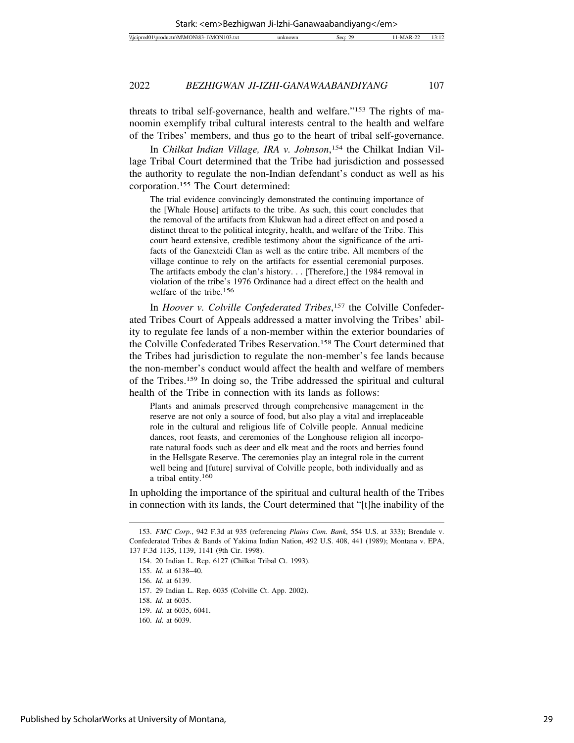threats to tribal self-governance, health and welfare."[153] The rights of manoomin exemplify tribal cultural interests central to the health and welfare of the Tribes' members, and thus go to the heart of tribal self-governance.

In *Chilkat Indian Village, IRA v. Johnson*,[154] the Chilkat Indian Village Tribal Court determined that the Tribe had jurisdiction and possessed the authority to regulate the non-Indian defendant's conduct as well as his corporation.[155] The Court determined:

> The trial evidence convincingly demonstrated the continuing importance of the [Whale House] artifacts to the tribe. As such, this court concludes that the removal of the artifacts from Klukwan had a direct effect on and posed a distinct threat to the political integrity, health, and welfare of the Tribe. This court heard extensive, credible testimony about the significance of the artifacts of the Ganexteidi Clan as well as the entire tribe. All members of the village continue to rely on the artifacts for essential ceremonial purposes. The artifacts embody the clan's history. . . [Therefore,] the 1984 removal in violation of the tribe's 1976 Ordinance had a direct effect on the health and welfare of the tribe.[156]

In *Hoover v. Colville Confederated Tribes*,[157] the Colville Confederated Tribes Court of Appeals addressed a matter involving the Tribes' ability to regulate fee lands of a non-member within the exterior boundaries of the Colville Confederated Tribes Reservation.[158] The Court determined that the Tribes had jurisdiction to regulate the non-member's fee lands because the non-member's conduct would affect the health and welfare of members of the Tribes.[159] In doing so, the Tribe addressed the spiritual and cultural health of the Tribe in connection with its lands as follows:

> Plants and animals preserved through comprehensive management in the reserve are not only a source of food, but also play a vital and irreplaceable role in the cultural and religious life of Colville people. Annual medicine dances, root feasts, and ceremonies of the Longhouse religion all incorporate natural foods such as deer and elk meat and the roots and berries found in the Hellsgate Reserve. The ceremonies play an integral role in the current well being and [future] survival of Colville people, both individually and as a tribal entity.[160]

In upholding the importance of the spiritual and cultural health of the Tribes in connection with its lands, the Court determined that "[t]he inability of the

---

153. *FMC Corp.*, 942 F.3d at 935 (referencing *Plains Com. Bank*, 554 U.S. at 333); Brendale v. Confederated Tribes & Bands of Yakima Indian Nation, 492 U.S. 408, 441 (1989); Montana v. EPA, 137 F.3d 1135, 1139, 1141 (9th Cir. 1998).

154. 20 Indian L. Rep. 6127 (Chilkat Tribal Ct. 1993).

155. *Id.* at 6138–40.

156. *Id.* at 6139.

157. 29 Indian L. Rep. 6035 (Colville Ct. App. 2002).

158. *Id.* at 6035.

159. *Id.* at 6035, 6041.

160. *Id.* at 6039.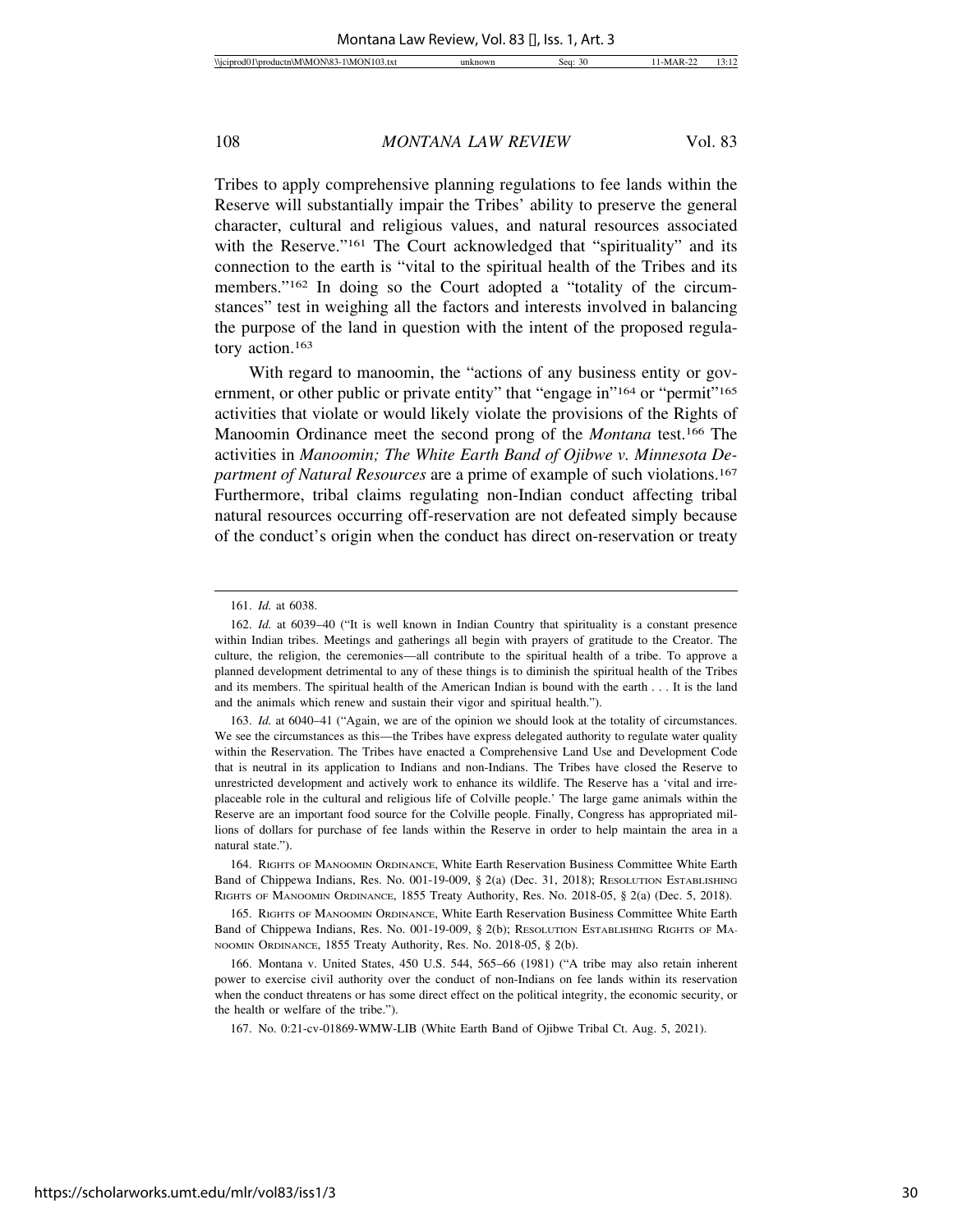Tribes to apply comprehensive planning regulations to fee lands within the Reserve will substantially impair the Tribes' ability to preserve the general character, cultural and religious values, and natural resources associated with the Reserve."[161] The Court acknowledged that "spirituality" and its connection to the earth is "vital to the spiritual health of the Tribes and its members."[162] In doing so the Court adopted a "totality of the circumstances" test in weighing all the factors and interests involved in balancing the purpose of the land in question with the intent of the proposed regulatory action.[163]

With regard to manoomin, the "actions of any business entity or government, or other public or private entity" that "engage in"[164] or "permit"[165] activities that violate or would likely violate the provisions of the Rights of Manoomin Ordinance meet the second prong of the *Montana* test.[166] The activities in *Manoomin; The White Earth Band of Ojibwe v. Minnesota Department of Natural Resources* are a prime of example of such violations.[167] Furthermore, tribal claims regulating non-Indian conduct affecting tribal natural resources occurring off-reservation are not defeated simply because of the conduct's origin when the conduct has direct on-reservation or treaty

---

161. *Id.* at 6038.

162. *Id.* at 6039–40 ("It is well known in Indian Country that spirituality is a constant presence within Indian tribes. Meetings and gatherings all begin with prayers of gratitude to the Creator. The culture, the religion, the ceremonies—all contribute to the spiritual health of a tribe. To approve a planned development detrimental to any of these things is to diminish the spiritual health of the Tribes and its members. The spiritual health of the American Indian is bound with the earth . . . It is the land and the animals which renew and sustain their vigor and spiritual health.").

163. *Id.* at 6040–41 ("Again, we are of the opinion we should look at the totality of circumstances. We see the circumstances as this—the Tribes have express delegated authority to regulate water quality within the Reservation. The Tribes have enacted a Comprehensive Land Use and Development Code that is neutral in its application to Indians and non-Indians. The Tribes have closed the Reserve to unrestricted development and actively work to enhance its wildlife. The Reserve has a 'vital and irreplaceable role in the cultural and religious life of Colville people.' The large game animals within the Reserve are an important food source for the Colville people. Finally, Congress has appropriated millions of dollars for purchase of fee lands within the Reserve in order to help maintain the area in a natural state.").

164. Rights of Manoomin Ordinance, White Earth Reservation Business Committee White Earth Band of Chippewa Indians, Res. No. 001-19-009, § 2(a) (Dec. 31, 2018); Resolution Establishing Rights of Manoomin Ordinance, 1855 Treaty Authority, Res. No. 2018-05, § 2(a) (Dec. 5, 2018).

165. Rights of Manoomin Ordinance, White Earth Reservation Business Committee White Earth Band of Chippewa Indians, Res. No. 001-19-009, § 2(b); Resolution Establishing Rights of Manoomin Ordinance, 1855 Treaty Authority, Res. No. 2018-05, § 2(b).

166. Montana v. United States, 450 U.S. 544, 565–66 (1981) ("A tribe may also retain inherent power to exercise civil authority over the conduct of non-Indians on fee lands within its reservation when the conduct threatens or has some direct effect on the political integrity, the economic security, or the health or welfare of the tribe.").

167. No. 0:21-cv-01869-WMW-LIB (White Earth Band of Ojibwe Tribal Ct. Aug. 5, 2021).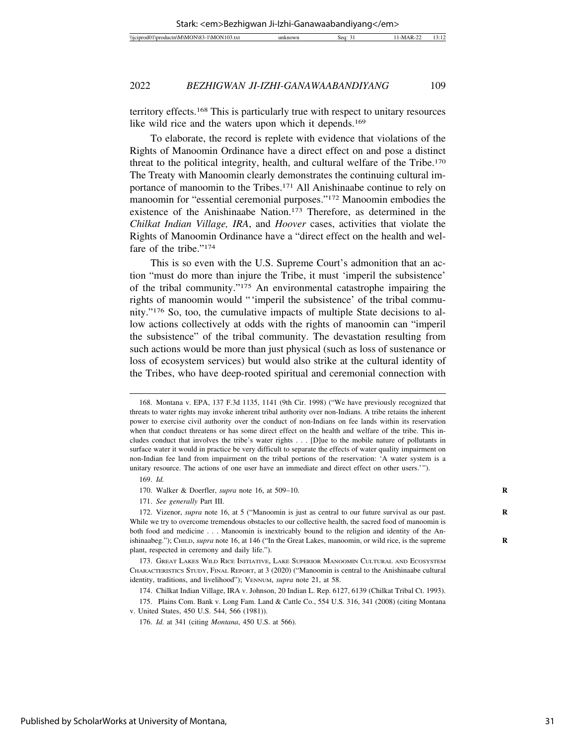territory effects.[168] This is particularly true with respect to unitary resources like wild rice and the waters upon which it depends.[169]

To elaborate, the record is replete with evidence that violations of the Rights of Manoomin Ordinance have a direct effect on and pose a distinct threat to the political integrity, health, and cultural welfare of the Tribe.[170] The Treaty with Manoomin clearly demonstrates the continuing cultural importance of manoomin to the Tribes.[171] All Anishinaabe continue to rely on manoomin for "essential ceremonial purposes."[172] Manoomin embodies the existence of the Anishinaabe Nation.[173] Therefore, as determined in the *Chilkat Indian Village, IRA*, and *Hoover* cases, activities that violate the Rights of Manoomin Ordinance have a "direct effect on the health and welfare of the tribe."[174]

This is so even with the U.S. Supreme Court's admonition that an action "must do more than injure the Tribe, it must 'imperil the subsistence' of the tribal community."[175] An environmental catastrophe impairing the rights of manoomin would "'imperil the subsistence' of the tribal community."[176] So, too, the cumulative impacts of multiple State decisions to allow actions collectively at odds with the rights of manoomin can "imperil the subsistence" of the tribal community. The devastation resulting from such actions would be more than just physical (such as loss of sustenance or loss of ecosystem services) but would also strike at the cultural identity of the Tribes, who have deep-rooted spiritual and ceremonial connection with

---

168. Montana v. EPA, 137 F.3d 1135, 1141 (9th Cir. 1998) ("We have previously recognized that threats to water rights may invoke inherent tribal authority over non-Indians. A tribe retains the inherent power to exercise civil authority over the conduct of non-Indians on fee lands within its reservation when that conduct threatens or has some direct effect on the health and welfare of the tribe. This includes conduct that involves the tribe's water rights . . . [D]ue to the mobile nature of pollutants in surface water it would in practice be very difficult to separate the effects of water quality impairment on non-Indian fee land from impairment on the tribal portions of the reservation: 'A water system is a unitary resource. The actions of one user have an immediate and direct effect on other users.'").

169. *Id.*

170. Walker & Doerfler, *supra* note 16, at 509–10.

171. *See generally* Part III.

172. Vizenor, *supra* note 16, at 5 ("Manoomin is just as central to our future survival as our past. While we try to overcome tremendous obstacles to our collective health, the sacred food of manoomin is both food and medicine . . . Manoomin is inextricably bound to the religion and identity of the Anishinaabeg."); CHILD, *supra* note 16, at 146 ("In the Great Lakes, manoomin, or wild rice, is the supreme plant, respected in ceremony and daily life.").

173. GREAT LAKES WILD RICE INITIATIVE, LAKE SUPERIOR MANOOMIN CULTURAL AND ECOSYSTEM CHARACTERISTICS STUDY, FINAL REPORT, at 3 (2020) ("Manoomin is central to the Anishinaabe cultural identity, traditions, and livelihood"); VENNUM, *supra* note 21, at 58.

174. Chilkat Indian Village, IRA v. Johnson, 20 Indian L. Rep. 6127, 6139 (Chilkat Tribal Ct. 1993).

175. Plains Com. Bank v. Long Fam. Land & Cattle Co., 554 U.S. 316, 341 (2008) (citing Montana v. United States, 450 U.S. 544, 566 (1981)).

176. *Id.* at 341 (citing *Montana*, 450 U.S. at 566).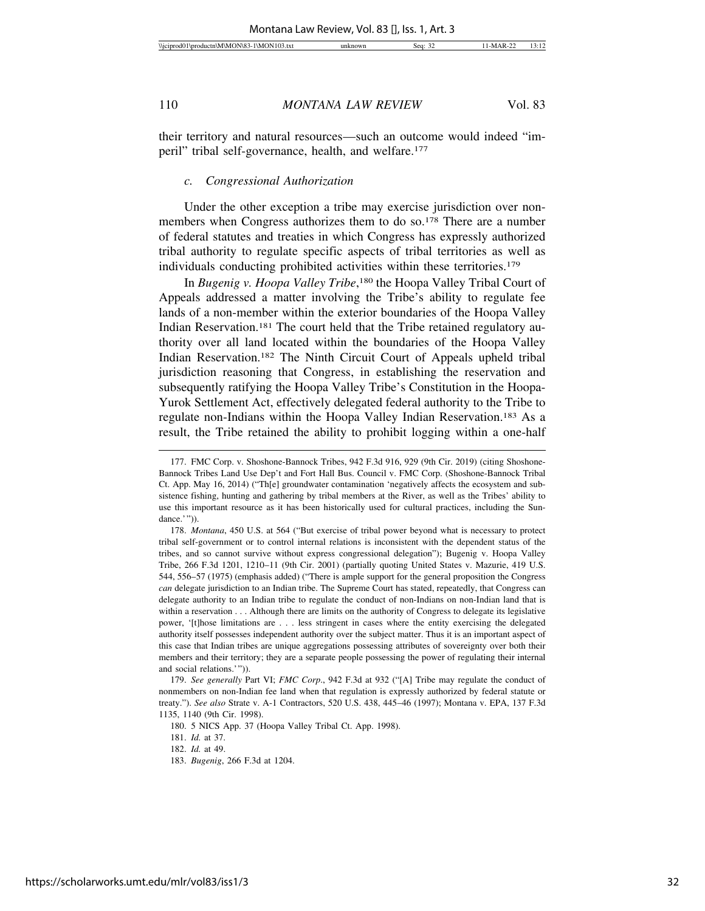their territory and natural resources—such an outcome would indeed "imperil" tribal self-governance, health, and welfare.[177]

### *c. Congressional Authorization*

Under the other exception a tribe may exercise jurisdiction over nonmembers when Congress authorizes them to do so.[178] There are a number of federal statutes and treaties in which Congress has expressly authorized tribal authority to regulate specific aspects of tribal territories as well as individuals conducting prohibited activities within these territories.[179]

In *Bugenig v. Hoopa Valley Tribe*,[180] the Hoopa Valley Tribal Court of Appeals addressed a matter involving the Tribe's ability to regulate fee lands of a non-member within the exterior boundaries of the Hoopa Valley Indian Reservation.[181] The court held that the Tribe retained regulatory authority over all land located within the boundaries of the Hoopa Valley Indian Reservation.[182] The Ninth Circuit Court of Appeals upheld tribal jurisdiction reasoning that Congress, in establishing the reservation and subsequently ratifying the Hoopa Valley Tribe's Constitution in the Hoopa-Yurok Settlement Act, effectively delegated federal authority to the Tribe to regulate non-Indians within the Hoopa Valley Indian Reservation.[183] As a result, the Tribe retained the ability to prohibit logging within a one-half

---

177. FMC Corp. v. Shoshone-Bannock Tribes, 942 F.3d 916, 929 (9th Cir. 2019) (citing Shoshone-Bannock Tribes Land Use Dep't and Fort Hall Bus. Council v. FMC Corp. (Shoshone-Bannock Tribal Ct. App. May 16, 2014) ("Th[e] groundwater contamination 'negatively affects the ecosystem and subsistence fishing, hunting and gathering by tribal members at the River, as well as the Tribes' ability to use this important resource as it has been historically used for cultural practices, including the Sundance.'")).

178. *Montana*, 450 U.S. at 564 ("But exercise of tribal power beyond what is necessary to protect tribal self-government or to control internal relations is inconsistent with the dependent status of the tribes, and so cannot survive without express congressional delegation"); Bugenig v. Hoopa Valley Tribe, 266 F.3d 1201, 1210–11 (9th Cir. 2001) (partially quoting United States v. Mazurie, 419 U.S. 544, 556–57 (1975) (emphasis added) ("There is ample support for the general proposition the Congress *can* delegate jurisdiction to an Indian tribe. The Supreme Court has stated, repeatedly, that Congress can delegate authority to an Indian tribe to regulate the conduct of non-Indians on non-Indian land that is within a reservation . . . Although there are limits on the authority of Congress to delegate its legislative power, '[t]hose limitations are . . . less stringent in cases where the entity exercising the delegated authority itself possesses independent authority over the subject matter. Thus it is an important aspect of this case that Indian tribes are unique aggregations possessing attributes of sovereignty over both their members and their territory; they are a separate people possessing the power of regulating their internal and social relations.'")).

179. *See generally* Part VI; *FMC Corp*., 942 F.3d at 932 ("[A] Tribe may regulate the conduct of nonmembers on non-Indian fee land when that regulation is expressly authorized by federal statute or treaty."). *See also* Strate v. A-1 Contractors, 520 U.S. 438, 445–46 (1997); Montana v. EPA, 137 F.3d 1135, 1140 (9th Cir. 1998).

180. 5 NICS App. 37 (Hoopa Valley Tribal Ct. App. 1998).

181. *Id.* at 37.

182. *Id.* at 49.

183. *Bugenig*, 266 F.3d at 1204.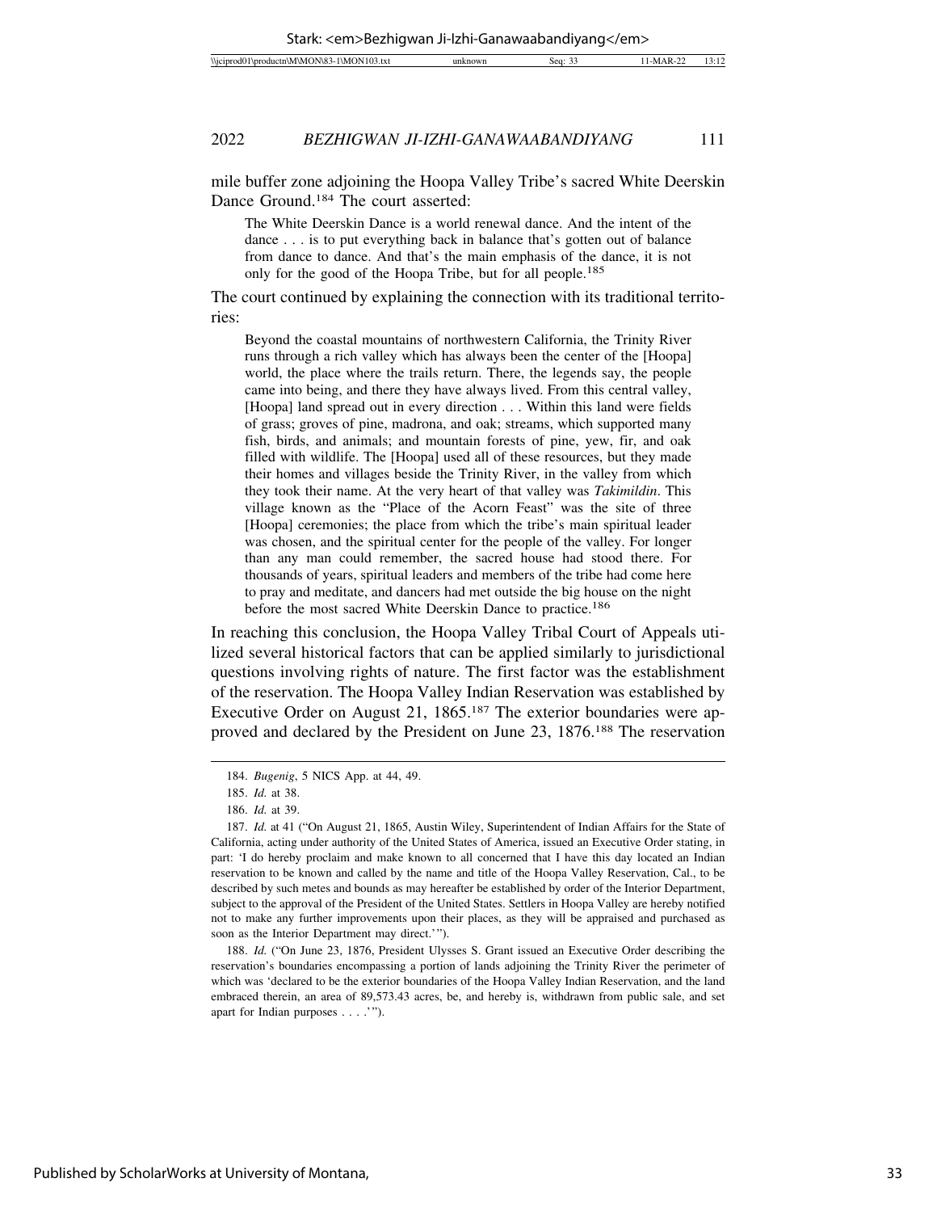mile buffer zone adjoining the Hoopa Valley Tribe's sacred White Deerskin Dance Ground.[184] The court asserted:

> The White Deerskin Dance is a world renewal dance. And the intent of the dance . . . is to put everything back in balance that's gotten out of balance from dance to dance. And that's the main emphasis of the dance, it is not only for the good of the Hoopa Tribe, but for all people.[185]

The court continued by explaining the connection with its traditional territories:

> Beyond the coastal mountains of northwestern California, the Trinity River runs through a rich valley which has always been the center of the [Hoopa] world, the place where the trails return. There, the legends say, the people came into being, and there they have always lived. From this central valley, [Hoopa] land spread out in every direction . . . Within this land were fields of grass; groves of pine, madrona, and oak; streams, which supported many fish, birds, and animals; and mountain forests of pine, yew, fir, and oak filled with wildlife. The [Hoopa] used all of these resources, but they made their homes and villages beside the Trinity River, in the valley from which they took their name. At the very heart of that valley was *Takimildin*. This village known as the "Place of the Acorn Feast" was the site of three [Hoopa] ceremonies; the place from which the tribe's main spiritual leader was chosen, and the spiritual center for the people of the valley. For longer than any man could remember, the sacred house had stood there. For thousands of years, spiritual leaders and members of the tribe had come here to pray and meditate, and dancers had met outside the big house on the night before the most sacred White Deerskin Dance to practice.[186]

In reaching this conclusion, the Hoopa Valley Tribal Court of Appeals utilized several historical factors that can be applied similarly to jurisdictional questions involving rights of nature. The first factor was the establishment of the reservation. The Hoopa Valley Indian Reservation was established by Executive Order on August 21, 1865.[187] The exterior boundaries were approved and declared by the President on June 23, 1876.[188] The reservation

---

184. *Bugenig*, 5 NICS App. at 44, 49.

185. *Id.* at 38.

186. *Id.* at 39.

187. *Id.* at 41 ("On August 21, 1865, Austin Wiley, Superintendent of Indian Affairs for the State of California, acting under authority of the United States of America, issued an Executive Order stating, in part: 'I do hereby proclaim and make known to all concerned that I have this day located an Indian reservation to be known and called by the name and title of the Hoopa Valley Reservation, Cal., to be described by such metes and bounds as may hereafter be established by order of the Interior Department, subject to the approval of the President of the United States. Settlers in Hoopa Valley are hereby notified not to make any further improvements upon their places, as they will be appraised and purchased as soon as the Interior Department may direct.'").

188. *Id.* ("On June 23, 1876, President Ulysses S. Grant issued an Executive Order describing the reservation's boundaries encompassing a portion of lands adjoining the Trinity River the perimeter of which was 'declared to be the exterior boundaries of the Hoopa Valley Indian Reservation, and the land embraced therein, an area of 89,573.43 acres, be, and hereby is, withdrawn from public sale, and set apart for Indian purposes . . . .'").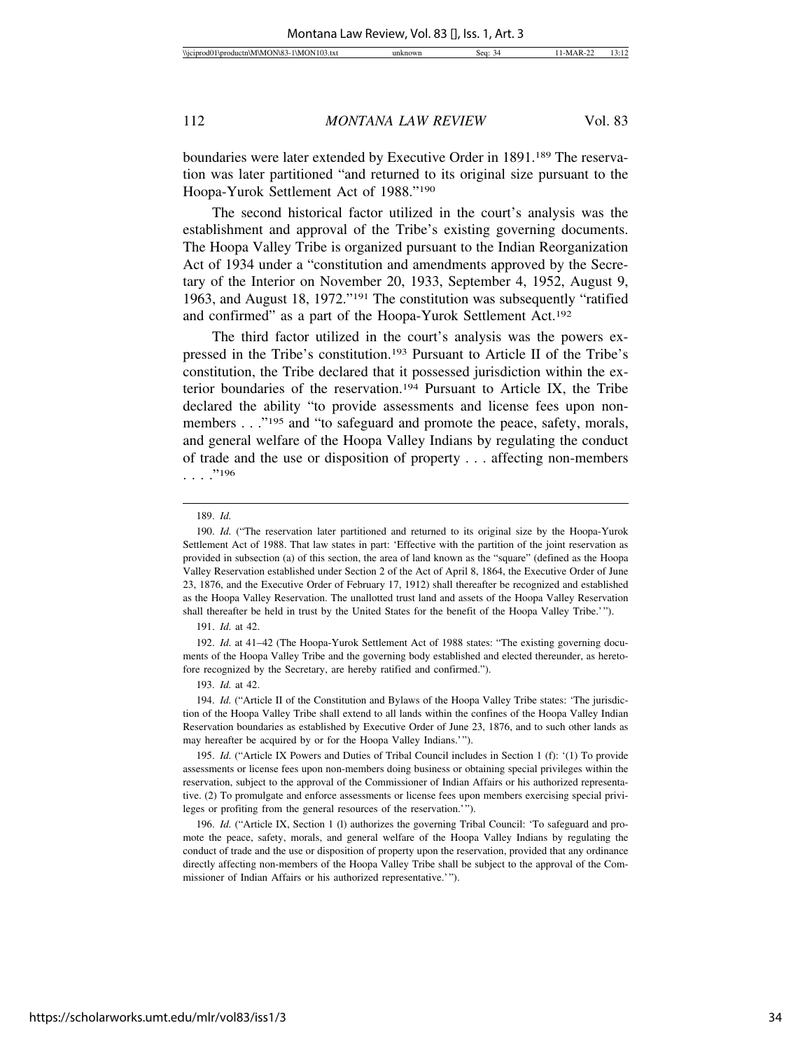boundaries were later extended by Executive Order in 1891.[189] The reservation was later partitioned "and returned to its original size pursuant to the Hoopa-Yurok Settlement Act of 1988."[190]

The second historical factor utilized in the court's analysis was the establishment and approval of the Tribe's existing governing documents. The Hoopa Valley Tribe is organized pursuant to the Indian Reorganization Act of 1934 under a "constitution and amendments approved by the Secretary of the Interior on November 20, 1933, September 4, 1952, August 9, 1963, and August 18, 1972."[191] The constitution was subsequently "ratified and confirmed" as a part of the Hoopa-Yurok Settlement Act.[192]

The third factor utilized in the court's analysis was the powers expressed in the Tribe's constitution.[193] Pursuant to Article II of the Tribe's constitution, the Tribe declared that it possessed jurisdiction within the exterior boundaries of the reservation.[194] Pursuant to Article IX, the Tribe declared the ability "to provide assessments and license fees upon non-members . . ."[195] and "to safeguard and promote the peace, safety, morals, and general welfare of the Hoopa Valley Indians by regulating the conduct of trade and the use or disposition of property . . . affecting non-members . . . ."[196]

---

189. *Id.*

190. *Id.* ("The reservation later partitioned and returned to its original size by the Hoopa-Yurok Settlement Act of 1988. That law states in part: 'Effective with the partition of the joint reservation as provided in subsection (a) of this section, the area of land known as the "square" (defined as the Hoopa Valley Reservation established under Section 2 of the Act of April 8, 1864, the Executive Order of June 23, 1876, and the Executive Order of February 17, 1912) shall thereafter be recognized and established as the Hoopa Valley Reservation. The unallotted trust land and assets of the Hoopa Valley Reservation shall thereafter be held in trust by the United States for the benefit of the Hoopa Valley Tribe.'").

191. *Id.* at 42.

192. *Id.* at 41–42 (The Hoopa-Yurok Settlement Act of 1988 states: "The existing governing documents of the Hoopa Valley Tribe and the governing body established and elected thereunder, as heretofore recognized by the Secretary, are hereby ratified and confirmed.").

193. *Id.* at 42.

194. *Id.* ("Article II of the Constitution and Bylaws of the Hoopa Valley Tribe states: 'The jurisdiction of the Hoopa Valley Tribe shall extend to all lands within the confines of the Hoopa Valley Indian Reservation boundaries as established by Executive Order of June 23, 1876, and to such other lands as may hereafter be acquired by or for the Hoopa Valley Indians.'").

195. *Id.* ("Article IX Powers and Duties of Tribal Council includes in Section 1 (f): '(1) To provide assessments or license fees upon non-members doing business or obtaining special privileges within the reservation, subject to the approval of the Commissioner of Indian Affairs or his authorized representative. (2) To promulgate and enforce assessments or license fees upon members exercising special privileges or profiting from the general resources of the reservation.'").

196. *Id.* ("Article IX, Section 1 (l) authorizes the governing Tribal Council: 'To safeguard and promote the peace, safety, morals, and general welfare of the Hoopa Valley Indians by regulating the conduct of trade and the use or disposition of property upon the reservation, provided that any ordinance directly affecting non-members of the Hoopa Valley Tribe shall be subject to the approval of the Commissioner of Indian Affairs or his authorized representative.'").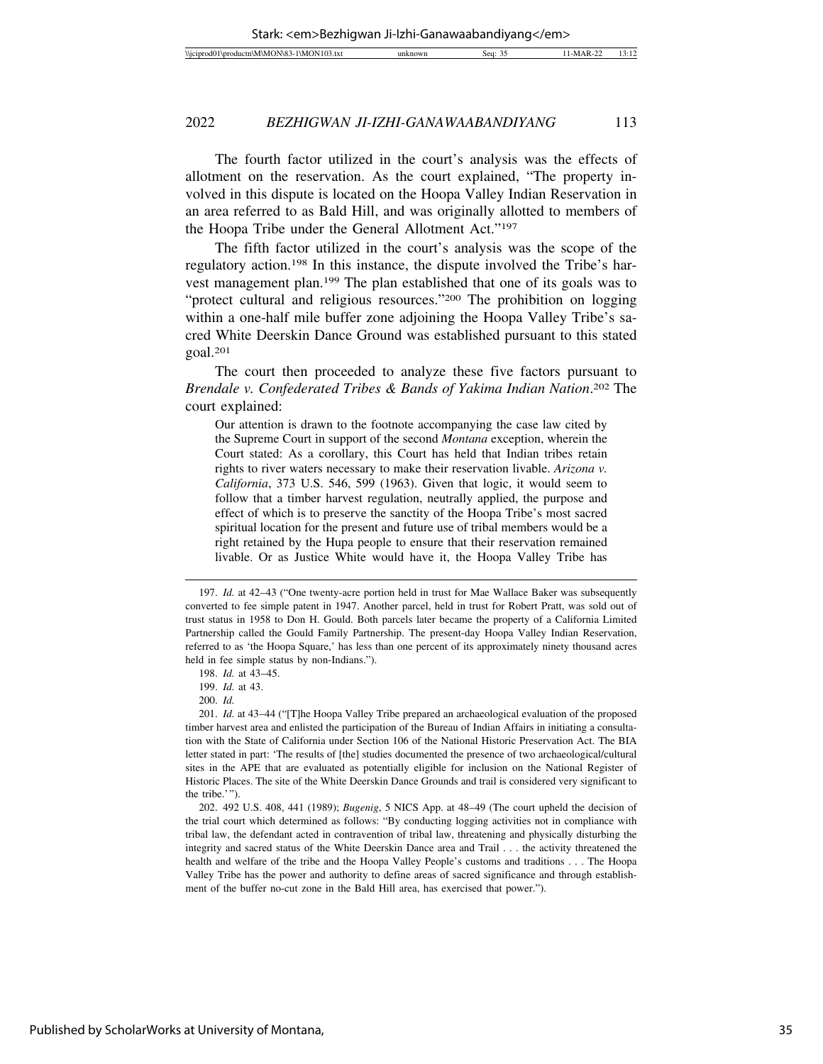The fourth factor utilized in the court's analysis was the effects of allotment on the reservation. As the court explained, "The property involved in this dispute is located on the Hoopa Valley Indian Reservation in an area referred to as Bald Hill, and was originally allotted to members of the Hoopa Tribe under the General Allotment Act."[197]

The fifth factor utilized in the court's analysis was the scope of the regulatory action.[198] In this instance, the dispute involved the Tribe's harvest management plan.[199] The plan established that one of its goals was to "protect cultural and religious resources."[200] The prohibition on logging within a one-half mile buffer zone adjoining the Hoopa Valley Tribe's sacred White Deerskin Dance Ground was established pursuant to this stated goal.[201]

The court then proceeded to analyze these five factors pursuant to *Brendale v. Confederated Tribes & Bands of Yakima Indian Nation*.[202] The court explained:

> Our attention is drawn to the footnote accompanying the case law cited by the Supreme Court in support of the second *Montana* exception, wherein the Court stated: As a corollary, this Court has held that Indian tribes retain rights to river waters necessary to make their reservation livable. *Arizona v. California*, 373 U.S. 546, 599 (1963). Given that logic, it would seem to follow that a timber harvest regulation, neutrally applied, the purpose and effect of which is to preserve the sanctity of the Hoopa Tribe's most sacred spiritual location for the present and future use of tribal members would be a right retained by the Hupa people to ensure that their reservation remained livable. Or as Justice White would have it, the Hoopa Valley Tribe has

---

197. *Id.* at 42–43 ("One twenty-acre portion held in trust for Mae Wallace Baker was subsequently converted to fee simple patent in 1947. Another parcel, held in trust for Robert Pratt, was sold out of trust status in 1958 to Don H. Gould. Both parcels later became the property of a California Limited Partnership called the Gould Family Partnership. The present-day Hoopa Valley Indian Reservation, referred to as 'the Hoopa Square,' has less than one percent of its approximately ninety thousand acres held in fee simple status by non-Indians.").

198. *Id.* at 43–45.

199. *Id.* at 43.

200. *Id.*

201. *Id.* at 43–44 ("[T]he Hoopa Valley Tribe prepared an archaeological evaluation of the proposed timber harvest area and enlisted the participation of the Bureau of Indian Affairs in initiating a consultation with the State of California under Section 106 of the National Historic Preservation Act. The BIA letter stated in part: 'The results of [the] studies documented the presence of two archaeological/cultural sites in the APE that are evaluated as potentially eligible for inclusion on the National Register of Historic Places. The site of the White Deerskin Dance Grounds and trail is considered very significant to the tribe.'").

202. 492 U.S. 408, 441 (1989); *Bugenig*, 5 NICS App. at 48–49 (The court upheld the decision of the trial court which determined as follows: "By conducting logging activities not in compliance with tribal law, the defendant acted in contravention of tribal law, threatening and physically disturbing the integrity and sacred status of the White Deerskin Dance area and Trail . . . the activity threatened the health and welfare of the tribe and the Hoopa Valley People's customs and traditions . . . The Hoopa Valley Tribe has the power and authority to define areas of sacred significance and through establishment of the buffer no-cut zone in the Bald Hill area, has exercised that power.").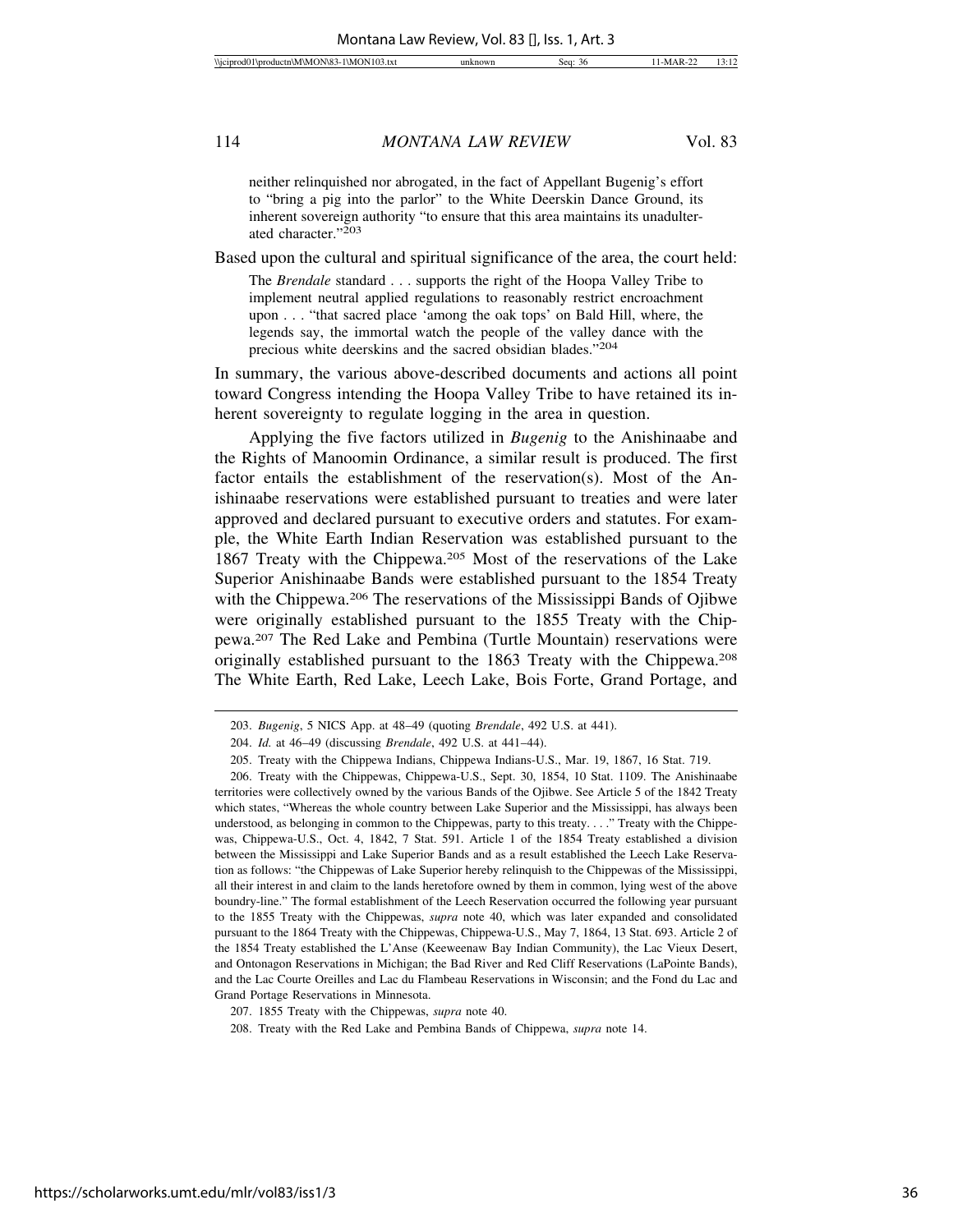neither relinquished nor abrogated, in the fact of Appellant Bugenig's effort to "bring a pig into the parlor" to the White Deerskin Dance Ground, its inherent sovereign authority "to ensure that this area maintains its unadulterated character."[203]

Based upon the cultural and spiritual significance of the area, the court held:

> The *Brendale* standard . . . supports the right of the Hoopa Valley Tribe to implement neutral applied regulations to reasonably restrict encroachment upon . . . "that sacred place 'among the oak tops' on Bald Hill, where, the legends say, the immortal watch the people of the valley dance with the precious white deerskins and the sacred obsidian blades."[204]

In summary, the various above-described documents and actions all point toward Congress intending the Hoopa Valley Tribe to have retained its inherent sovereignty to regulate logging in the area in question.

Applying the five factors utilized in *Bugenig* to the Anishinaabe and the Rights of Manoomin Ordinance, a similar result is produced. The first factor entails the establishment of the reservation(s). Most of the Anishinaabe reservations were established pursuant to treaties and were later approved and declared pursuant to executive orders and statutes. For example, the White Earth Indian Reservation was established pursuant to the 1867 Treaty with the Chippewa.[205] Most of the reservations of the Lake Superior Anishinaabe Bands were established pursuant to the 1854 Treaty with the Chippewa.[206] The reservations of the Mississippi Bands of Ojibwe were originally established pursuant to the 1855 Treaty with the Chippewa.[207] The Red Lake and Pembina (Turtle Mountain) reservations were originally established pursuant to the 1863 Treaty with the Chippewa.[208] The White Earth, Red Lake, Leech Lake, Bois Forte, Grand Portage, and

---

203. *Bugenig*, 5 NICS App. at 48–49 (quoting *Brendale*, 492 U.S. at 441).

204. *Id.* at 46–49 (discussing *Brendale*, 492 U.S. at 441–44).

205. Treaty with the Chippewa Indians, Chippewa Indians-U.S., Mar. 19, 1867, 16 Stat. 719.

206. Treaty with the Chippewas, Chippewa-U.S., Sept. 30, 1854, 10 Stat. 1109. The Anishinaabe territories were collectively owned by the various Bands of the Ojibwe. See Article 5 of the 1842 Treaty which states, "Whereas the whole country between Lake Superior and the Mississippi, has always been understood, as belonging in common to the Chippewas, party to this treaty. . . ." Treaty with the Chippewas, Chippewa-U.S., Oct. 4, 1842, 7 Stat. 591. Article 1 of the 1854 Treaty established a division between the Mississippi and Lake Superior Bands and as a result established the Leech Lake Reservation as follows: "the Chippewas of Lake Superior hereby relinquish to the Chippewas of the Mississippi, all their interest in and claim to the lands heretofore owned by them in common, lying west of the above boundry-line." The formal establishment of the Leech Reservation occurred the following year pursuant to the 1855 Treaty with the Chippewas, *supra* note 40, which was later expanded and consolidated pursuant to the 1864 Treaty with the Chippewas, Chippewa-U.S., May 7, 1864, 13 Stat. 693. Article 2 of the 1854 Treaty established the L'Anse (Keeweenaw Bay Indian Community), the Lac Vieux Desert, and Ontonagon Reservations in Michigan; the Bad River and Red Cliff Reservations (LaPointe Bands), and the Lac Courte Oreilles and Lac du Flambeau Reservations in Wisconsin; and the Fond du Lac and Grand Portage Reservations in Minnesota.

207. 1855 Treaty with the Chippewas, *supra* note 40.

208. Treaty with the Red Lake and Pembina Bands of Chippewa, *supra* note 14.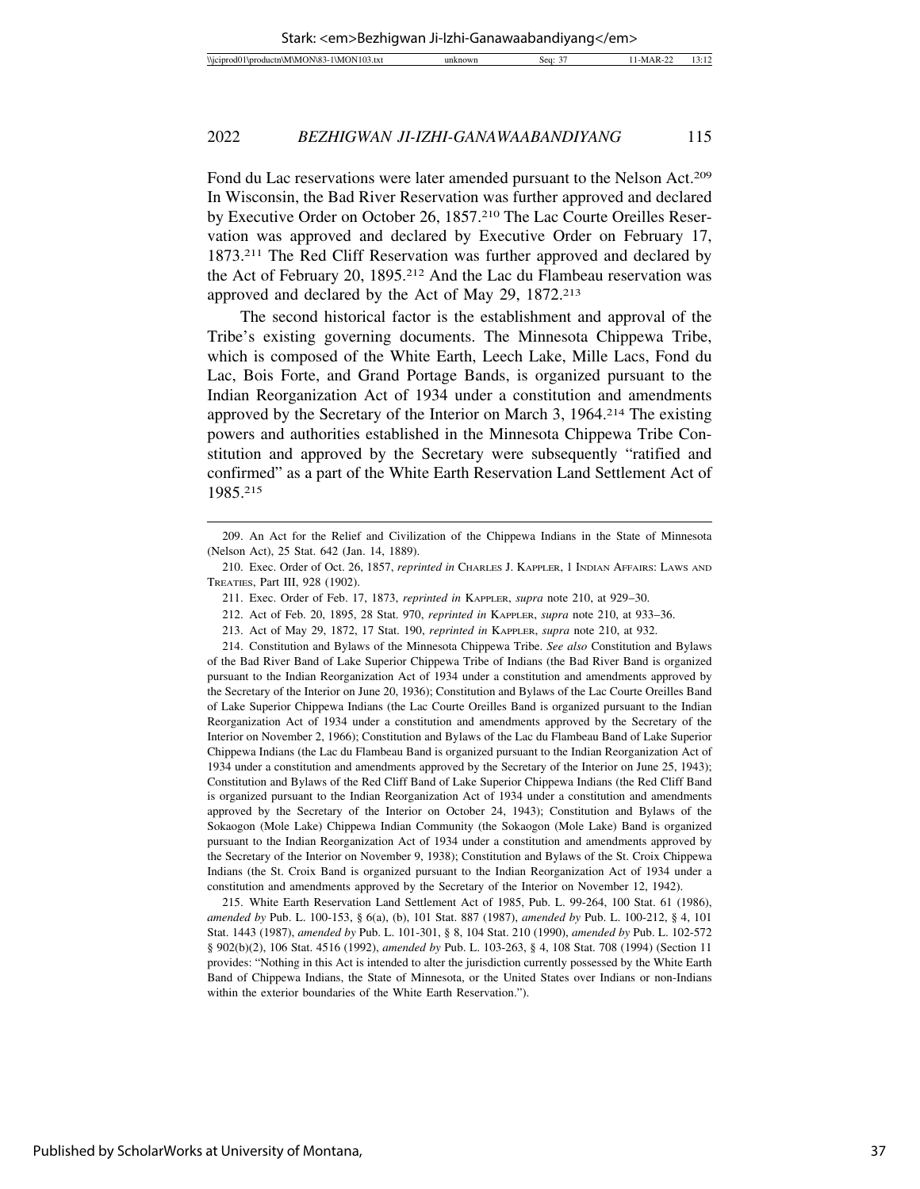Fond du Lac reservations were later amended pursuant to the Nelson Act.[209] In Wisconsin, the Bad River Reservation was further approved and declared by Executive Order on October 26, 1857.[210] The Lac Courte Oreilles Reservation was approved and declared by Executive Order on February 17, 1873.[211] The Red Cliff Reservation was further approved and declared by the Act of February 20, 1895.[212] And the Lac du Flambeau reservation was approved and declared by the Act of May 29, 1872.[213]

The second historical factor is the establishment and approval of the Tribe's existing governing documents. The Minnesota Chippewa Tribe, which is composed of the White Earth, Leech Lake, Mille Lacs, Fond du Lac, Bois Forte, and Grand Portage Bands, is organized pursuant to the Indian Reorganization Act of 1934 under a constitution and amendments approved by the Secretary of the Interior on March 3, 1964.[214] The existing powers and authorities established in the Minnesota Chippewa Tribe Constitution and approved by the Secretary were subsequently "ratified and confirmed" as a part of the White Earth Reservation Land Settlement Act of 1985.[215]

---

209. An Act for the Relief and Civilization of the Chippewa Indians in the State of Minnesota (Nelson Act), 25 Stat. 642 (Jan. 14, 1889).

210. Exec. Order of Oct. 26, 1857, *reprinted in* Charles J. Kappler, 1 Indian Affairs: Laws and Treaties, Part III, 928 (1902).

211. Exec. Order of Feb. 17, 1873, *reprinted in* Kappler, *supra* note 210, at 929–30.

212. Act of Feb. 20, 1895, 28 Stat. 970, *reprinted in* Kappler, *supra* note 210, at 933–36.

213. Act of May 29, 1872, 17 Stat. 190, *reprinted in* Kappler, *supra* note 210, at 932.

214. Constitution and Bylaws of the Minnesota Chippewa Tribe. *See also* Constitution and Bylaws of the Bad River Band of Lake Superior Chippewa Tribe of Indians (the Bad River Band is organized pursuant to the Indian Reorganization Act of 1934 under a constitution and amendments approved by the Secretary of the Interior on June 20, 1936); Constitution and Bylaws of the Lac Courte Oreilles Band of Lake Superior Chippewa Indians (the Lac Courte Oreilles Band is organized pursuant to the Indian Reorganization Act of 1934 under a constitution and amendments approved by the Secretary of the Interior on November 2, 1966); Constitution and Bylaws of the Lac du Flambeau Band of Lake Superior Chippewa Indians (the Lac du Flambeau Band is organized pursuant to the Indian Reorganization Act of 1934 under a constitution and amendments approved by the Secretary of the Interior on June 25, 1943); Constitution and Bylaws of the Red Cliff Band of Lake Superior Chippewa Indians (the Red Cliff Band is organized pursuant to the Indian Reorganization Act of 1934 under a constitution and amendments approved by the Secretary of the Interior on October 24, 1943); Constitution and Bylaws of the Sokaogon (Mole Lake) Chippewa Indian Community (the Sokaogon (Mole Lake) Band is organized pursuant to the Indian Reorganization Act of 1934 under a constitution and amendments approved by the Secretary of the Interior on November 9, 1938); Constitution and Bylaws of the St. Croix Chippewa Indians (the St. Croix Band is organized pursuant to the Indian Reorganization Act of 1934 under a constitution and amendments approved by the Secretary of the Interior on November 12, 1942).

215. White Earth Reservation Land Settlement Act of 1985, Pub. L. 99-264, 100 Stat. 61 (1986), *amended by* Pub. L. 100-153, § 6(a), (b), 101 Stat. 887 (1987), *amended by* Pub. L. 100-212, § 4, 101 Stat. 1443 (1987), *amended by* Pub. L. 101-301, § 8, 104 Stat. 210 (1990), *amended by* Pub. L. 102-572 § 902(b)(2), 106 Stat. 4516 (1992), *amended by* Pub. L. 103-263, § 4, 108 Stat. 708 (1994) (Section 11 provides: "Nothing in this Act is intended to alter the jurisdiction currently possessed by the White Earth Band of Chippewa Indians, the State of Minnesota, or the United States over Indians or non-Indians within the exterior boundaries of the White Earth Reservation.").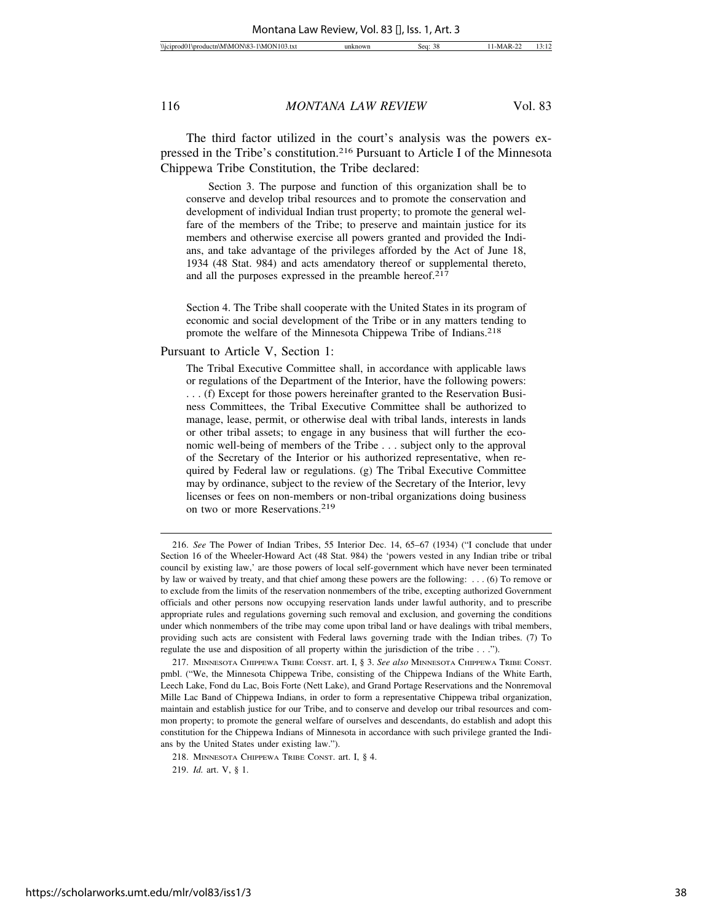The third factor utilized in the court's analysis was the powers expressed in the Tribe's constitution.[216] Pursuant to Article I of the Minnesota Chippewa Tribe Constitution, the Tribe declared:

> Section 3. The purpose and function of this organization shall be to conserve and develop tribal resources and to promote the conservation and development of individual Indian trust property; to promote the general welfare of the members of the Tribe; to preserve and maintain justice for its members and otherwise exercise all powers granted and provided the Indians, and take advantage of the privileges afforded by the Act of June 18, 1934 (48 Stat. 984) and acts amendatory thereof or supplemental thereto, and all the purposes expressed in the preamble hereof.[217]
>
> Section 4. The Tribe shall cooperate with the United States in its program of economic and social development of the Tribe or in any matters tending to promote the welfare of the Minnesota Chippewa Tribe of Indians.[218]

Pursuant to Article V, Section 1:

> The Tribal Executive Committee shall, in accordance with applicable laws or regulations of the Department of the Interior, have the following powers: . . . (f) Except for those powers hereinafter granted to the Reservation Business Committees, the Tribal Executive Committee shall be authorized to manage, lease, permit, or otherwise deal with tribal lands, interests in lands or other tribal assets; to engage in any business that will further the economic well-being of members of the Tribe . . . subject only to the approval of the Secretary of the Interior or his authorized representative, when required by Federal law or regulations. (g) The Tribal Executive Committee may by ordinance, subject to the review of the Secretary of the Interior, levy licenses or fees on non-members or non-tribal organizations doing business on two or more Reservations.[219]

---

216. *See* The Power of Indian Tribes, 55 Interior Dec. 14, 65–67 (1934) ("I conclude that under Section 16 of the Wheeler-Howard Act (48 Stat. 984) the 'powers vested in any Indian tribe or tribal council by existing law,' are those powers of local self-government which have never been terminated by law or waived by treaty, and that chief among these powers are the following: . . . (6) To remove or to exclude from the limits of the reservation nonmembers of the tribe, excepting authorized Government officials and other persons now occupying reservation lands under lawful authority, and to prescribe appropriate rules and regulations governing such removal and exclusion, and governing the conditions under which nonmembers of the tribe may come upon tribal land or have dealings with tribal members, providing such acts are consistent with Federal laws governing trade with the Indian tribes. (7) To regulate the use and disposition of all property within the jurisdiction of the tribe . . .").

217. MINNESOTA CHIPPEWA TRIBE CONST. art. I, § 3. *See also* MINNESOTA CHIPPEWA TRIBE CONST. pmbl. ("We, the Minnesota Chippewa Tribe, consisting of the Chippewa Indians of the White Earth, Leech Lake, Fond du Lac, Bois Forte (Nett Lake), and Grand Portage Reservations and the Nonremoval Mille Lac Band of Chippewa Indians, in order to form a representative Chippewa tribal organization, maintain and establish justice for our Tribe, and to conserve and develop our tribal resources and common property; to promote the general welfare of ourselves and descendants, do establish and adopt this constitution for the Chippewa Indians of Minnesota in accordance with such privilege granted the Indians by the United States under existing law.").

218. MINNESOTA CHIPPEWA TRIBE CONST. art. I, § 4.

219. *Id.* art. V, § 1.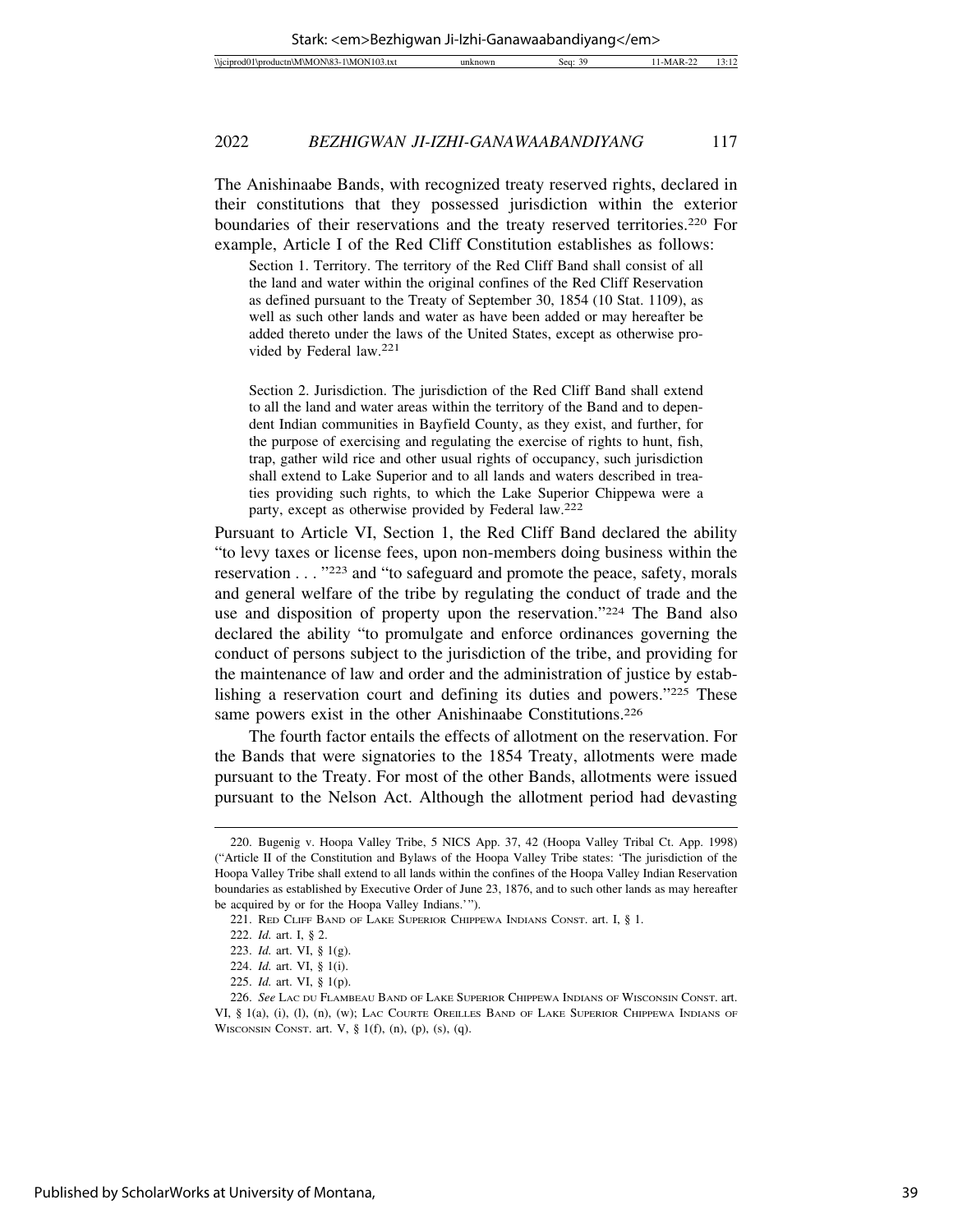The Anishinaabe Bands, with recognized treaty reserved rights, declared in their constitutions that they possessed jurisdiction within the exterior boundaries of their reservations and the treaty reserved territories.[220] For example, Article I of the Red Cliff Constitution establishes as follows:

> Section 1. Territory. The territory of the Red Cliff Band shall consist of all the land and water within the original confines of the Red Cliff Reservation as defined pursuant to the Treaty of September 30, 1854 (10 Stat. 1109), as well as such other lands and water as have been added or may hereafter be added thereto under the laws of the United States, except as otherwise provided by Federal law.[221]
>
> Section 2. Jurisdiction. The jurisdiction of the Red Cliff Band shall extend to all the land and water areas within the territory of the Band and to dependent Indian communities in Bayfield County, as they exist, and further, for the purpose of exercising and regulating the exercise of rights to hunt, fish, trap, gather wild rice and other usual rights of occupancy, such jurisdiction shall extend to Lake Superior and to all lands and waters described in treaties providing such rights, to which the Lake Superior Chippewa were a party, except as otherwise provided by Federal law.[222]

Pursuant to Article VI, Section 1, the Red Cliff Band declared the ability "to levy taxes or license fees, upon non-members doing business within the reservation . . . "[223] and "to safeguard and promote the peace, safety, morals and general welfare of the tribe by regulating the conduct of trade and the use and disposition of property upon the reservation."[224] The Band also declared the ability "to promulgate and enforce ordinances governing the conduct of persons subject to the jurisdiction of the tribe, and providing for the maintenance of law and order and the administration of justice by establishing a reservation court and defining its duties and powers."[225] These same powers exist in the other Anishinaabe Constitutions.[226]

The fourth factor entails the effects of allotment on the reservation. For the Bands that were signatories to the 1854 Treaty, allotments were made pursuant to the Treaty. For most of the other Bands, allotments were issued pursuant to the Nelson Act. Although the allotment period had devasting

---

220. Bugenig v. Hoopa Valley Tribe, 5 NICS App. 37, 42 (Hoopa Valley Tribal Ct. App. 1998) ("Article II of the Constitution and Bylaws of the Hoopa Valley Tribe states: 'The jurisdiction of the Hoopa Valley Tribe shall extend to all lands within the confines of the Hoopa Valley Indian Reservation boundaries as established by Executive Order of June 23, 1876, and to such other lands as may hereafter be acquired by or for the Hoopa Valley Indians.'").

221. Red Cliff Band of Lake Superior Chippewa Indians Const. art. I, § 1.

222. *Id.* art. I, § 2.

223. *Id.* art. VI, § 1(g).

224. *Id.* art. VI, § 1(i).

225. *Id.* art. VI, § 1(p).

226. *See* Lac du Flambeau Band of Lake Superior Chippewa Indians of Wisconsin Const. art. VI, § 1(a), (i), (l), (n), (w); Lac Courte Oreilles Band of Lake Superior Chippewa Indians of Wisconsin Const. art. V, § 1(f), (n), (p), (s), (q).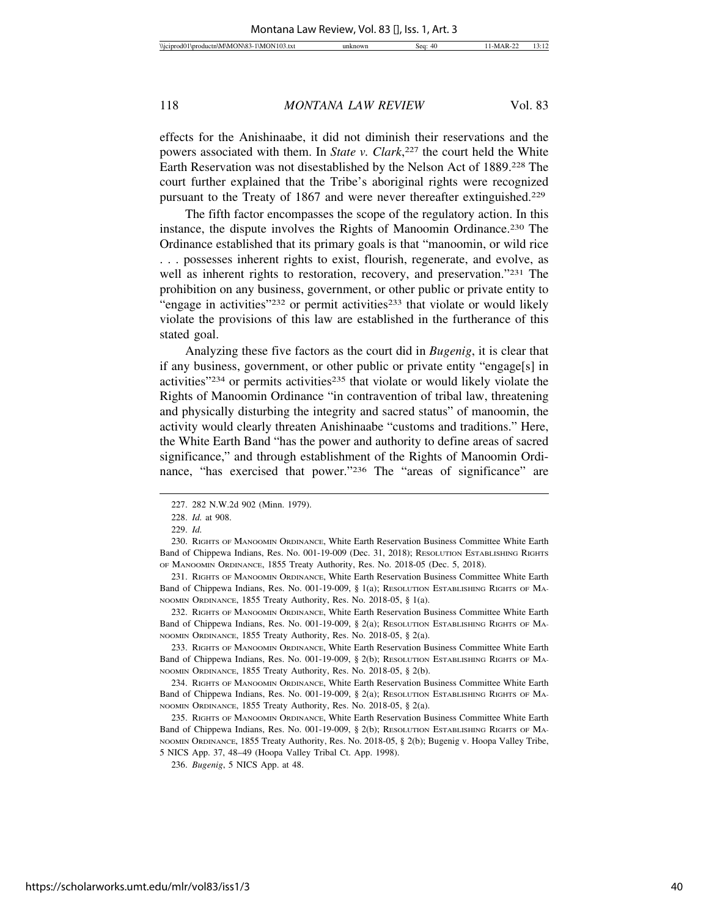effects for the Anishinaabe, it did not diminish their reservations and the powers associated with them. In *State v. Clark*,[227] the court held the White Earth Reservation was not disestablished by the Nelson Act of 1889.[228] The court further explained that the Tribe's aboriginal rights were recognized pursuant to the Treaty of 1867 and were never thereafter extinguished.[229]

The fifth factor encompasses the scope of the regulatory action. In this instance, the dispute involves the Rights of Manoomin Ordinance.[230] The Ordinance established that its primary goals is that "manoomin, or wild rice . . . possesses inherent rights to exist, flourish, regenerate, and evolve, as well as inherent rights to restoration, recovery, and preservation."[231] The prohibition on any business, government, or other public or private entity to "engage in activities"[232] or permit activities[233] that violate or would likely violate the provisions of this law are established in the furtherance of this stated goal.

Analyzing these five factors as the court did in *Bugenig*, it is clear that if any business, government, or other public or private entity "engage[s] in activities"[234] or permits activities[235] that violate or would likely violate the Rights of Manoomin Ordinance "in contravention of tribal law, threatening and physically disturbing the integrity and sacred status" of manoomin, the activity would clearly threaten Anishinaabe "customs and traditions." Here, the White Earth Band "has the power and authority to define areas of sacred significance," and through establishment of the Rights of Manoomin Ordinance, "has exercised that power."[236] The "areas of significance" are

---

227. 282 N.W.2d 902 (Minn. 1979).

228. *Id.* at 908.

229. *Id.*

230. RIGHTS OF MANOOMIN ORDINANCE, White Earth Reservation Business Committee White Earth Band of Chippewa Indians, Res. No. 001-19-009 (Dec. 31, 2018); RESOLUTION ESTABLISHING RIGHTS OF MANOOMIN ORDINANCE, 1855 Treaty Authority, Res. No. 2018-05 (Dec. 5, 2018).

231. RIGHTS OF MANOOMIN ORDINANCE, White Earth Reservation Business Committee White Earth Band of Chippewa Indians, Res. No. 001-19-009, § 1(a); RESOLUTION ESTABLISHING RIGHTS OF MANOOMIN ORDINANCE, 1855 Treaty Authority, Res. No. 2018-05, § 1(a).

232. RIGHTS OF MANOOMIN ORDINANCE, White Earth Reservation Business Committee White Earth Band of Chippewa Indians, Res. No. 001-19-009, § 2(a); RESOLUTION ESTABLISHING RIGHTS OF MANOOMIN ORDINANCE, 1855 Treaty Authority, Res. No. 2018-05, § 2(a).

233. RIGHTS OF MANOOMIN ORDINANCE, White Earth Reservation Business Committee White Earth Band of Chippewa Indians, Res. No. 001-19-009, § 2(b); RESOLUTION ESTABLISHING RIGHTS OF MANOOMIN ORDINANCE, 1855 Treaty Authority, Res. No. 2018-05, § 2(b).

234. RIGHTS OF MANOOMIN ORDINANCE, White Earth Reservation Business Committee White Earth Band of Chippewa Indians, Res. No. 001-19-009, § 2(a); RESOLUTION ESTABLISHING RIGHTS OF MANOOMIN ORDINANCE, 1855 Treaty Authority, Res. No. 2018-05, § 2(a).

235. RIGHTS OF MANOOMIN ORDINANCE, White Earth Reservation Business Committee White Earth Band of Chippewa Indians, Res. No. 001-19-009, § 2(b); RESOLUTION ESTABLISHING RIGHTS OF MANOOMIN ORDINANCE, 1855 Treaty Authority, Res. No. 2018-05, § 2(b); Bugenig v. Hoopa Valley Tribe, 5 NICS App. 37, 48–49 (Hoopa Valley Tribal Ct. App. 1998).

236. *Bugenig*, 5 NICS App. at 48.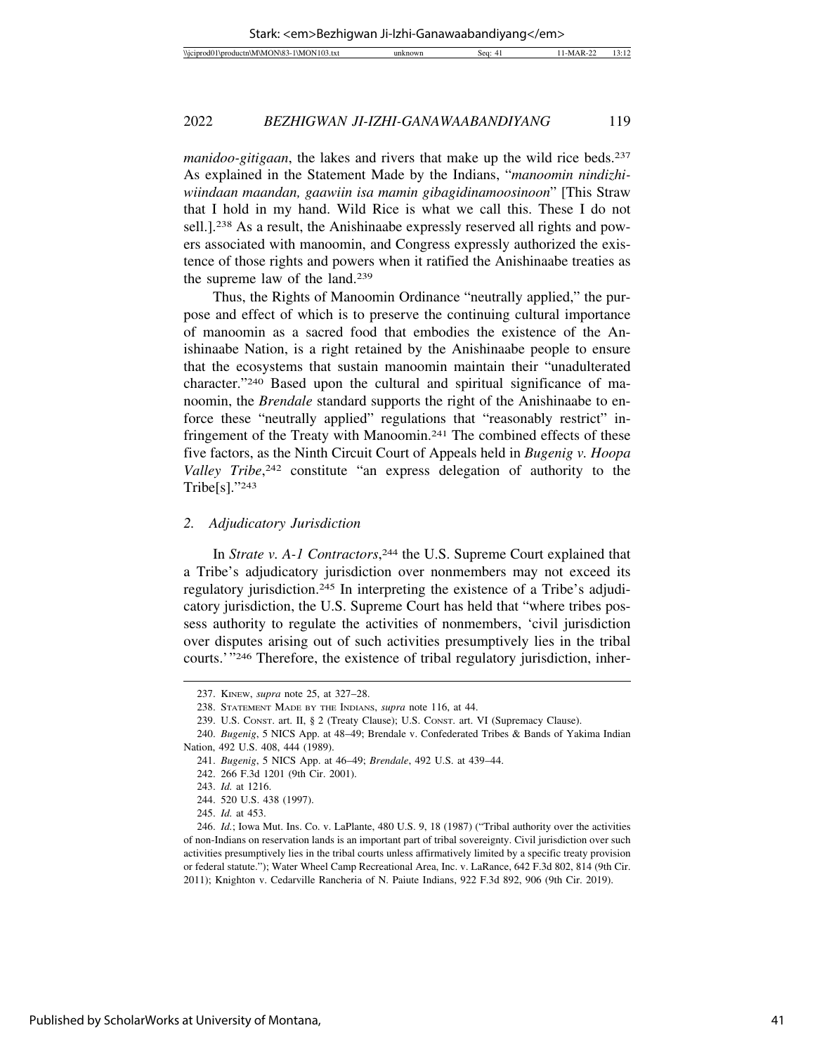*manidoo-gitigaan*, the lakes and rivers that make up the wild rice beds.[237] As explained in the Statement Made by the Indians, "*manoomin nindizhi-wiindaan maandan, gaawiin isa mamin gibagidinamoosinoon*" [This Straw that I hold in my hand. Wild Rice is what we call this. These I do not sell.].[238] As a result, the Anishinaabe expressly reserved all rights and powers associated with manoomin, and Congress expressly authorized the existence of those rights and powers when it ratified the Anishinaabe treaties as the supreme law of the land.[239]

Thus, the Rights of Manoomin Ordinance "neutrally applied," the purpose and effect of which is to preserve the continuing cultural importance of manoomin as a sacred food that embodies the existence of the Anishinaabe Nation, is a right retained by the Anishinaabe people to ensure that the ecosystems that sustain manoomin maintain their "unadulterated character."[240] Based upon the cultural and spiritual significance of manoomin, the *Brendale* standard supports the right of the Anishinaabe to enforce these "neutrally applied" regulations that "reasonably restrict" infringement of the Treaty with Manoomin.[241] The combined effects of these five factors, as the Ninth Circuit Court of Appeals held in *Bugenig v. Hoopa Valley Tribe*,[242] constitute "an express delegation of authority to the Tribe[s]."[243]

### 2. Adjudicatory Jurisdiction

In *Strate v. A-1 Contractors*,[244] the U.S. Supreme Court explained that a Tribe's adjudicatory jurisdiction over nonmembers may not exceed its regulatory jurisdiction.[245] In interpreting the existence of a Tribe's adjudicatory jurisdiction, the U.S. Supreme Court has held that "where tribes possess authority to regulate the activities of nonmembers, 'civil jurisdiction over disputes arising out of such activities presumptively lies in the tribal courts.'"[246] Therefore, the existence of tribal regulatory jurisdiction, inher-

---

237. KINEW, *supra* note 25, at 327–28.

238. STATEMENT MADE BY THE INDIANS, *supra* note 116, at 44.

239. U.S. CONST. art. II, § 2 (Treaty Clause); U.S. CONST. art. VI (Supremacy Clause).

240. *Bugenig*, 5 NICS App. at 48–49; Brendale v. Confederated Tribes & Bands of Yakima Indian Nation, 492 U.S. 408, 444 (1989).

241. *Bugenig*, 5 NICS App. at 46–49; *Brendale*, 492 U.S. at 439–44.

242. 266 F.3d 1201 (9th Cir. 2001).

243. *Id.* at 1216.

244. 520 U.S. 438 (1997).

245. *Id.* at 453.

246. *Id.*; Iowa Mut. Ins. Co. v. LaPlante, 480 U.S. 9, 18 (1987) ("Tribal authority over the activities of non-Indians on reservation lands is an important part of tribal sovereignty. Civil jurisdiction over such activities presumptively lies in the tribal courts unless affirmatively limited by a specific treaty provision or federal statute."); Water Wheel Camp Recreational Area, Inc. v. LaRance, 642 F.3d 802, 814 (9th Cir. 2011); Knighton v. Cedarville Rancheria of N. Paiute Indians, 922 F.3d 892, 906 (9th Cir. 2019).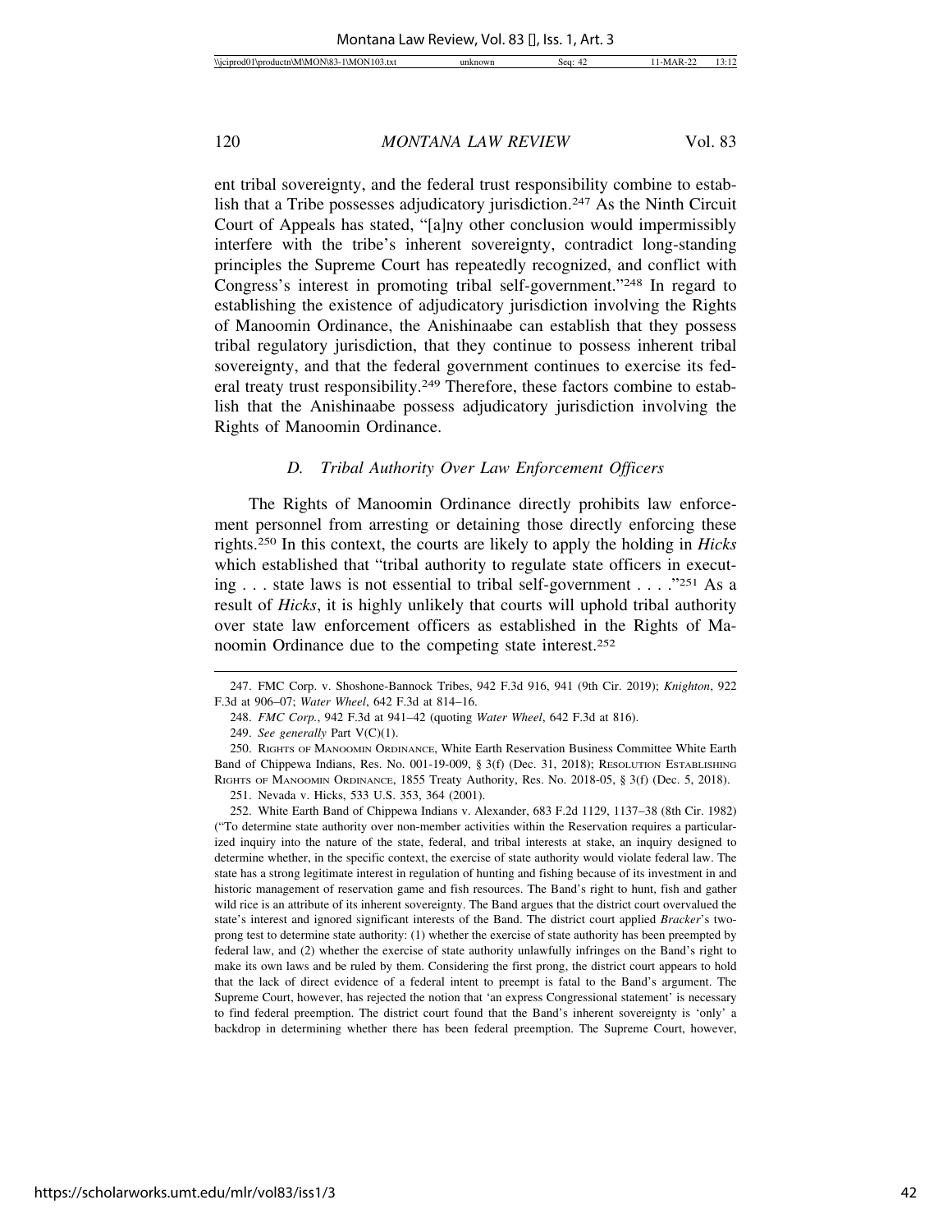ent tribal sovereignty, and the federal trust responsibility combine to establish that a Tribe possesses adjudicatory jurisdiction.[247] As the Ninth Circuit Court of Appeals has stated, "[a]ny other conclusion would impermissibly interfere with the tribe's inherent sovereignty, contradict long-standing principles the Supreme Court has repeatedly recognized, and conflict with Congress's interest in promoting tribal self-government."[248] In regard to establishing the existence of adjudicatory jurisdiction involving the Rights of Manoomin Ordinance, the Anishinaabe can establish that they possess tribal regulatory jurisdiction, that they continue to possess inherent tribal sovereignty, and that the federal government continues to exercise its federal treaty trust responsibility.[249] Therefore, these factors combine to establish that the Anishinaabe possess adjudicatory jurisdiction involving the Rights of Manoomin Ordinance.

### *D. Tribal Authority Over Law Enforcement Officers*

The Rights of Manoomin Ordinance directly prohibits law enforcement personnel from arresting or detaining those directly enforcing these rights.[250] In this context, the courts are likely to apply the holding in *Hicks* which established that "tribal authority to regulate state officers in executing . . . state laws is not essential to tribal self-government . . . ."[251] As a result of *Hicks*, it is highly unlikely that courts will uphold tribal authority over state law enforcement officers as established in the Rights of Manoomin Ordinance due to the competing state interest.[252]

---

247. FMC Corp. v. Shoshone-Bannock Tribes, 942 F.3d 916, 941 (9th Cir. 2019); *Knighton*, 922 F.3d at 906–07; *Water Wheel*, 642 F.3d at 814–16.

248. *FMC Corp.*, 942 F.3d at 941–42 (quoting *Water Wheel*, 642 F.3d at 816).

249. *See generally* Part V(C)(1).

250. RIGHTS OF MANOOMIN ORDINANCE, White Earth Reservation Business Committee White Earth Band of Chippewa Indians, Res. No. 001-19-009, § 3(f) (Dec. 31, 2018); RESOLUTION ESTABLISHING RIGHTS OF MANOOMIN ORDINANCE, 1855 Treaty Authority, Res. No. 2018-05, § 3(f) (Dec. 5, 2018).

251. Nevada v. Hicks, 533 U.S. 353, 364 (2001).

252. White Earth Band of Chippewa Indians v. Alexander, 683 F.2d 1129, 1137–38 (8th Cir. 1982) ("To determine state authority over non-member activities within the Reservation requires a particularized inquiry into the nature of the state, federal, and tribal interests at stake, an inquiry designed to determine whether, in the specific context, the exercise of state authority would violate federal law. The state has a strong legitimate interest in regulation of hunting and fishing because of its investment in and historic management of reservation game and fish resources. The Band's right to hunt, fish and gather wild rice is an attribute of its inherent sovereignty. The Band argues that the district court overvalued the state's interest and ignored significant interests of the Band. The district court applied *Bracker*'s two-prong test to determine state authority: (1) whether the exercise of state authority has been preempted by federal law, and (2) whether the exercise of state authority unlawfully infringes on the Band's right to make its own laws and be ruled by them. Considering the first prong, the district court appears to hold that the lack of direct evidence of a federal intent to preempt is fatal to the Band's argument. The Supreme Court, however, has rejected the notion that 'an express Congressional statement' is necessary to find federal preemption. The district court found that the Band's inherent sovereignty is 'only' a backdrop in determining whether there has been federal preemption. The Supreme Court, however,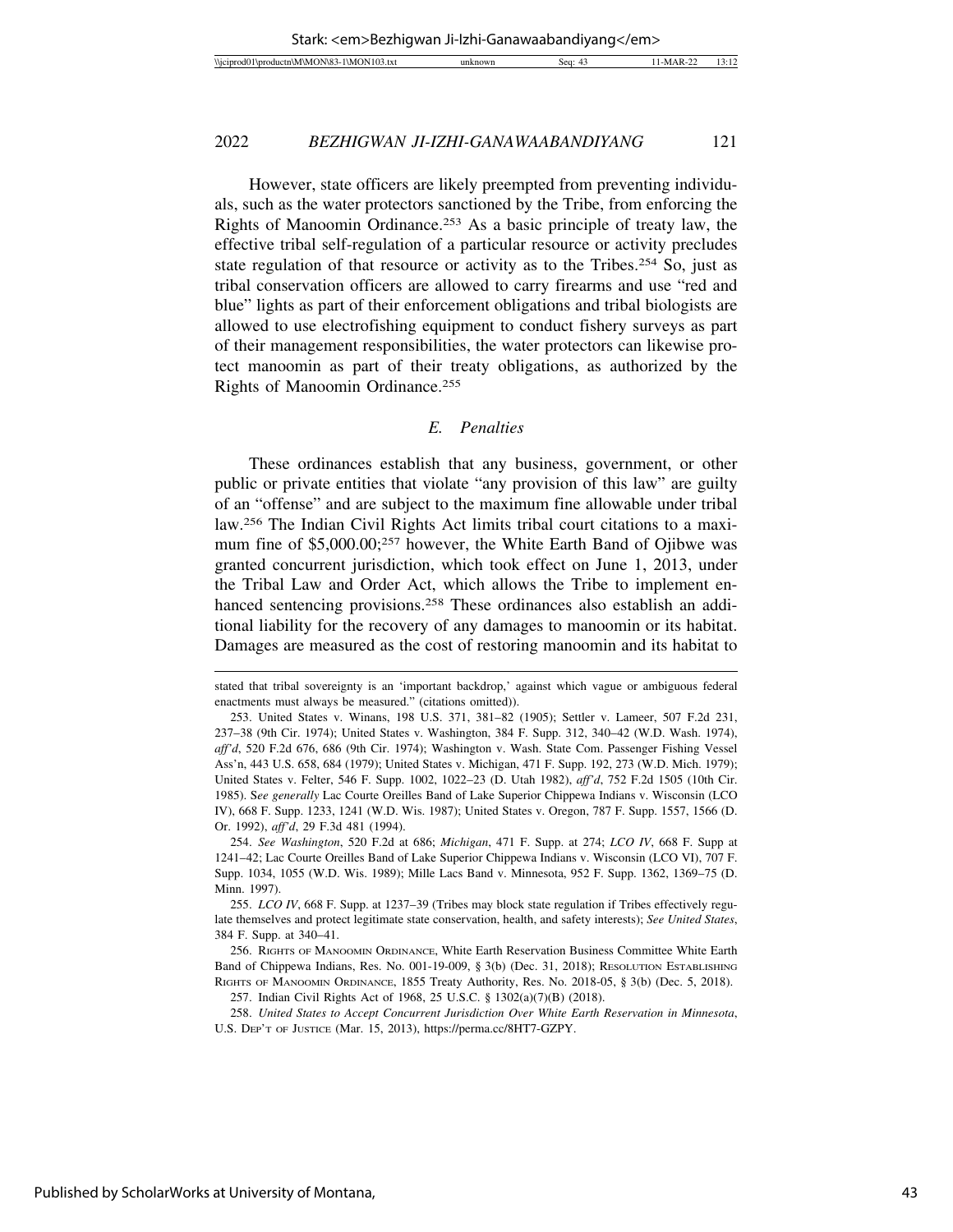However, state officers are likely preempted from preventing individuals, such as the water protectors sanctioned by the Tribe, from enforcing the Rights of Manoomin Ordinance.[253] As a basic principle of treaty law, the effective tribal self-regulation of a particular resource or activity precludes state regulation of that resource or activity as to the Tribes.[254] So, just as tribal conservation officers are allowed to carry firearms and use "red and blue" lights as part of their enforcement obligations and tribal biologists are allowed to use electrofishing equipment to conduct fishery surveys as part of their management responsibilities, the water protectors can likewise protect manoomin as part of their treaty obligations, as authorized by the Rights of Manoomin Ordinance.[255]

### *E. Penalties*

These ordinances establish that any business, government, or other public or private entities that violate "any provision of this law" are guilty of an "offense" and are subject to the maximum fine allowable under tribal law.[256] The Indian Civil Rights Act limits tribal court citations to a maximum fine of $5,000.00;[257] however, the White Earth Band of Ojibwe was granted concurrent jurisdiction, which took effect on June 1, 2013, under the Tribal Law and Order Act, which allows the Tribe to implement enhanced sentencing provisions.[258] These ordinances also establish an additional liability for the recovery of any damages to manoomin or its habitat. Damages are measured as the cost of restoring manoomin and its habitat to

---

stated that tribal sovereignty is an 'important backdrop,' against which vague or ambiguous federal enactments must always be measured." (citations omitted)).

253. United States v. Winans, 198 U.S. 371, 381–82 (1905); Settler v. Lameer, 507 F.2d 231, 237–38 (9th Cir. 1974); United States v. Washington, 384 F. Supp. 312, 340–42 (W.D. Wash. 1974), *aff'd*, 520 F.2d 676, 686 (9th Cir. 1974); Washington v. Wash. State Com. Passenger Fishing Vessel Ass'n, 443 U.S. 658, 684 (1979); United States v. Michigan, 471 F. Supp. 192, 273 (W.D. Mich. 1979); United States v. Felter, 546 F. Supp. 1002, 1022–23 (D. Utah 1982), *aff'd*, 752 F.2d 1505 (10th Cir. 1985). S*ee generally* Lac Courte Oreilles Band of Lake Superior Chippewa Indians v. Wisconsin (LCO IV), 668 F. Supp. 1233, 1241 (W.D. Wis. 1987); United States v. Oregon, 787 F. Supp. 1557, 1566 (D. Or. 1992), *aff'd*, 29 F.3d 481 (1994).

254. *See Washington*, 520 F.2d at 686; *Michigan*, 471 F. Supp. at 274; *LCO IV*, 668 F. Supp at 1241–42; Lac Courte Oreilles Band of Lake Superior Chippewa Indians v. Wisconsin (LCO VI), 707 F. Supp. 1034, 1055 (W.D. Wis. 1989); Mille Lacs Band v. Minnesota, 952 F. Supp. 1362, 1369–75 (D. Minn. 1997).

255. *LCO IV*, 668 F. Supp. at 1237–39 (Tribes may block state regulation if Tribes effectively regulate themselves and protect legitimate state conservation, health, and safety interests); *See United States*, 384 F. Supp. at 340–41.

256. Rights of Manoomin Ordinance, White Earth Reservation Business Committee White Earth Band of Chippewa Indians, Res. No. 001-19-009, § 3(b) (Dec. 31, 2018); Resolution Establishing Rights of Manoomin Ordinance, 1855 Treaty Authority, Res. No. 2018-05, § 3(b) (Dec. 5, 2018).

257. Indian Civil Rights Act of 1968, 25 U.S.C. § 1302(a)(7)(B) (2018).

258. *United States to Accept Concurrent Jurisdiction Over White Earth Reservation in Minnesota*, U.S. Dep't of Justice (Mar. 15, 2013), https://perma.cc/8HT7-GZPY.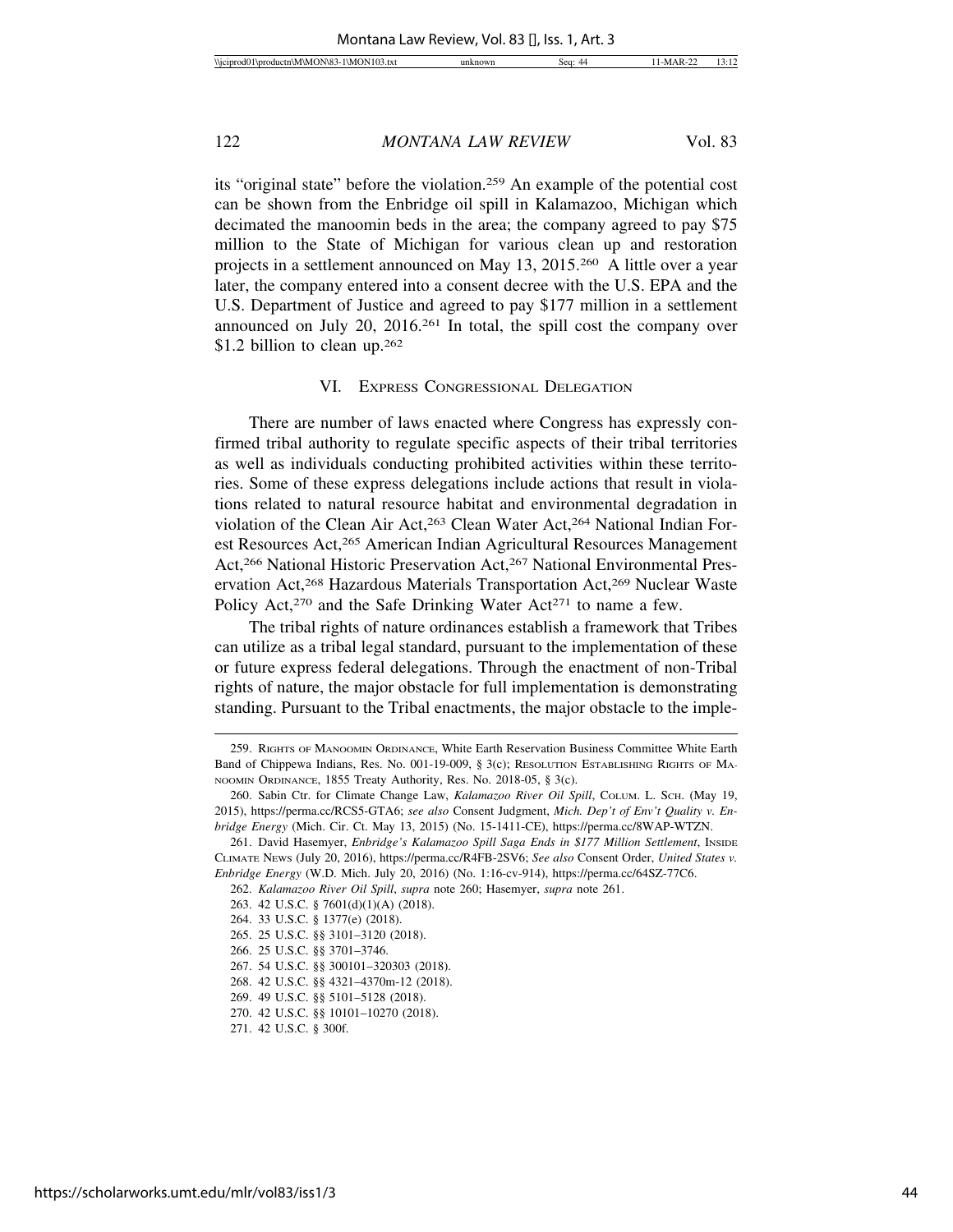its "original state" before the violation.[259] An example of the potential cost can be shown from the Enbridge oil spill in Kalamazoo, Michigan which decimated the manoomin beds in the area; the company agreed to pay $75 million to the State of Michigan for various clean up and restoration projects in a settlement announced on May 13, 2015.[260] A little over a year later, the company entered into a consent decree with the U.S. EPA and the U.S. Department of Justice and agreed to pay $177 million in a settlement announced on July 20, 2016.[261] In total, the spill cost the company over $1.2 billion to clean up.[262]

## VI. Express Congressional Delegation

There are number of laws enacted where Congress has expressly confirmed tribal authority to regulate specific aspects of their tribal territories as well as individuals conducting prohibited activities within these territories. Some of these express delegations include actions that result in violations related to natural resource habitat and environmental degradation in violation of the Clean Air Act,[263] Clean Water Act,[264] National Indian Forest Resources Act,[265] American Indian Agricultural Resources Management Act,[266] National Historic Preservation Act,[267] National Environmental Preservation Act,[268] Hazardous Materials Transportation Act,[269] Nuclear Waste Policy Act,[270] and the Safe Drinking Water Act[271] to name a few.

The tribal rights of nature ordinances establish a framework that Tribes can utilize as a tribal legal standard, pursuant to the implementation of these or future express federal delegations. Through the enactment of non-Tribal rights of nature, the major obstacle for full implementation is demonstrating standing. Pursuant to the Tribal enactments, the major obstacle to the imple-

---

259. Rights of Manoomin Ordinance, White Earth Reservation Business Committee White Earth Band of Chippewa Indians, Res. No. 001-19-009, § 3(c); Resolution Establishing Rights of Manoomin Ordinance, 1855 Treaty Authority, Res. No. 2018-05, § 3(c).

260. Sabin Ctr. for Climate Change Law, *Kalamazoo River Oil Spill*, Colum. L. Sch. (May 19, 2015), https://perma.cc/RCS5-GTA6; *see also* Consent Judgment, *Mich. Dep't of Env't Quality v. Enbridge Energy* (Mich. Cir. Ct. May 13, 2015) (No. 15-1411-CE), https://perma.cc/8WAP-WTZN.

261. David Hasemyer, *Enbridge's Kalamazoo Spill Saga Ends in $177 Million Settlement*, Inside Climate News (July 20, 2016), https://perma.cc/R4FB-2SV6; *See also* Consent Order, *United States v. Enbridge Energy* (W.D. Mich. July 20, 2016) (No. 1:16-cv-914), https://perma.cc/64SZ-77C6.

262. *Kalamazoo River Oil Spill*, *supra* note 260; Hasemyer, *supra* note 261.

263. 42 U.S.C. § 7601(d)(1)(A) (2018).

264. 33 U.S.C. § 1377(e) (2018).

265. 25 U.S.C. §§ 3101–3120 (2018).

266. 25 U.S.C. §§ 3701–3746.

267. 54 U.S.C. §§ 300101–320303 (2018).

268. 42 U.S.C. §§ 4321–4370m-12 (2018).

269. 49 U.S.C. §§ 5101–5128 (2018).

270. 42 U.S.C. §§ 10101–10270 (2018).

271. 42 U.S.C. § 300f.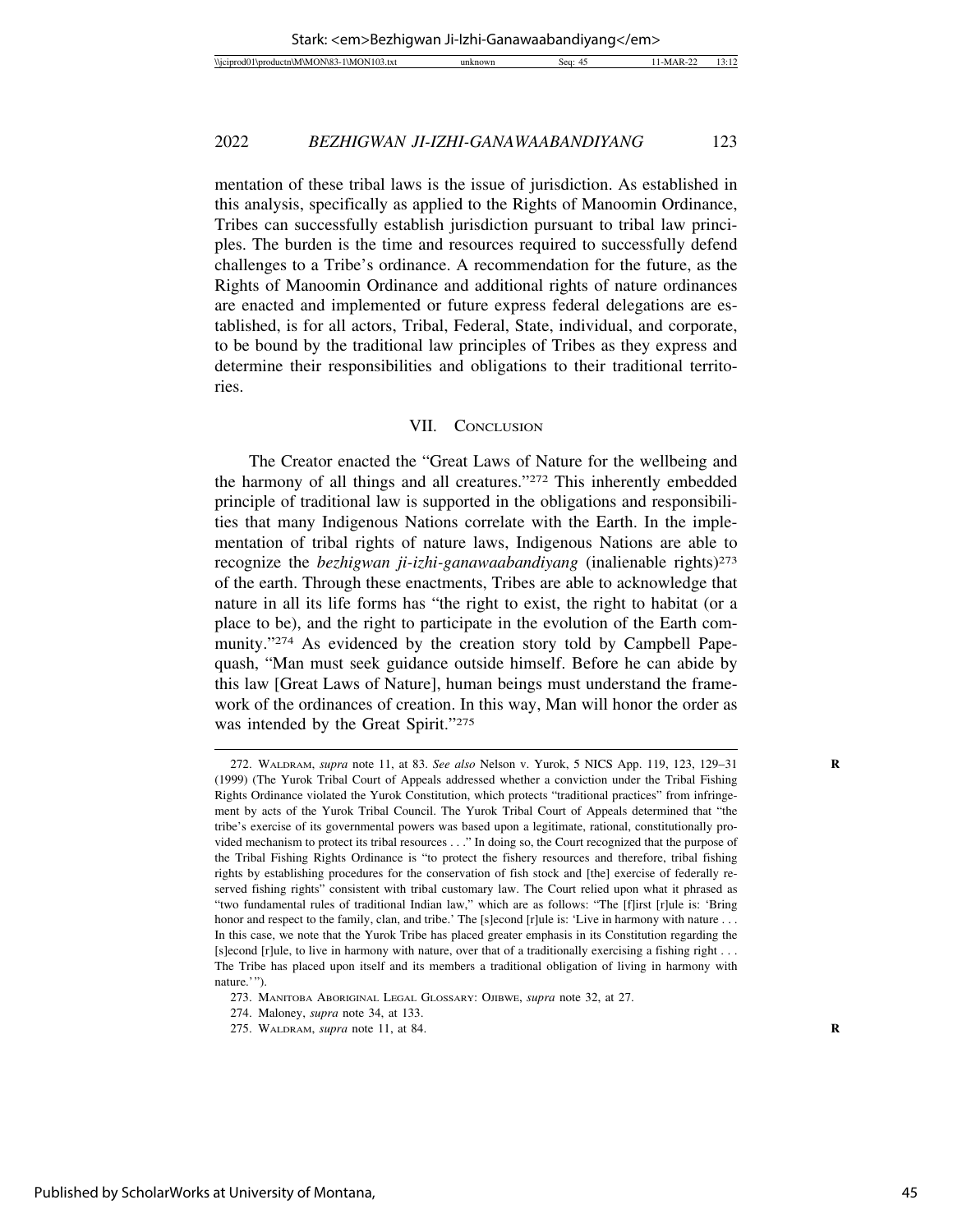mentation of these tribal laws is the issue of jurisdiction. As established in this analysis, specifically as applied to the Rights of Manoomin Ordinance, Tribes can successfully establish jurisdiction pursuant to tribal law principles. The burden is the time and resources required to successfully defend challenges to a Tribe's ordinance. A recommendation for the future, as the Rights of Manoomin Ordinance and additional rights of nature ordinances are enacted and implemented or future express federal delegations are established, is for all actors, Tribal, Federal, State, individual, and corporate, to be bound by the traditional law principles of Tribes as they express and determine their responsibilities and obligations to their traditional territories.

## VII. Conclusion

The Creator enacted the "Great Laws of Nature for the wellbeing and the harmony of all things and all creatures."[272] This inherently embedded principle of traditional law is supported in the obligations and responsibilities that many Indigenous Nations correlate with the Earth. In the implementation of tribal rights of nature laws, Indigenous Nations are able to recognize the *bezhigwan ji-izhi-ganawaabandiyang* (inalienable rights)[273] of the earth. Through these enactments, Tribes are able to acknowledge that nature in all its life forms has "the right to exist, the right to habitat (or a place to be), and the right to participate in the evolution of the Earth community."[274] As evidenced by the creation story told by Campbell Papequash, "Man must seek guidance outside himself. Before he can abide by this law [Great Laws of Nature], human beings must understand the framework of the ordinances of creation. In this way, Man will honor the order as was intended by the Great Spirit."[275]

---

272. Waldram, *supra* note 11, at 83. *See also* Nelson v. Yurok, 5 NICS App. 119, 123, 129–31 (1999) (The Yurok Tribal Court of Appeals addressed whether a conviction under the Tribal Fishing Rights Ordinance violated the Yurok Constitution, which protects "traditional practices" from infringement by acts of the Yurok Tribal Council. The Yurok Tribal Court of Appeals determined that "the tribe's exercise of its governmental powers was based upon a legitimate, rational, constitutionally provided mechanism to protect its tribal resources . . ." In doing so, the Court recognized that the purpose of the Tribal Fishing Rights Ordinance is "to protect the fishery resources and therefore, tribal fishing rights by establishing procedures for the conservation of fish stock and [the] exercise of federally reserved fishing rights" consistent with tribal customary law. The Court relied upon what it phrased as "two fundamental rules of traditional Indian law," which are as follows: "The [f]irst [r]ule is: 'Bring honor and respect to the family, clan, and tribe.' The [s]econd [r]ule is: 'Live in harmony with nature . . . In this case, we note that the Yurok Tribe has placed greater emphasis in its Constitution regarding the [s]econd [r]ule, to live in harmony with nature, over that of a traditionally exercising a fishing right . . . The Tribe has placed upon itself and its members a traditional obligation of living in harmony with nature.' ").

273. Manitoba Aboriginal Legal Glossary: Ojibwe, *supra* note 32, at 27.

274. Maloney, *supra* note 34, at 133.

275. Waldram, *supra* note 11, at 84.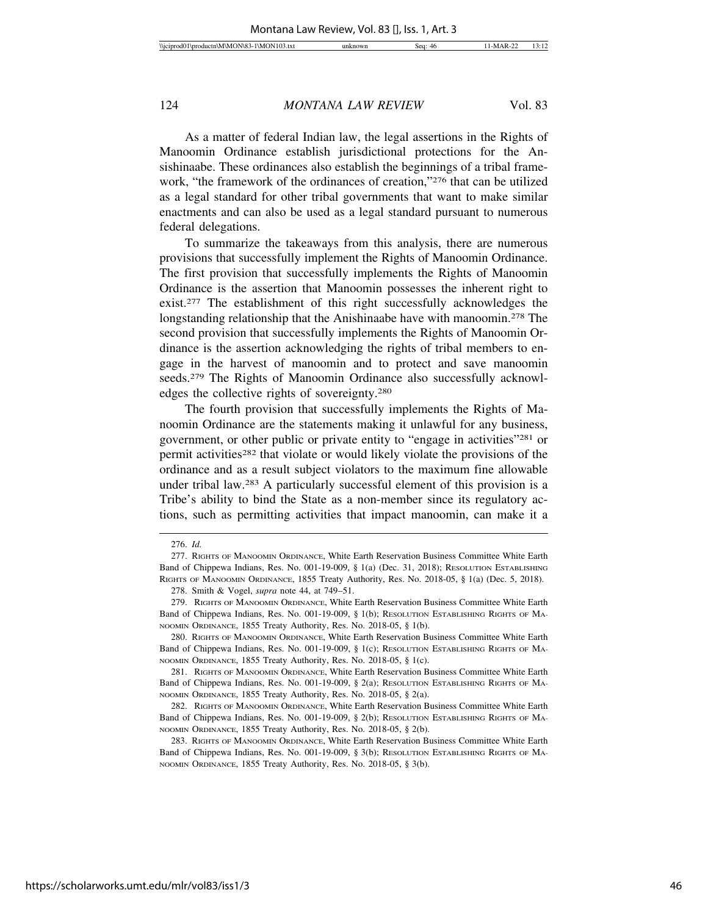As a matter of federal Indian law, the legal assertions in the Rights of Manoomin Ordinance establish jurisdictional protections for the Ansishinaabe. These ordinances also establish the beginnings of a tribal framework, "the framework of the ordinances of creation,"[276] that can be utilized as a legal standard for other tribal governments that want to make similar enactments and can also be used as a legal standard pursuant to numerous federal delegations.

To summarize the takeaways from this analysis, there are numerous provisions that successfully implement the Rights of Manoomin Ordinance. The first provision that successfully implements the Rights of Manoomin Ordinance is the assertion that Manoomin possesses the inherent right to exist.[277] The establishment of this right successfully acknowledges the longstanding relationship that the Anishinaabe have with manoomin.[278] The second provision that successfully implements the Rights of Manoomin Ordinance is the assertion acknowledging the rights of tribal members to engage in the harvest of manoomin and to protect and save manoomin seeds.[279] The Rights of Manoomin Ordinance also successfully acknowledges the collective rights of sovereignty.[280]

The fourth provision that successfully implements the Rights of Manoomin Ordinance are the statements making it unlawful for any business, government, or other public or private entity to "engage in activities"[281] or permit activities[282] that violate or would likely violate the provisions of the ordinance and as a result subject violators to the maximum fine allowable under tribal law.[283] A particularly successful element of this provision is a Tribe's ability to bind the State as a non-member since its regulatory actions, such as permitting activities that impact manoomin, can make it a

---

276. *Id.*

277. Rights of Manoomin Ordinance, White Earth Reservation Business Committee White Earth Band of Chippewa Indians, Res. No. 001-19-009, § 1(a) (Dec. 31, 2018); Resolution Establishing Rights of Manoomin Ordinance, 1855 Treaty Authority, Res. No. 2018-05, § 1(a) (Dec. 5, 2018).

278. Smith & Vogel, *supra* note 44, at 749–51.

279. Rights of Manoomin Ordinance, White Earth Reservation Business Committee White Earth Band of Chippewa Indians, Res. No. 001-19-009, § 1(b); Resolution Establishing Rights of Manoomin Ordinance, 1855 Treaty Authority, Res. No. 2018-05, § 1(b).

280. Rights of Manoomin Ordinance, White Earth Reservation Business Committee White Earth Band of Chippewa Indians, Res. No. 001-19-009, § 1(c); Resolution Establishing Rights of Manoomin Ordinance, 1855 Treaty Authority, Res. No. 2018-05, § 1(c).

281. Rights of Manoomin Ordinance, White Earth Reservation Business Committee White Earth Band of Chippewa Indians, Res. No. 001-19-009, § 2(a); Resolution Establishing Rights of Manoomin Ordinance, 1855 Treaty Authority, Res. No. 2018-05, § 2(a).

282. Rights of Manoomin Ordinance, White Earth Reservation Business Committee White Earth Band of Chippewa Indians, Res. No. 001-19-009, § 2(b); Resolution Establishing Rights of Manoomin Ordinance, 1855 Treaty Authority, Res. No. 2018-05, § 2(b).

283. Rights of Manoomin Ordinance, White Earth Reservation Business Committee White Earth Band of Chippewa Indians, Res. No. 001-19-009, § 3(b); Resolution Establishing Rights of Manoomin Ordinance, 1855 Treaty Authority, Res. No. 2018-05, § 3(b).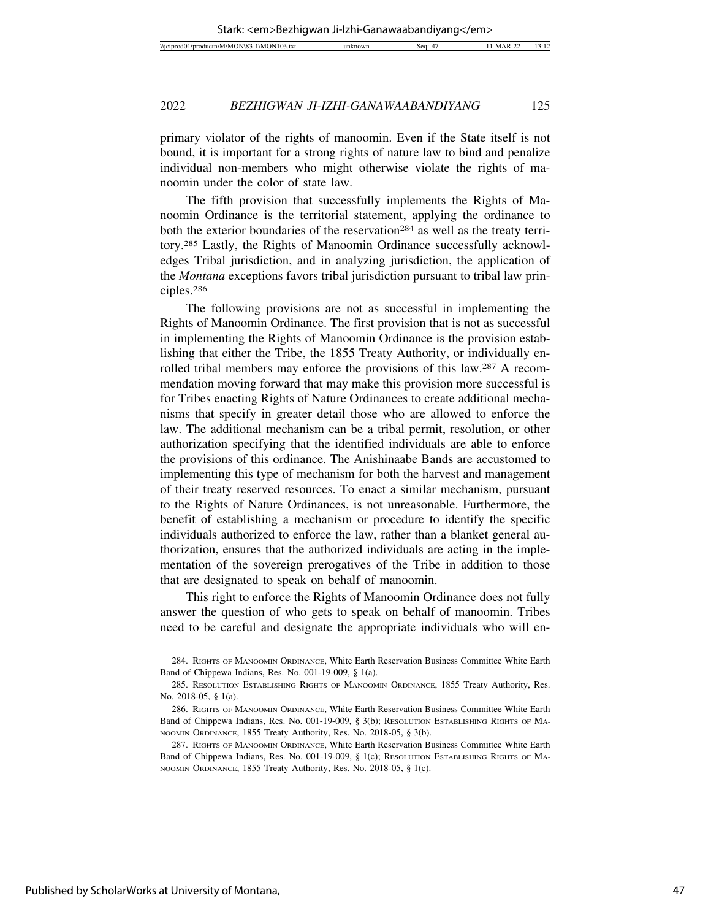primary violator of the rights of manoomin. Even if the State itself is not bound, it is important for a strong rights of nature law to bind and penalize individual non-members who might otherwise violate the rights of manoomin under the color of state law.

The fifth provision that successfully implements the Rights of Manoomin Ordinance is the territorial statement, applying the ordinance to both the exterior boundaries of the reservation[284] as well as the treaty territory.[285] Lastly, the Rights of Manoomin Ordinance successfully acknowledges Tribal jurisdiction, and in analyzing jurisdiction, the application of the *Montana* exceptions favors tribal jurisdiction pursuant to tribal law principles.[286]

The following provisions are not as successful in implementing the Rights of Manoomin Ordinance. The first provision that is not as successful in implementing the Rights of Manoomin Ordinance is the provision establishing that either the Tribe, the 1855 Treaty Authority, or individually enrolled tribal members may enforce the provisions of this law.[287] A recommendation moving forward that may make this provision more successful is for Tribes enacting Rights of Nature Ordinances to create additional mechanisms that specify in greater detail those who are allowed to enforce the law. The additional mechanism can be a tribal permit, resolution, or other authorization specifying that the identified individuals are able to enforce the provisions of this ordinance. The Anishinaabe Bands are accustomed to implementing this type of mechanism for both the harvest and management of their treaty reserved resources. To enact a similar mechanism, pursuant to the Rights of Nature Ordinances, is not unreasonable. Furthermore, the benefit of establishing a mechanism or procedure to identify the specific individuals authorized to enforce the law, rather than a blanket general authorization, ensures that the authorized individuals are acting in the implementation of the sovereign prerogatives of the Tribe in addition to those that are designated to speak on behalf of manoomin.

This right to enforce the Rights of Manoomin Ordinance does not fully answer the question of who gets to speak on behalf of manoomin. Tribes need to be careful and designate the appropriate individuals who will en-

---

284. Rights of Manoomin Ordinance, White Earth Reservation Business Committee White Earth Band of Chippewa Indians, Res. No. 001-19-009, § 1(a).

285. Resolution Establishing Rights of Manoomin Ordinance, 1855 Treaty Authority, Res. No. 2018-05, § 1(a).

286. Rights of Manoomin Ordinance, White Earth Reservation Business Committee White Earth Band of Chippewa Indians, Res. No. 001-19-009, § 3(b); Resolution Establishing Rights of Manoomin Ordinance, 1855 Treaty Authority, Res. No. 2018-05, § 3(b).

287. Rights of Manoomin Ordinance, White Earth Reservation Business Committee White Earth Band of Chippewa Indians, Res. No. 001-19-009, § 1(c); Resolution Establishing Rights of Manoomin Ordinance, 1855 Treaty Authority, Res. No. 2018-05, § 1(c).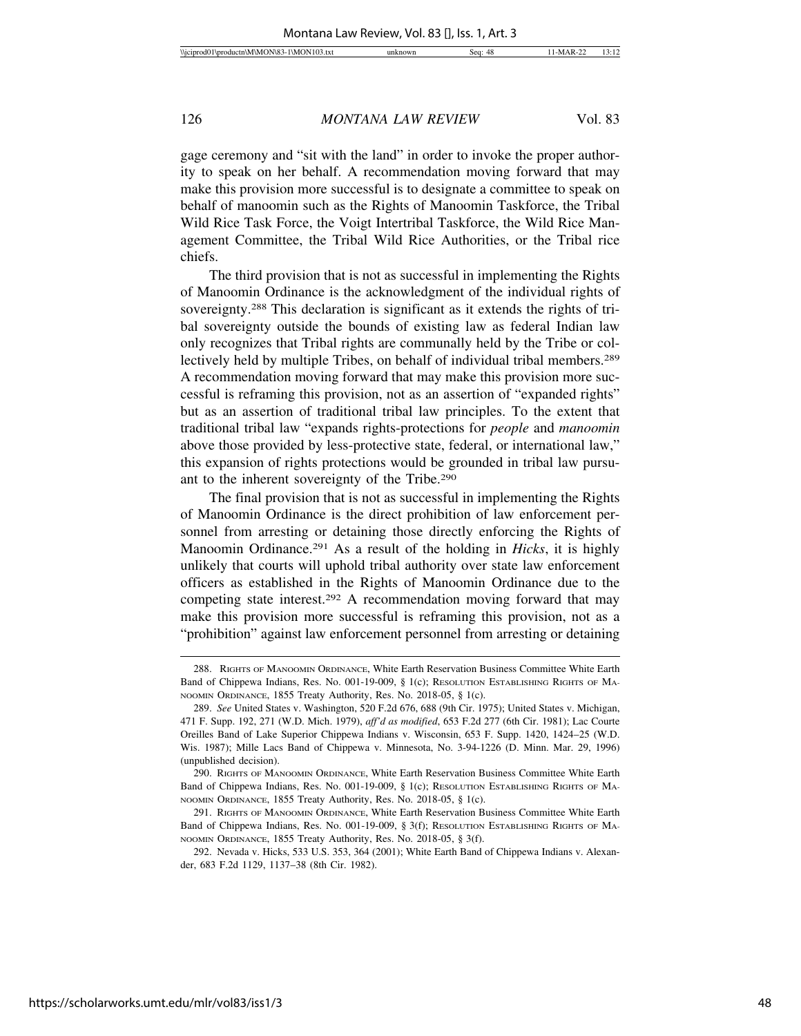gage ceremony and "sit with the land" in order to invoke the proper authority to speak on her behalf. A recommendation moving forward that may make this provision more successful is to designate a committee to speak on behalf of manoomin such as the Rights of Manoomin Taskforce, the Tribal Wild Rice Task Force, the Voigt Intertribal Taskforce, the Wild Rice Management Committee, the Tribal Wild Rice Authorities, or the Tribal rice chiefs.

The third provision that is not as successful in implementing the Rights of Manoomin Ordinance is the acknowledgment of the individual rights of sovereignty.[288] This declaration is significant as it extends the rights of tribal sovereignty outside the bounds of existing law as federal Indian law only recognizes that Tribal rights are communally held by the Tribe or collectively held by multiple Tribes, on behalf of individual tribal members.[289] A recommendation moving forward that may make this provision more successful is reframing this provision, not as an assertion of "expanded rights" but as an assertion of traditional tribal law principles. To the extent that traditional tribal law "expands rights-protections for *people* and *manoomin* above those provided by less-protective state, federal, or international law," this expansion of rights protections would be grounded in tribal law pursuant to the inherent sovereignty of the Tribe.[290]

The final provision that is not as successful in implementing the Rights of Manoomin Ordinance is the direct prohibition of law enforcement personnel from arresting or detaining those directly enforcing the Rights of Manoomin Ordinance.[291] As a result of the holding in *Hicks*, it is highly unlikely that courts will uphold tribal authority over state law enforcement officers as established in the Rights of Manoomin Ordinance due to the competing state interest.[292] A recommendation moving forward that may make this provision more successful is reframing this provision, not as a "prohibition" against law enforcement personnel from arresting or detaining

---

288. Rights of Manoomin Ordinance, White Earth Reservation Business Committee White Earth Band of Chippewa Indians, Res. No. 001-19-009, § 1(c); Resolution Establishing Rights of Manoomin Ordinance, 1855 Treaty Authority, Res. No. 2018-05, § 1(c).

289. *See* United States v. Washington, 520 F.2d 676, 688 (9th Cir. 1975); United States v. Michigan, 471 F. Supp. 192, 271 (W.D. Mich. 1979), *aff'd as modified*, 653 F.2d 277 (6th Cir. 1981); Lac Courte Oreilles Band of Lake Superior Chippewa Indians v. Wisconsin, 653 F. Supp. 1420, 1424–25 (W.D. Wis. 1987); Mille Lacs Band of Chippewa v. Minnesota, No. 3-94-1226 (D. Minn. Mar. 29, 1996) (unpublished decision).

290. Rights of Manoomin Ordinance, White Earth Reservation Business Committee White Earth Band of Chippewa Indians, Res. No. 001-19-009, § 1(c); Resolution Establishing Rights of Manoomin Ordinance, 1855 Treaty Authority, Res. No. 2018-05, § 1(c).

291. Rights of Manoomin Ordinance, White Earth Reservation Business Committee White Earth Band of Chippewa Indians, Res. No. 001-19-009, § 3(f); Resolution Establishing Rights of Manoomin Ordinance, 1855 Treaty Authority, Res. No. 2018-05, § 3(f).

292. Nevada v. Hicks, 533 U.S. 353, 364 (2001); White Earth Band of Chippewa Indians v. Alexander, 683 F.2d 1129, 1137–38 (8th Cir. 1982).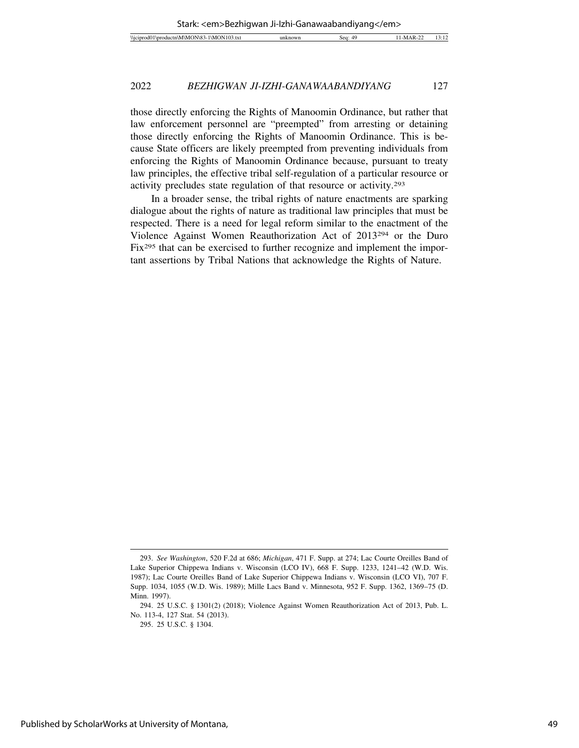those directly enforcing the Rights of Manoomin Ordinance, but rather that law enforcement personnel are "preempted" from arresting or detaining those directly enforcing the Rights of Manoomin Ordinance. This is because State officers are likely preempted from preventing individuals from enforcing the Rights of Manoomin Ordinance because, pursuant to treaty law principles, the effective tribal self-regulation of a particular resource or activity precludes state regulation of that resource or activity.[293]

In a broader sense, the tribal rights of nature enactments are sparking dialogue about the rights of nature as traditional law principles that must be respected. There is a need for legal reform similar to the enactment of the Violence Against Women Reauthorization Act of 2013[294] or the Duro Fix[295] that can be exercised to further recognize and implement the important assertions by Tribal Nations that acknowledge the Rights of Nature.

---

293. *See Washington*, 520 F.2d at 686; *Michigan*, 471 F. Supp. at 274; Lac Courte Oreilles Band of Lake Superior Chippewa Indians v. Wisconsin (LCO IV), 668 F. Supp. 1233, 1241–42 (W.D. Wis. 1987); Lac Courte Oreilles Band of Lake Superior Chippewa Indians v. Wisconsin (LCO VI), 707 F. Supp. 1034, 1055 (W.D. Wis. 1989); Mille Lacs Band v. Minnesota, 952 F. Supp. 1362, 1369–75 (D. Minn. 1997).

294. 25 U.S.C. § 1301(2) (2018); Violence Against Women Reauthorization Act of 2013, Pub. L. No. 113-4, 127 Stat. 54 (2013).

295. 25 U.S.C. § 1304.